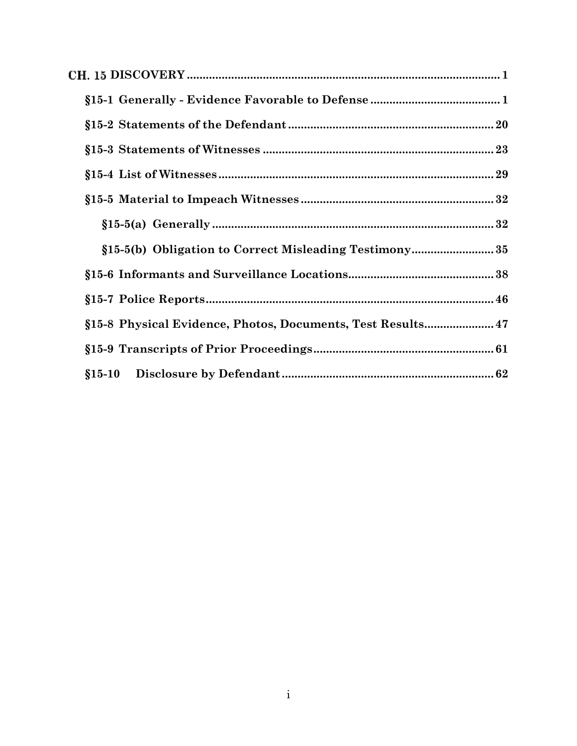**CH. 15 DISCOVERY** .......... 1

- **§15-1 Generally - Evidence Favorable to Defense** .......... 1
- **§15-2 Statements of the Defendant** .......... 20
- **§15-3 Statements of Witnesses** .......... 23
- **§15-4 List of Witnesses** .......... 29
- **§15-5 Material to Impeach Witnesses** .......... 32
  - **§15-5(a) Generally** .......... 32
  - **§15-5(b) Obligation to Correct Misleading Testimony** .......... 35
- **§15-6 Informants and Surveillance Locations** .......... 38
- **§15-7 Police Reports** .......... 46
- **§15-8 Physical Evidence, Photos, Documents, Test Results** .......... 47
- **§15-9 Transcripts of Prior Proceedings** .......... 61
- **§15-10 Disclosure by Defendant** .......... 62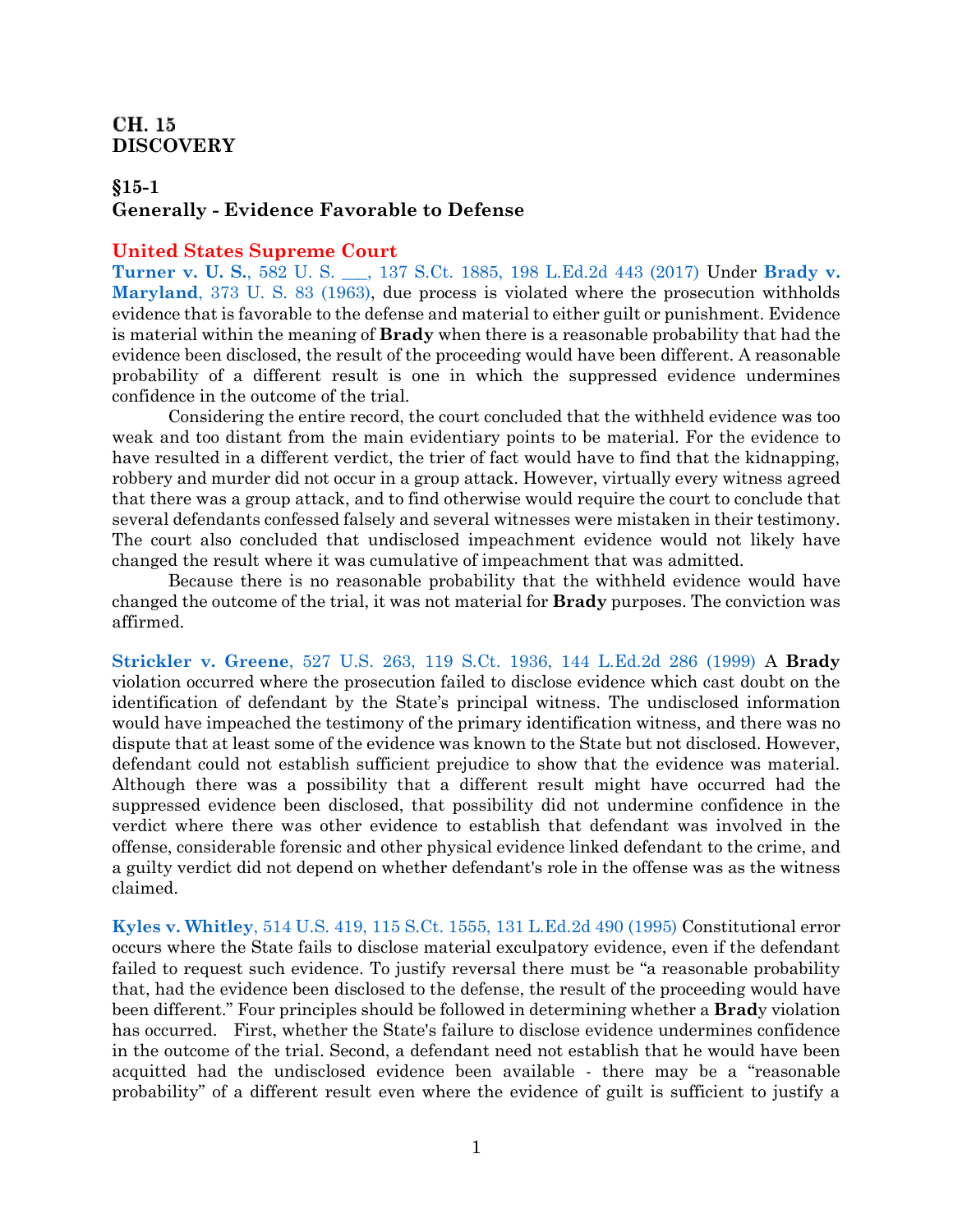# CH. 15
# DISCOVERY

## §15-1
## Generally - Evidence Favorable to Defense

### United States Supreme Court

**Turner v. U. S.**, 582 U. S. ___, 137 S.Ct. 1885, 198 L.Ed.2d 443 (2017) Under **Brady v. Maryland**, 373 U. S. 83 (1963), due process is violated where the prosecution withholds evidence that is favorable to the defense and material to either guilt or punishment. Evidence is material within the meaning of **Brady** when there is a reasonable probability that had the evidence been disclosed, the result of the proceeding would have been different. A reasonable probability of a different result is one in which the suppressed evidence undermines confidence in the outcome of the trial.

Considering the entire record, the court concluded that the withheld evidence was too weak and too distant from the main evidentiary points to be material. For the evidence to have resulted in a different verdict, the trier of fact would have to find that the kidnapping, robbery and murder did not occur in a group attack. However, virtually every witness agreed that there was a group attack, and to find otherwise would require the court to conclude that several defendants confessed falsely and several witnesses were mistaken in their testimony. The court also concluded that undisclosed impeachment evidence would not likely have changed the result where it was cumulative of impeachment that was admitted.

Because there is no reasonable probability that the withheld evidence would have changed the outcome of the trial, it was not material for **Brady** purposes. The conviction was affirmed.

**Strickler v. Greene**, 527 U.S. 263, 119 S.Ct. 1936, 144 L.Ed.2d 286 (1999) A **Brady** violation occurred where the prosecution failed to disclose evidence which cast doubt on the identification of defendant by the State's principal witness. The undisclosed information would have impeached the testimony of the primary identification witness, and there was no dispute that at least some of the evidence was known to the State but not disclosed. However, defendant could not establish sufficient prejudice to show that the evidence was material. Although there was a possibility that a different result might have occurred had the suppressed evidence been disclosed, that possibility did not undermine confidence in the verdict where there was other evidence to establish that defendant was involved in the offense, considerable forensic and other physical evidence linked defendant to the crime, and a guilty verdict did not depend on whether defendant's role in the offense was as the witness claimed.

**Kyles v. Whitley**, 514 U.S. 419, 115 S.Ct. 1555, 131 L.Ed.2d 490 (1995) Constitutional error occurs where the State fails to disclose material exculpatory evidence, even if the defendant failed to request such evidence. To justify reversal there must be "a reasonable probability that, had the evidence been disclosed to the defense, the result of the proceeding would have been different." Four principles should be followed in determining whether a **Brad**y violation has occurred. First, whether the State's failure to disclose evidence undermines confidence in the outcome of the trial. Second, a defendant need not establish that he would have been acquitted had the undisclosed evidence been available - there may be a "reasonable probability" of a different result even where the evidence of guilt is sufficient to justify a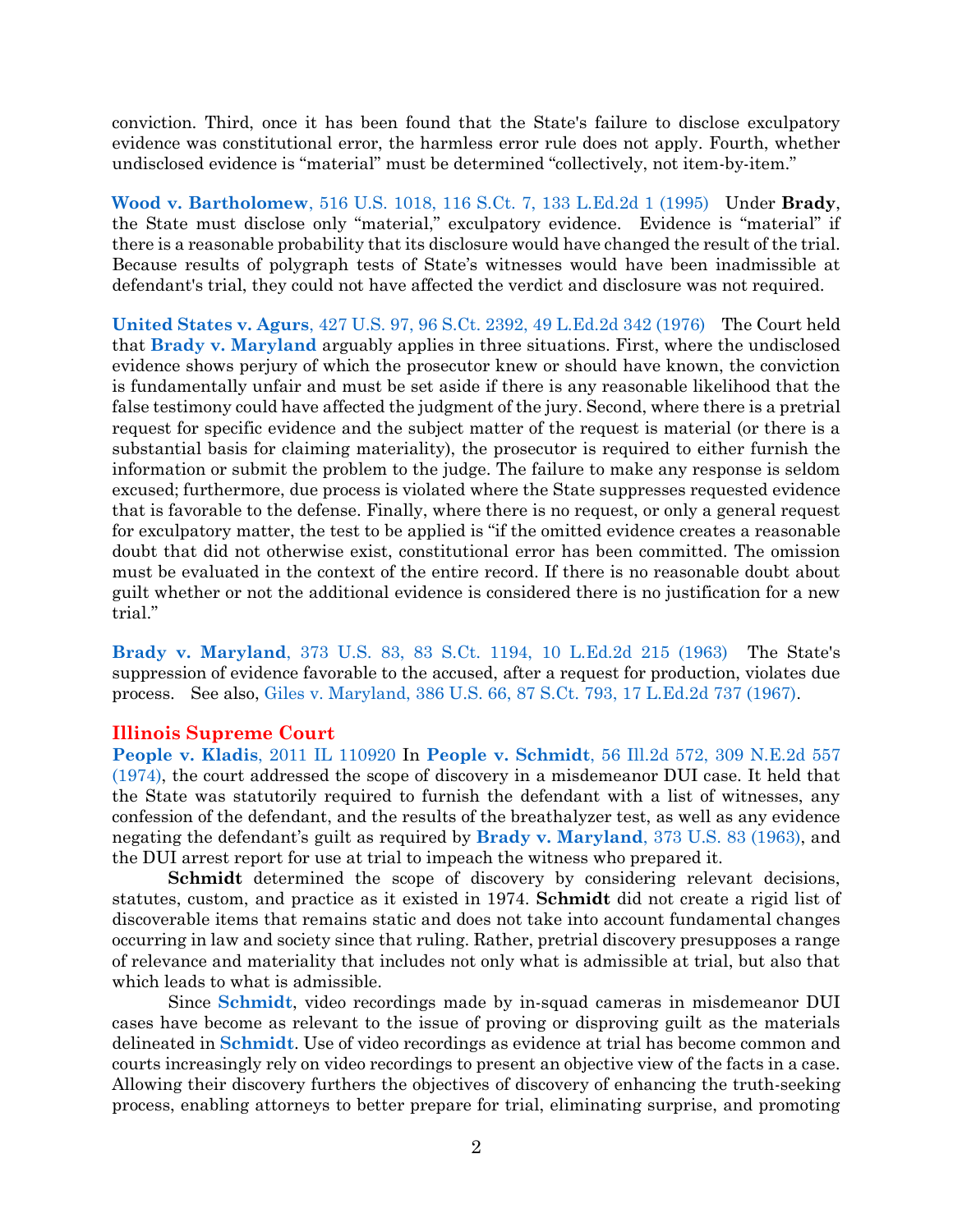conviction. Third, once it has been found that the State's failure to disclose exculpatory evidence was constitutional error, the harmless error rule does not apply. Fourth, whether undisclosed evidence is "material" must be determined "collectively, not item-by-item."

**Wood v. Bartholomew**, 516 U.S. 1018, 116 S.Ct. 7, 133 L.Ed.2d 1 (1995) Under **Brady**, the State must disclose only "material," exculpatory evidence. Evidence is "material" if there is a reasonable probability that its disclosure would have changed the result of the trial. Because results of polygraph tests of State's witnesses would have been inadmissible at defendant's trial, they could not have affected the verdict and disclosure was not required.

**United States v. Agurs**, 427 U.S. 97, 96 S.Ct. 2392, 49 L.Ed.2d 342 (1976) The Court held that **Brady v. Maryland** arguably applies in three situations. First, where the undisclosed evidence shows perjury of which the prosecutor knew or should have known, the conviction is fundamentally unfair and must be set aside if there is any reasonable likelihood that the false testimony could have affected the judgment of the jury. Second, where there is a pretrial request for specific evidence and the subject matter of the request is material (or there is a substantial basis for claiming materiality), the prosecutor is required to either furnish the information or submit the problem to the judge. The failure to make any response is seldom excused; furthermore, due process is violated where the State suppresses requested evidence that is favorable to the defense. Finally, where there is no request, or only a general request for exculpatory matter, the test to be applied is "if the omitted evidence creates a reasonable doubt that did not otherwise exist, constitutional error has been committed. The omission must be evaluated in the context of the entire record. If there is no reasonable doubt about guilt whether or not the additional evidence is considered there is no justification for a new trial."

**Brady v. Maryland**, 373 U.S. 83, 83 S.Ct. 1194, 10 L.Ed.2d 215 (1963) The State's suppression of evidence favorable to the accused, after a request for production, violates due process. See also, Giles v. Maryland, 386 U.S. 66, 87 S.Ct. 793, 17 L.Ed.2d 737 (1967).

## Illinois Supreme Court

**People v. Kladis**, 2011 IL 110920 In **People v. Schmidt**, 56 Ill.2d 572, 309 N.E.2d 557 (1974), the court addressed the scope of discovery in a misdemeanor DUI case. It held that the State was statutorily required to furnish the defendant with a list of witnesses, any confession of the defendant, and the results of the breathalyzer test, as well as any evidence negating the defendant's guilt as required by **Brady v. Maryland**, 373 U.S. 83 (1963), and the DUI arrest report for use at trial to impeach the witness who prepared it.

**Schmidt** determined the scope of discovery by considering relevant decisions, statutes, custom, and practice as it existed in 1974. **Schmidt** did not create a rigid list of discoverable items that remains static and does not take into account fundamental changes occurring in law and society since that ruling. Rather, pretrial discovery presupposes a range of relevance and materiality that includes not only what is admissible at trial, but also that which leads to what is admissible.

Since **Schmidt**, video recordings made by in-squad cameras in misdemeanor DUI cases have become as relevant to the issue of proving or disproving guilt as the materials delineated in **Schmidt**. Use of video recordings as evidence at trial has become common and courts increasingly rely on video recordings to present an objective view of the facts in a case. Allowing their discovery furthers the objectives of discovery of enhancing the truth-seeking process, enabling attorneys to better prepare for trial, eliminating surprise, and promoting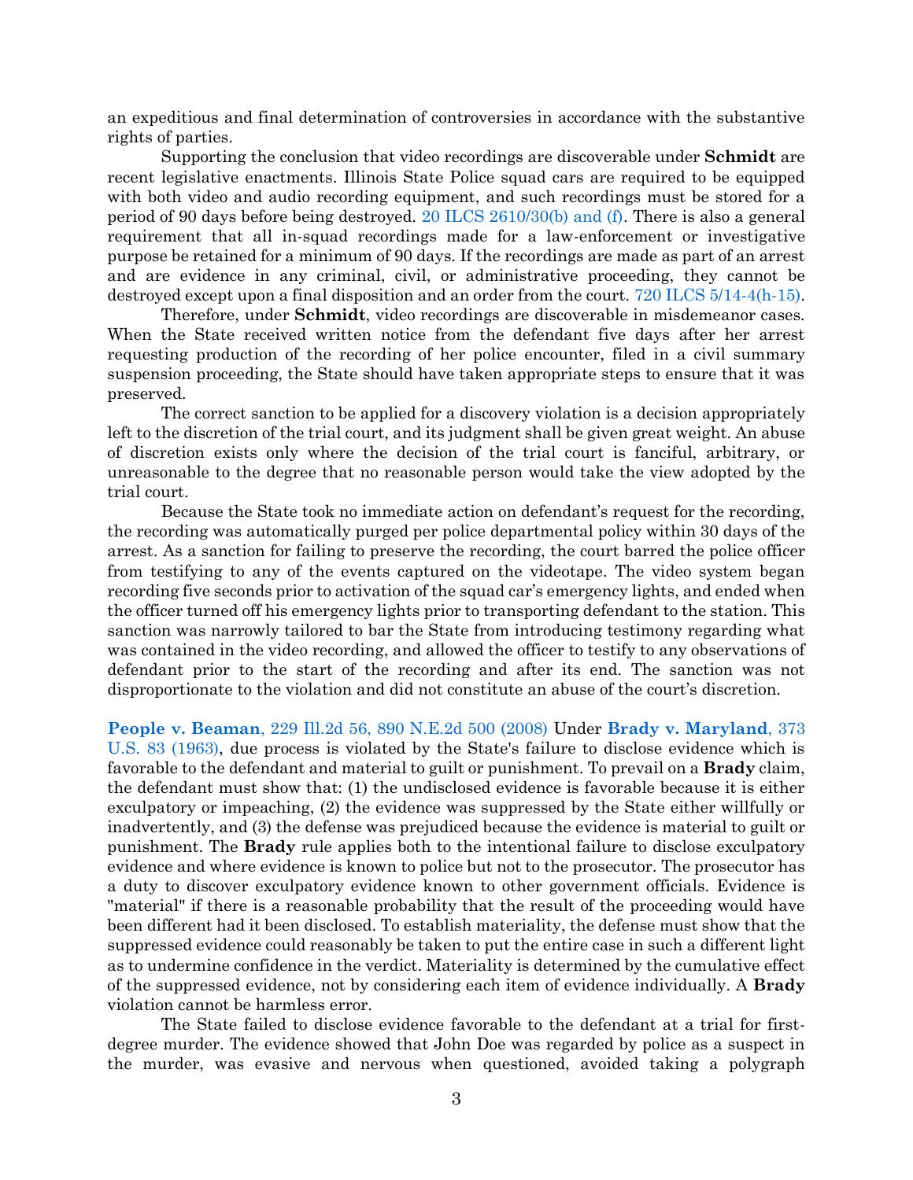an expeditious and final determination of controversies in accordance with the substantive rights of parties.

Supporting the conclusion that video recordings are discoverable under **Schmidt** are recent legislative enactments. Illinois State Police squad cars are required to be equipped with both video and audio recording equipment, and such recordings must be stored for a period of 90 days before being destroyed. 20 ILCS 2610/30(b) and (f). There is also a general requirement that all in-squad recordings made for a law-enforcement or investigative purpose be retained for a minimum of 90 days. If the recordings are made as part of an arrest and are evidence in any criminal, civil, or administrative proceeding, they cannot be destroyed except upon a final disposition and an order from the court. 720 ILCS 5/14-4(h-15).

Therefore, under **Schmidt**, video recordings are discoverable in misdemeanor cases. When the State received written notice from the defendant five days after her arrest requesting production of the recording of her police encounter, filed in a civil summary suspension proceeding, the State should have taken appropriate steps to ensure that it was preserved.

The correct sanction to be applied for a discovery violation is a decision appropriately left to the discretion of the trial court, and its judgment shall be given great weight. An abuse of discretion exists only where the decision of the trial court is fanciful, arbitrary, or unreasonable to the degree that no reasonable person would take the view adopted by the trial court.

Because the State took no immediate action on defendant's request for the recording, the recording was automatically purged per police departmental policy within 30 days of the arrest. As a sanction for failing to preserve the recording, the court barred the police officer from testifying to any of the events captured on the videotape. The video system began recording five seconds prior to activation of the squad car's emergency lights, and ended when the officer turned off his emergency lights prior to transporting defendant to the station. This sanction was narrowly tailored to bar the State from introducing testimony regarding what was contained in the video recording, and allowed the officer to testify to any observations of defendant prior to the start of the recording and after its end. The sanction was not disproportionate to the violation and did not constitute an abuse of the court's discretion.

**People v. Beaman**, 229 Ill.2d 56, 890 N.E.2d 500 (2008) Under **Brady v. Maryland**, 373 U.S. 83 (1963), due process is violated by the State's failure to disclose evidence which is favorable to the defendant and material to guilt or punishment. To prevail on a **Brady** claim, the defendant must show that: (1) the undisclosed evidence is favorable because it is either exculpatory or impeaching, (2) the evidence was suppressed by the State either willfully or inadvertently, and (3) the defense was prejudiced because the evidence is material to guilt or punishment. The **Brady** rule applies both to the intentional failure to disclose exculpatory evidence and where evidence is known to police but not to the prosecutor. The prosecutor has a duty to discover exculpatory evidence known to other government officials. Evidence is "material" if there is a reasonable probability that the result of the proceeding would have been different had it been disclosed. To establish materiality, the defense must show that the suppressed evidence could reasonably be taken to put the entire case in such a different light as to undermine confidence in the verdict. Materiality is determined by the cumulative effect of the suppressed evidence, not by considering each item of evidence individually. A **Brady** violation cannot be harmless error.

The State failed to disclose evidence favorable to the defendant at a trial for first-degree murder. The evidence showed that John Doe was regarded by police as a suspect in the murder, was evasive and nervous when questioned, avoided taking a polygraph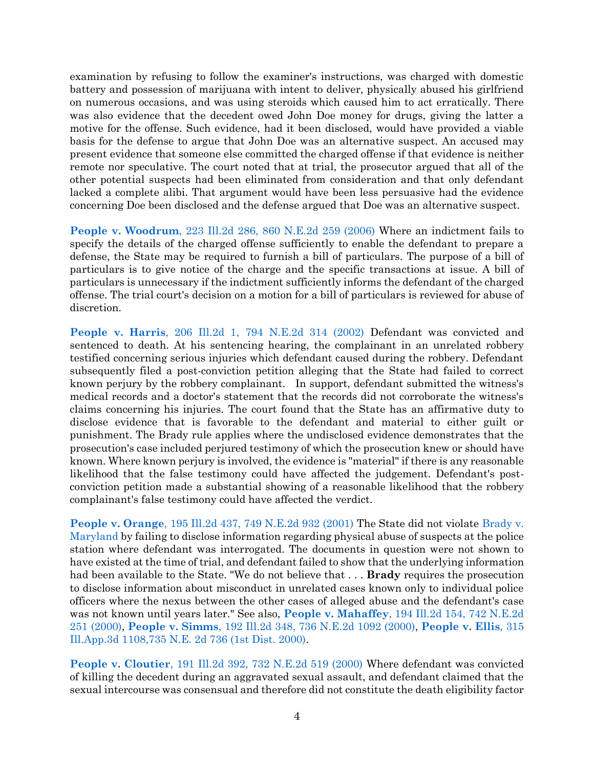examination by refusing to follow the examiner's instructions, was charged with domestic battery and possession of marijuana with intent to deliver, physically abused his girlfriend on numerous occasions, and was using steroids which caused him to act erratically. There was also evidence that the decedent owed John Doe money for drugs, giving the latter a motive for the offense. Such evidence, had it been disclosed, would have provided a viable basis for the defense to argue that John Doe was an alternative suspect. An accused may present evidence that someone else committed the charged offense if that evidence is neither remote nor speculative. The court noted that at trial, the prosecutor argued that all of the other potential suspects had been eliminated from consideration and that only defendant lacked a complete alibi. That argument would have been less persuasive had the evidence concerning Doe been disclosed and the defense argued that Doe was an alternative suspect.

**People v. Woodrum**, 223 Ill.2d 286, 860 N.E.2d 259 (2006) Where an indictment fails to specify the details of the charged offense sufficiently to enable the defendant to prepare a defense, the State may be required to furnish a bill of particulars. The purpose of a bill of particulars is to give notice of the charge and the specific transactions at issue. A bill of particulars is unnecessary if the indictment sufficiently informs the defendant of the charged offense. The trial court's decision on a motion for a bill of particulars is reviewed for abuse of discretion.

**People v. Harris**, 206 Ill.2d 1, 794 N.E.2d 314 (2002) Defendant was convicted and sentenced to death. At his sentencing hearing, the complainant in an unrelated robbery testified concerning serious injuries which defendant caused during the robbery. Defendant subsequently filed a post-conviction petition alleging that the State had failed to correct known perjury by the robbery complainant. In support, defendant submitted the witness's medical records and a doctor's statement that the records did not corroborate the witness's claims concerning his injuries. The court found that the State has an affirmative duty to disclose evidence that is favorable to the defendant and material to either guilt or punishment. The Brady rule applies where the undisclosed evidence demonstrates that the prosecution's case included perjured testimony of which the prosecution knew or should have known. Where known perjury is involved, the evidence is "material" if there is any reasonable likelihood that the false testimony could have affected the judgement. Defendant's post-conviction petition made a substantial showing of a reasonable likelihood that the robbery complainant's false testimony could have affected the verdict.

**People v. Orange**, 195 Ill.2d 437, 749 N.E.2d 932 (2001) The State did not violate Brady v. Maryland by failing to disclose information regarding physical abuse of suspects at the police station where defendant was interrogated. The documents in question were not shown to have existed at the time of trial, and defendant failed to show that the underlying information had been available to the State. "We do not believe that . . . **Brady** requires the prosecution to disclose information about misconduct in unrelated cases known only to individual police officers where the nexus between the other cases of alleged abuse and the defendant's case was not known until years later." See also, **People v. Mahaffey**, 194 Ill.2d 154, 742 N.E.2d 251 (2000), **People v. Simms**, 192 Ill.2d 348, 736 N.E.2d 1092 (2000), **People v. Ellis**, 315 Ill.App.3d 1108,735 N.E. 2d 736 (1st Dist. 2000).

**People v. Cloutier**, 191 Ill.2d 392, 732 N.E.2d 519 (2000) Where defendant was convicted of killing the decedent during an aggravated sexual assault, and defendant claimed that the sexual intercourse was consensual and therefore did not constitute the death eligibility factor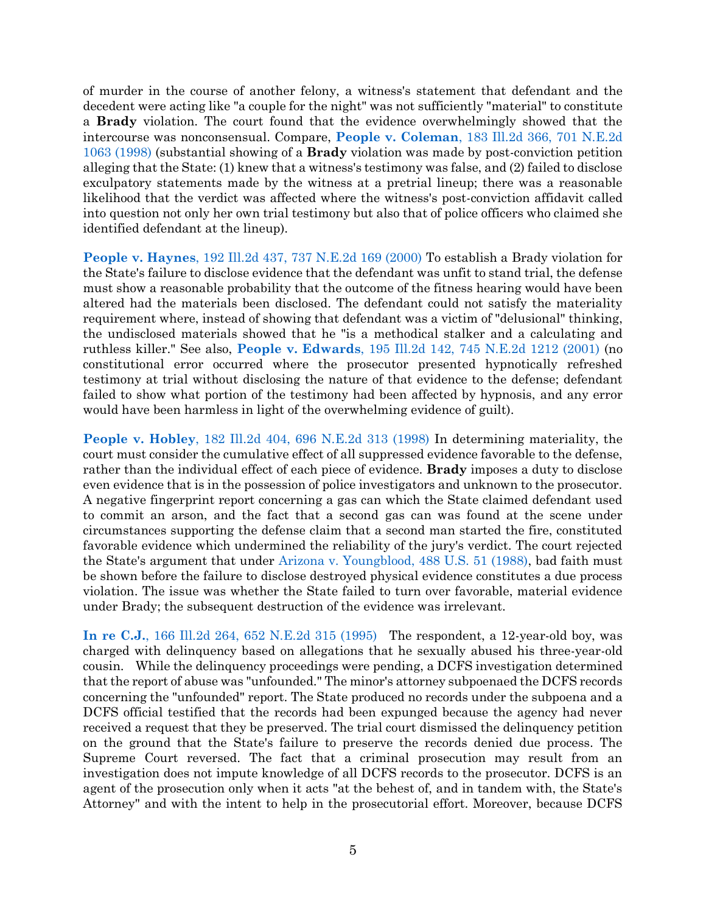of murder in the course of another felony, a witness's statement that defendant and the decedent were acting like "a couple for the night" was not sufficiently "material" to constitute a **Brady** violation. The court found that the evidence overwhelmingly showed that the intercourse was nonconsensual. Compare, **People v. Coleman**, 183 Ill.2d 366, 701 N.E.2d 1063 (1998) (substantial showing of a **Brady** violation was made by post-conviction petition alleging that the State: (1) knew that a witness's testimony was false, and (2) failed to disclose exculpatory statements made by the witness at a pretrial lineup; there was a reasonable likelihood that the verdict was affected where the witness's post-conviction affidavit called into question not only her own trial testimony but also that of police officers who claimed she identified defendant at the lineup).

**People v. Haynes**, 192 Ill.2d 437, 737 N.E.2d 169 (2000) To establish a Brady violation for the State's failure to disclose evidence that the defendant was unfit to stand trial, the defense must show a reasonable probability that the outcome of the fitness hearing would have been altered had the materials been disclosed. The defendant could not satisfy the materiality requirement where, instead of showing that defendant was a victim of "delusional" thinking, the undisclosed materials showed that he "is a methodical stalker and a calculating and ruthless killer." See also, **People v. Edwards**, 195 Ill.2d 142, 745 N.E.2d 1212 (2001) (no constitutional error occurred where the prosecutor presented hypnotically refreshed testimony at trial without disclosing the nature of that evidence to the defense; defendant failed to show what portion of the testimony had been affected by hypnosis, and any error would have been harmless in light of the overwhelming evidence of guilt).

**People v. Hobley**, 182 Ill.2d 404, 696 N.E.2d 313 (1998) In determining materiality, the court must consider the cumulative effect of all suppressed evidence favorable to the defense, rather than the individual effect of each piece of evidence. **Brady** imposes a duty to disclose even evidence that is in the possession of police investigators and unknown to the prosecutor. A negative fingerprint report concerning a gas can which the State claimed defendant used to commit an arson, and the fact that a second gas can was found at the scene under circumstances supporting the defense claim that a second man started the fire, constituted favorable evidence which undermined the reliability of the jury's verdict. The court rejected the State's argument that under Arizona v. Youngblood, 488 U.S. 51 (1988), bad faith must be shown before the failure to disclose destroyed physical evidence constitutes a due process violation. The issue was whether the State failed to turn over favorable, material evidence under Brady; the subsequent destruction of the evidence was irrelevant.

**In re C.J.**, 166 Ill.2d 264, 652 N.E.2d 315 (1995) The respondent, a 12-year-old boy, was charged with delinquency based on allegations that he sexually abused his three-year-old cousin. While the delinquency proceedings were pending, a DCFS investigation determined that the report of abuse was "unfounded." The minor's attorney subpoenaed the DCFS records concerning the "unfounded" report. The State produced no records under the subpoena and a DCFS official testified that the records had been expunged because the agency had never received a request that they be preserved. The trial court dismissed the delinquency petition on the ground that the State's failure to preserve the records denied due process. The Supreme Court reversed. The fact that a criminal prosecution may result from an investigation does not impute knowledge of all DCFS records to the prosecutor. DCFS is an agent of the prosecution only when it acts "at the behest of, and in tandem with, the State's Attorney" and with the intent to help in the prosecutorial effort. Moreover, because DCFS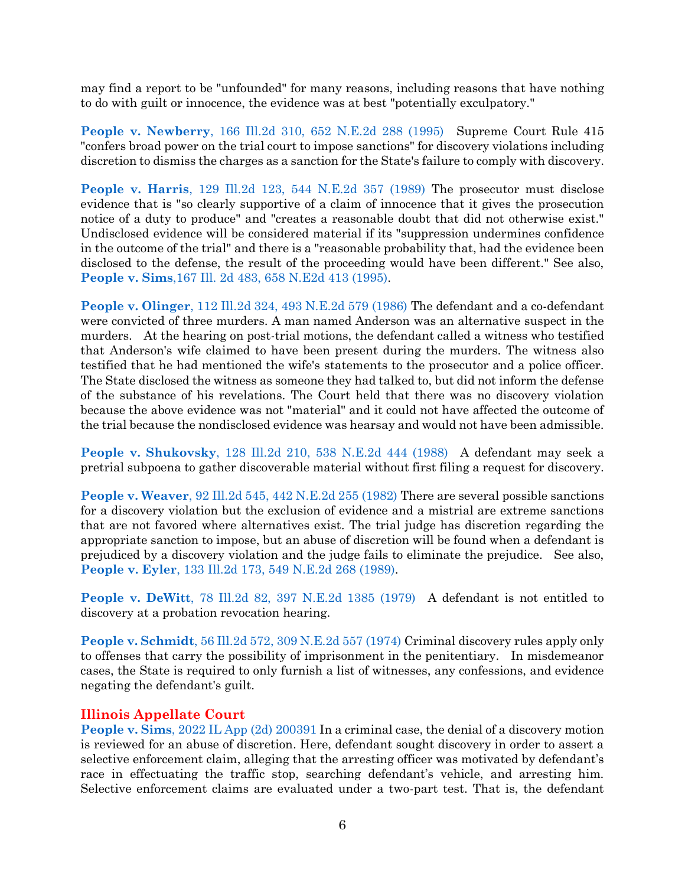may find a report to be "unfounded" for many reasons, including reasons that have nothing to do with guilt or innocence, the evidence was at best "potentially exculpatory."

**People v. Newberry**, 166 Ill.2d 310, 652 N.E.2d 288 (1995) Supreme Court Rule 415 "confers broad power on the trial court to impose sanctions" for discovery violations including discretion to dismiss the charges as a sanction for the State's failure to comply with discovery.

**People v. Harris**, 129 Ill.2d 123, 544 N.E.2d 357 (1989) The prosecutor must disclose evidence that is "so clearly supportive of a claim of innocence that it gives the prosecution notice of a duty to produce" and "creates a reasonable doubt that did not otherwise exist." Undisclosed evidence will be considered material if its "suppression undermines confidence in the outcome of the trial" and there is a "reasonable probability that, had the evidence been disclosed to the defense, the result of the proceeding would have been different." See also, **People v. Sims**,167 Ill. 2d 483, 658 N.E2d 413 (1995).

**People v. Olinger**, 112 Ill.2d 324, 493 N.E.2d 579 (1986) The defendant and a co-defendant were convicted of three murders. A man named Anderson was an alternative suspect in the murders. At the hearing on post-trial motions, the defendant called a witness who testified that Anderson's wife claimed to have been present during the murders. The witness also testified that he had mentioned the wife's statements to the prosecutor and a police officer. The State disclosed the witness as someone they had talked to, but did not inform the defense of the substance of his revelations. The Court held that there was no discovery violation because the above evidence was not "material" and it could not have affected the outcome of the trial because the nondisclosed evidence was hearsay and would not have been admissible.

**People v. Shukovsky**, 128 Ill.2d 210, 538 N.E.2d 444 (1988) A defendant may seek a pretrial subpoena to gather discoverable material without first filing a request for discovery.

**People v. Weaver**, 92 Ill.2d 545, 442 N.E.2d 255 (1982) There are several possible sanctions for a discovery violation but the exclusion of evidence and a mistrial are extreme sanctions that are not favored where alternatives exist. The trial judge has discretion regarding the appropriate sanction to impose, but an abuse of discretion will be found when a defendant is prejudiced by a discovery violation and the judge fails to eliminate the prejudice. See also, **People v. Eyler**, 133 Ill.2d 173, 549 N.E.2d 268 (1989).

**People v. DeWitt**, 78 Ill.2d 82, 397 N.E.2d 1385 (1979) A defendant is not entitled to discovery at a probation revocation hearing.

**People v. Schmidt**, 56 Ill.2d 572, 309 N.E.2d 557 (1974) Criminal discovery rules apply only to offenses that carry the possibility of imprisonment in the penitentiary. In misdemeanor cases, the State is required to only furnish a list of witnesses, any confessions, and evidence negating the defendant's guilt.

## Illinois Appellate Court

**People v. Sims**, 2022 IL App (2d) 200391 In a criminal case, the denial of a discovery motion is reviewed for an abuse of discretion. Here, defendant sought discovery in order to assert a selective enforcement claim, alleging that the arresting officer was motivated by defendant's race in effectuating the traffic stop, searching defendant's vehicle, and arresting him. Selective enforcement claims are evaluated under a two-part test. That is, the defendant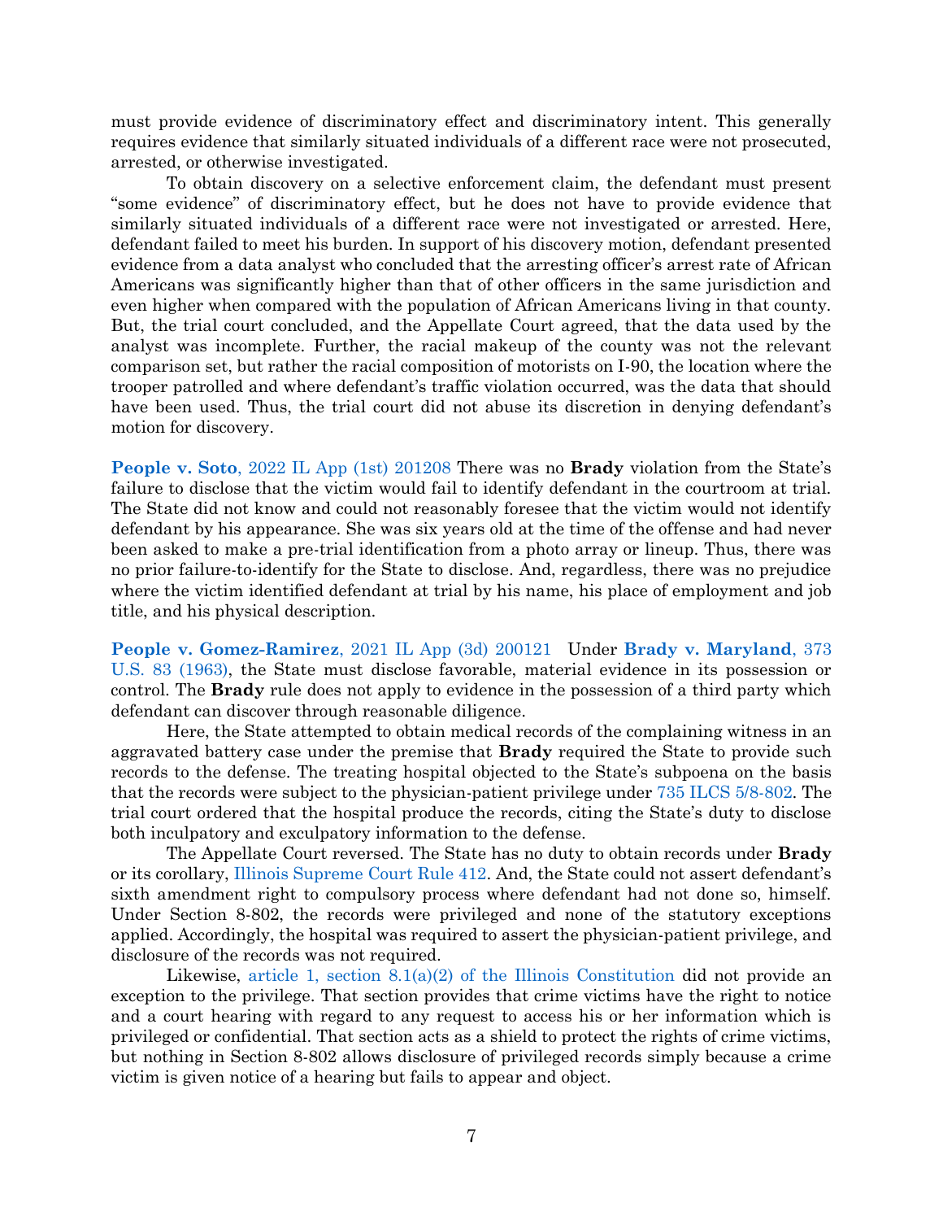must provide evidence of discriminatory effect and discriminatory intent. This generally requires evidence that similarly situated individuals of a different race were not prosecuted, arrested, or otherwise investigated.

To obtain discovery on a selective enforcement claim, the defendant must present "some evidence" of discriminatory effect, but he does not have to provide evidence that similarly situated individuals of a different race were not investigated or arrested. Here, defendant failed to meet his burden. In support of his discovery motion, defendant presented evidence from a data analyst who concluded that the arresting officer's arrest rate of African Americans was significantly higher than that of other officers in the same jurisdiction and even higher when compared with the population of African Americans living in that county. But, the trial court concluded, and the Appellate Court agreed, that the data used by the analyst was incomplete. Further, the racial makeup of the county was not the relevant comparison set, but rather the racial composition of motorists on I-90, the location where the trooper patrolled and where defendant's traffic violation occurred, was the data that should have been used. Thus, the trial court did not abuse its discretion in denying defendant's motion for discovery.

**People v. Soto**, 2022 IL App (1st) 201208 There was no **Brady** violation from the State's failure to disclose that the victim would fail to identify defendant in the courtroom at trial. The State did not know and could not reasonably foresee that the victim would not identify defendant by his appearance. She was six years old at the time of the offense and had never been asked to make a pre-trial identification from a photo array or lineup. Thus, there was no prior failure-to-identify for the State to disclose. And, regardless, there was no prejudice where the victim identified defendant at trial by his name, his place of employment and job title, and his physical description.

**People v. Gomez-Ramirez**, 2021 IL App (3d) 200121 Under **Brady v. Maryland**, 373 U.S. 83 (1963), the State must disclose favorable, material evidence in its possession or control. The **Brady** rule does not apply to evidence in the possession of a third party which defendant can discover through reasonable diligence.

Here, the State attempted to obtain medical records of the complaining witness in an aggravated battery case under the premise that **Brady** required the State to provide such records to the defense. The treating hospital objected to the State's subpoena on the basis that the records were subject to the physician-patient privilege under 735 ILCS 5/8-802. The trial court ordered that the hospital produce the records, citing the State's duty to disclose both inculpatory and exculpatory information to the defense.

The Appellate Court reversed. The State has no duty to obtain records under **Brady** or its corollary, Illinois Supreme Court Rule 412. And, the State could not assert defendant's sixth amendment right to compulsory process where defendant had not done so, himself. Under Section 8-802, the records were privileged and none of the statutory exceptions applied. Accordingly, the hospital was required to assert the physician-patient privilege, and disclosure of the records was not required.

Likewise, article 1, section 8.1(a)(2) of the Illinois Constitution did not provide an exception to the privilege. That section provides that crime victims have the right to notice and a court hearing with regard to any request to access his or her information which is privileged or confidential. That section acts as a shield to protect the rights of crime victims, but nothing in Section 8-802 allows disclosure of privileged records simply because a crime victim is given notice of a hearing but fails to appear and object.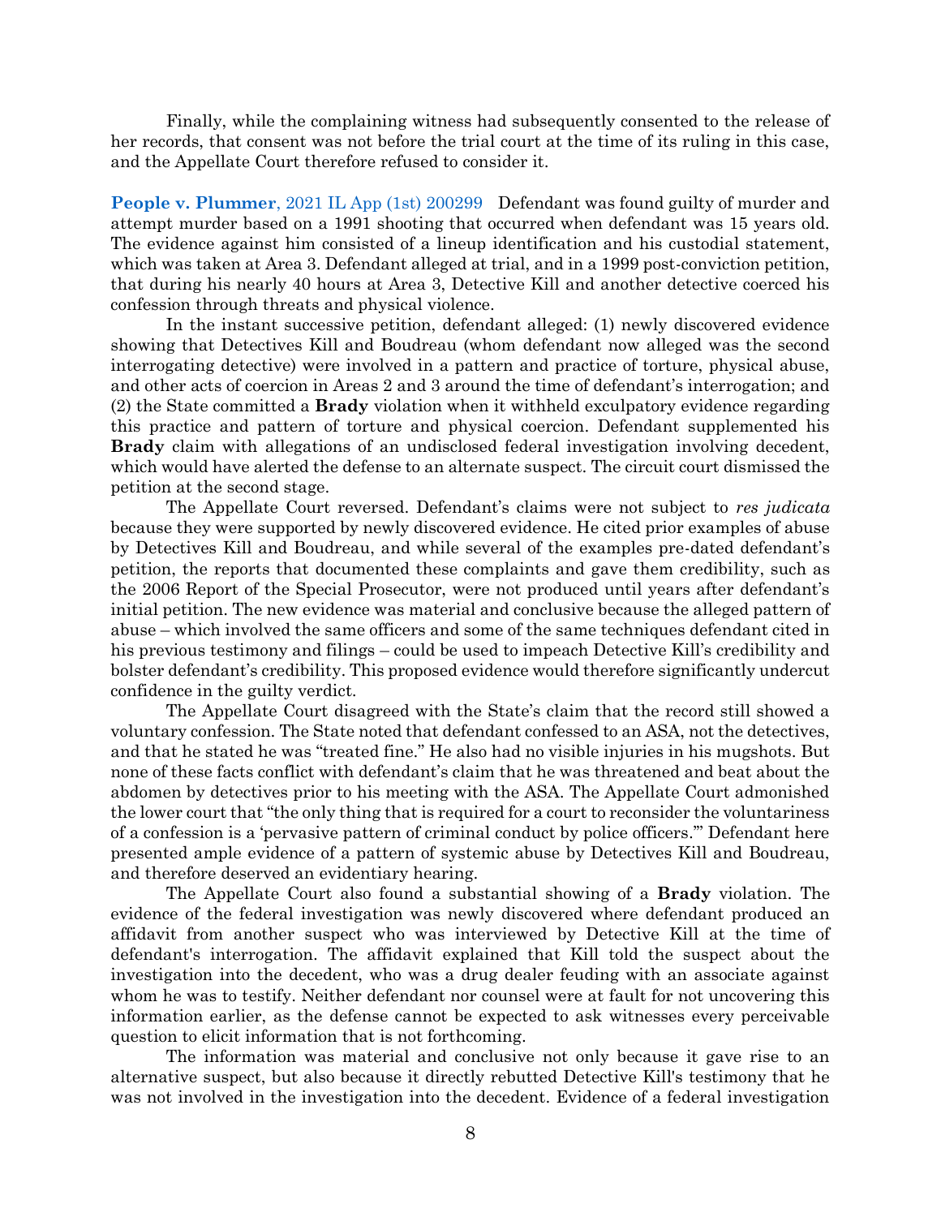Finally, while the complaining witness had subsequently consented to the release of her records, that consent was not before the trial court at the time of its ruling in this case, and the Appellate Court therefore refused to consider it.

**People v. Plummer**, 2021 IL App (1st) 200299 Defendant was found guilty of murder and attempt murder based on a 1991 shooting that occurred when defendant was 15 years old. The evidence against him consisted of a lineup identification and his custodial statement, which was taken at Area 3. Defendant alleged at trial, and in a 1999 post-conviction petition, that during his nearly 40 hours at Area 3, Detective Kill and another detective coerced his confession through threats and physical violence.

In the instant successive petition, defendant alleged: (1) newly discovered evidence showing that Detectives Kill and Boudreau (whom defendant now alleged was the second interrogating detective) were involved in a pattern and practice of torture, physical abuse, and other acts of coercion in Areas 2 and 3 around the time of defendant's interrogation; and (2) the State committed a **Brady** violation when it withheld exculpatory evidence regarding this practice and pattern of torture and physical coercion. Defendant supplemented his **Brady** claim with allegations of an undisclosed federal investigation involving decedent, which would have alerted the defense to an alternate suspect. The circuit court dismissed the petition at the second stage.

The Appellate Court reversed. Defendant's claims were not subject to *res judicata* because they were supported by newly discovered evidence. He cited prior examples of abuse by Detectives Kill and Boudreau, and while several of the examples pre-dated defendant's petition, the reports that documented these complaints and gave them credibility, such as the 2006 Report of the Special Prosecutor, were not produced until years after defendant's initial petition. The new evidence was material and conclusive because the alleged pattern of abuse – which involved the same officers and some of the same techniques defendant cited in his previous testimony and filings – could be used to impeach Detective Kill's credibility and bolster defendant's credibility. This proposed evidence would therefore significantly undercut confidence in the guilty verdict.

The Appellate Court disagreed with the State's claim that the record still showed a voluntary confession. The State noted that defendant confessed to an ASA, not the detectives, and that he stated he was "treated fine." He also had no visible injuries in his mugshots. But none of these facts conflict with defendant's claim that he was threatened and beat about the abdomen by detectives prior to his meeting with the ASA. The Appellate Court admonished the lower court that "the only thing that is required for a court to reconsider the voluntariness of a confession is a 'pervasive pattern of criminal conduct by police officers.'" Defendant here presented ample evidence of a pattern of systemic abuse by Detectives Kill and Boudreau, and therefore deserved an evidentiary hearing.

The Appellate Court also found a substantial showing of a **Brady** violation. The evidence of the federal investigation was newly discovered where defendant produced an affidavit from another suspect who was interviewed by Detective Kill at the time of defendant's interrogation. The affidavit explained that Kill told the suspect about the investigation into the decedent, who was a drug dealer feuding with an associate against whom he was to testify. Neither defendant nor counsel were at fault for not uncovering this information earlier, as the defense cannot be expected to ask witnesses every perceivable question to elicit information that is not forthcoming.

The information was material and conclusive not only because it gave rise to an alternative suspect, but also because it directly rebutted Detective Kill's testimony that he was not involved in the investigation into the decedent. Evidence of a federal investigation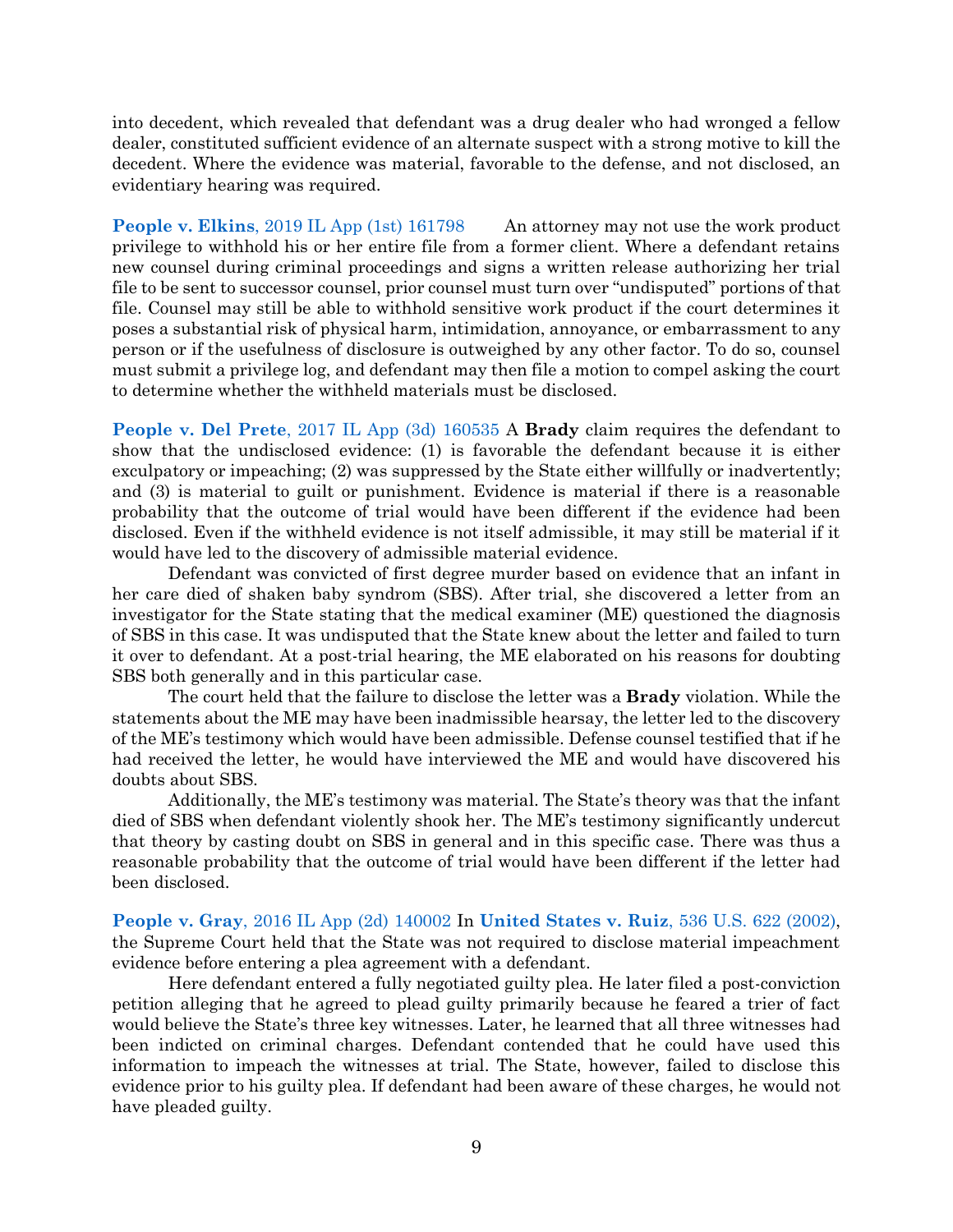into decedent, which revealed that defendant was a drug dealer who had wronged a fellow dealer, constituted sufficient evidence of an alternate suspect with a strong motive to kill the decedent. Where the evidence was material, favorable to the defense, and not disclosed, an evidentiary hearing was required.

**People v. Elkins**, 2019 IL App (1st) 161798 An attorney may not use the work product privilege to withhold his or her entire file from a former client. Where a defendant retains new counsel during criminal proceedings and signs a written release authorizing her trial file to be sent to successor counsel, prior counsel must turn over "undisputed" portions of that file. Counsel may still be able to withhold sensitive work product if the court determines it poses a substantial risk of physical harm, intimidation, annoyance, or embarrassment to any person or if the usefulness of disclosure is outweighed by any other factor. To do so, counsel must submit a privilege log, and defendant may then file a motion to compel asking the court to determine whether the withheld materials must be disclosed.

**People v. Del Prete**, 2017 IL App (3d) 160535 A **Brady** claim requires the defendant to show that the undisclosed evidence: (1) is favorable the defendant because it is either exculpatory or impeaching; (2) was suppressed by the State either willfully or inadvertently; and (3) is material to guilt or punishment. Evidence is material if there is a reasonable probability that the outcome of trial would have been different if the evidence had been disclosed. Even if the withheld evidence is not itself admissible, it may still be material if it would have led to the discovery of admissible material evidence.

Defendant was convicted of first degree murder based on evidence that an infant in her care died of shaken baby syndrom (SBS). After trial, she discovered a letter from an investigator for the State stating that the medical examiner (ME) questioned the diagnosis of SBS in this case. It was undisputed that the State knew about the letter and failed to turn it over to defendant. At a post-trial hearing, the ME elaborated on his reasons for doubting SBS both generally and in this particular case.

The court held that the failure to disclose the letter was a **Brady** violation. While the statements about the ME may have been inadmissible hearsay, the letter led to the discovery of the ME's testimony which would have been admissible. Defense counsel testified that if he had received the letter, he would have interviewed the ME and would have discovered his doubts about SBS.

Additionally, the ME's testimony was material. The State's theory was that the infant died of SBS when defendant violently shook her. The ME's testimony significantly undercut that theory by casting doubt on SBS in general and in this specific case. There was thus a reasonable probability that the outcome of trial would have been different if the letter had been disclosed.

**People v. Gray**, 2016 IL App (2d) 140002 In **United States v. Ruiz**, 536 U.S. 622 (2002), the Supreme Court held that the State was not required to disclose material impeachment evidence before entering a plea agreement with a defendant.

Here defendant entered a fully negotiated guilty plea. He later filed a post-conviction petition alleging that he agreed to plead guilty primarily because he feared a trier of fact would believe the State's three key witnesses. Later, he learned that all three witnesses had been indicted on criminal charges. Defendant contended that he could have used this information to impeach the witnesses at trial. The State, however, failed to disclose this evidence prior to his guilty plea. If defendant had been aware of these charges, he would not have pleaded guilty.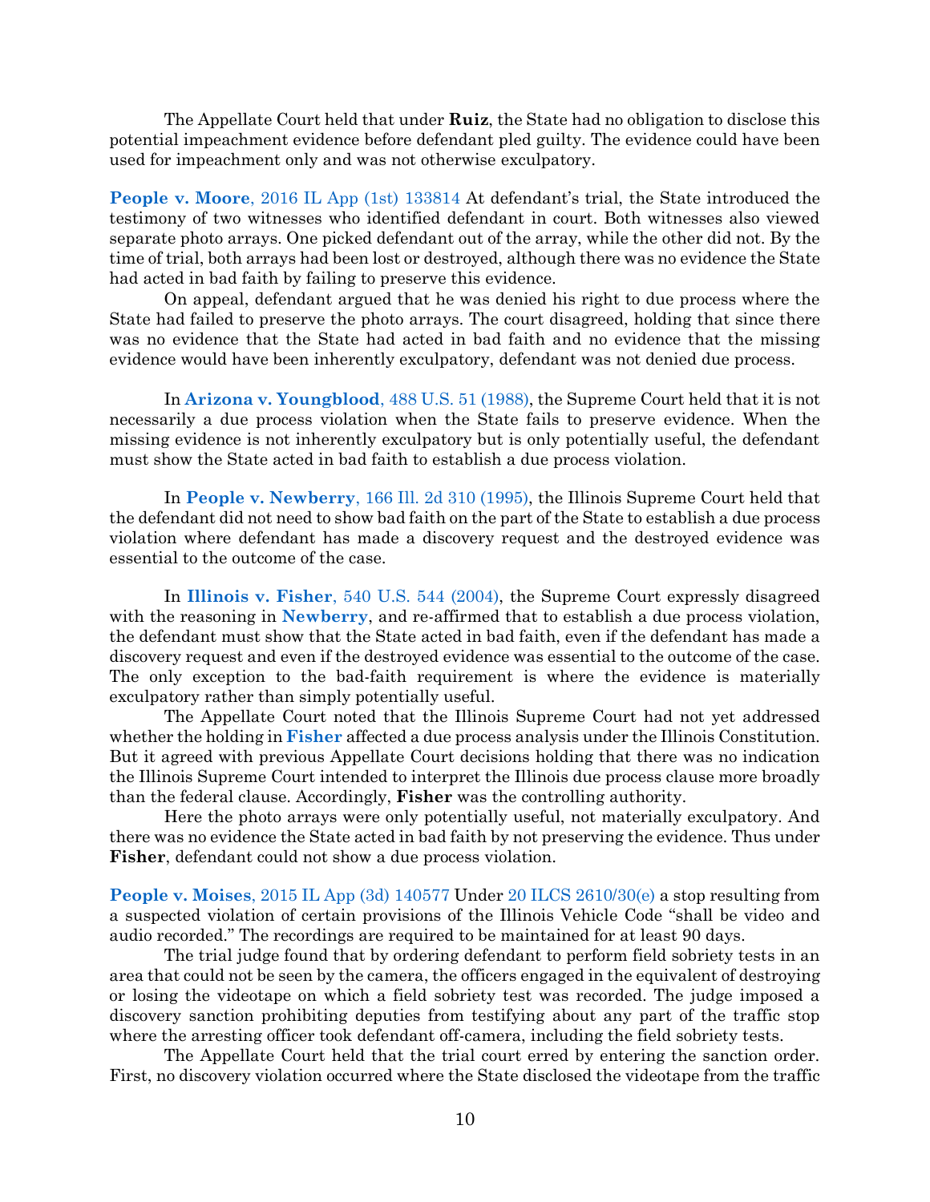The Appellate Court held that under **Ruiz**, the State had no obligation to disclose this potential impeachment evidence before defendant pled guilty. The evidence could have been used for impeachment only and was not otherwise exculpatory.

**People v. Moore**, 2016 IL App (1st) 133814 At defendant's trial, the State introduced the testimony of two witnesses who identified defendant in court. Both witnesses also viewed separate photo arrays. One picked defendant out of the array, while the other did not. By the time of trial, both arrays had been lost or destroyed, although there was no evidence the State had acted in bad faith by failing to preserve this evidence.

On appeal, defendant argued that he was denied his right to due process where the State had failed to preserve the photo arrays. The court disagreed, holding that since there was no evidence that the State had acted in bad faith and no evidence that the missing evidence would have been inherently exculpatory, defendant was not denied due process.

In **Arizona v. Youngblood**, 488 U.S. 51 (1988), the Supreme Court held that it is not necessarily a due process violation when the State fails to preserve evidence. When the missing evidence is not inherently exculpatory but is only potentially useful, the defendant must show the State acted in bad faith to establish a due process violation.

In **People v. Newberry**, 166 Ill. 2d 310 (1995), the Illinois Supreme Court held that the defendant did not need to show bad faith on the part of the State to establish a due process violation where defendant has made a discovery request and the destroyed evidence was essential to the outcome of the case.

In **Illinois v. Fisher**, 540 U.S. 544 (2004), the Supreme Court expressly disagreed with the reasoning in **Newberry**, and re-affirmed that to establish a due process violation, the defendant must show that the State acted in bad faith, even if the defendant has made a discovery request and even if the destroyed evidence was essential to the outcome of the case. The only exception to the bad-faith requirement is where the evidence is materially exculpatory rather than simply potentially useful.

The Appellate Court noted that the Illinois Supreme Court had not yet addressed whether the holding in **Fisher** affected a due process analysis under the Illinois Constitution. But it agreed with previous Appellate Court decisions holding that there was no indication the Illinois Supreme Court intended to interpret the Illinois due process clause more broadly than the federal clause. Accordingly, **Fisher** was the controlling authority.

Here the photo arrays were only potentially useful, not materially exculpatory. And there was no evidence the State acted in bad faith by not preserving the evidence. Thus under **Fisher**, defendant could not show a due process violation.

**People v. Moises**, 2015 IL App (3d) 140577 Under 20 ILCS 2610/30(e) a stop resulting from a suspected violation of certain provisions of the Illinois Vehicle Code "shall be video and audio recorded." The recordings are required to be maintained for at least 90 days.

The trial judge found that by ordering defendant to perform field sobriety tests in an area that could not be seen by the camera, the officers engaged in the equivalent of destroying or losing the videotape on which a field sobriety test was recorded. The judge imposed a discovery sanction prohibiting deputies from testifying about any part of the traffic stop where the arresting officer took defendant off-camera, including the field sobriety tests.

The Appellate Court held that the trial court erred by entering the sanction order. First, no discovery violation occurred where the State disclosed the videotape from the traffic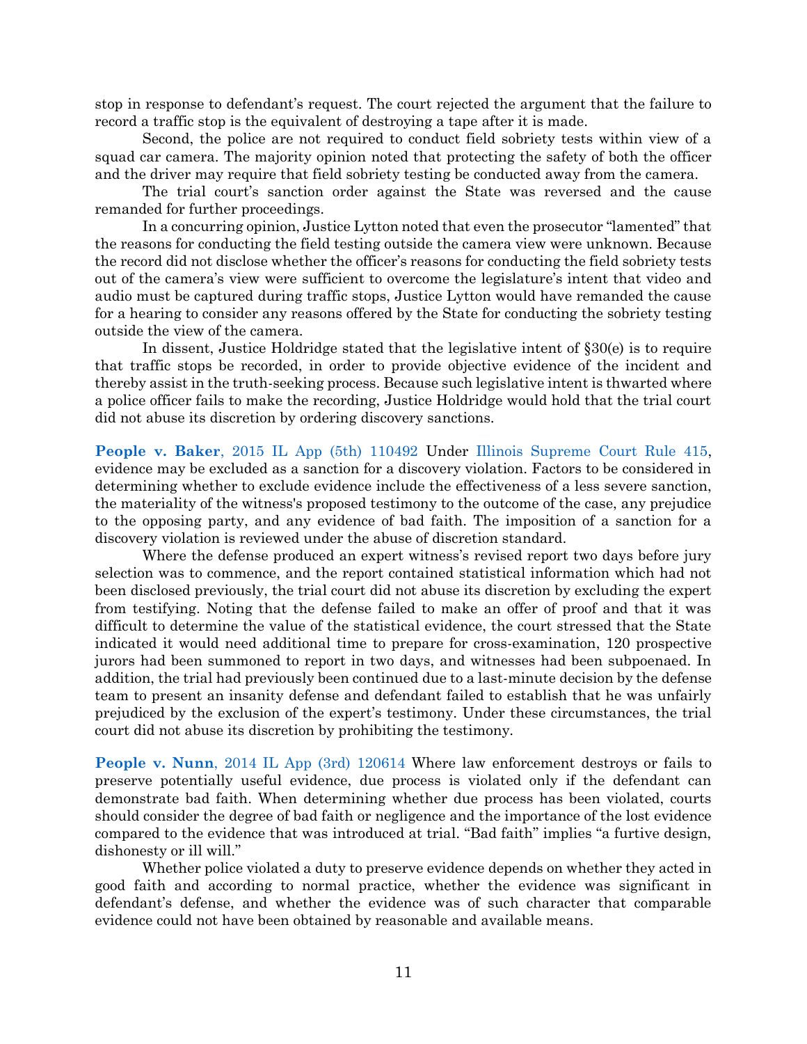stop in response to defendant's request. The court rejected the argument that the failure to record a traffic stop is the equivalent of destroying a tape after it is made.

Second, the police are not required to conduct field sobriety tests within view of a squad car camera. The majority opinion noted that protecting the safety of both the officer and the driver may require that field sobriety testing be conducted away from the camera.

The trial court's sanction order against the State was reversed and the cause remanded for further proceedings.

In a concurring opinion, Justice Lytton noted that even the prosecutor "lamented" that the reasons for conducting the field testing outside the camera view were unknown. Because the record did not disclose whether the officer's reasons for conducting the field sobriety tests out of the camera's view were sufficient to overcome the legislature's intent that video and audio must be captured during traffic stops, Justice Lytton would have remanded the cause for a hearing to consider any reasons offered by the State for conducting the sobriety testing outside the view of the camera.

In dissent, Justice Holdridge stated that the legislative intent of §30(e) is to require that traffic stops be recorded, in order to provide objective evidence of the incident and thereby assist in the truth-seeking process. Because such legislative intent is thwarted where a police officer fails to make the recording, Justice Holdridge would hold that the trial court did not abuse its discretion by ordering discovery sanctions.

**People v. Baker**, 2015 IL App (5th) 110492 Under Illinois Supreme Court Rule 415, evidence may be excluded as a sanction for a discovery violation. Factors to be considered in determining whether to exclude evidence include the effectiveness of a less severe sanction, the materiality of the witness's proposed testimony to the outcome of the case, any prejudice to the opposing party, and any evidence of bad faith. The imposition of a sanction for a discovery violation is reviewed under the abuse of discretion standard.

Where the defense produced an expert witness's revised report two days before jury selection was to commence, and the report contained statistical information which had not been disclosed previously, the trial court did not abuse its discretion by excluding the expert from testifying. Noting that the defense failed to make an offer of proof and that it was difficult to determine the value of the statistical evidence, the court stressed that the State indicated it would need additional time to prepare for cross-examination, 120 prospective jurors had been summoned to report in two days, and witnesses had been subpoenaed. In addition, the trial had previously been continued due to a last-minute decision by the defense team to present an insanity defense and defendant failed to establish that he was unfairly prejudiced by the exclusion of the expert's testimony. Under these circumstances, the trial court did not abuse its discretion by prohibiting the testimony.

**People v. Nunn**, 2014 IL App (3rd) 120614 Where law enforcement destroys or fails to preserve potentially useful evidence, due process is violated only if the defendant can demonstrate bad faith. When determining whether due process has been violated, courts should consider the degree of bad faith or negligence and the importance of the lost evidence compared to the evidence that was introduced at trial. "Bad faith" implies "a furtive design, dishonesty or ill will."

Whether police violated a duty to preserve evidence depends on whether they acted in good faith and according to normal practice, whether the evidence was significant in defendant's defense, and whether the evidence was of such character that comparable evidence could not have been obtained by reasonable and available means.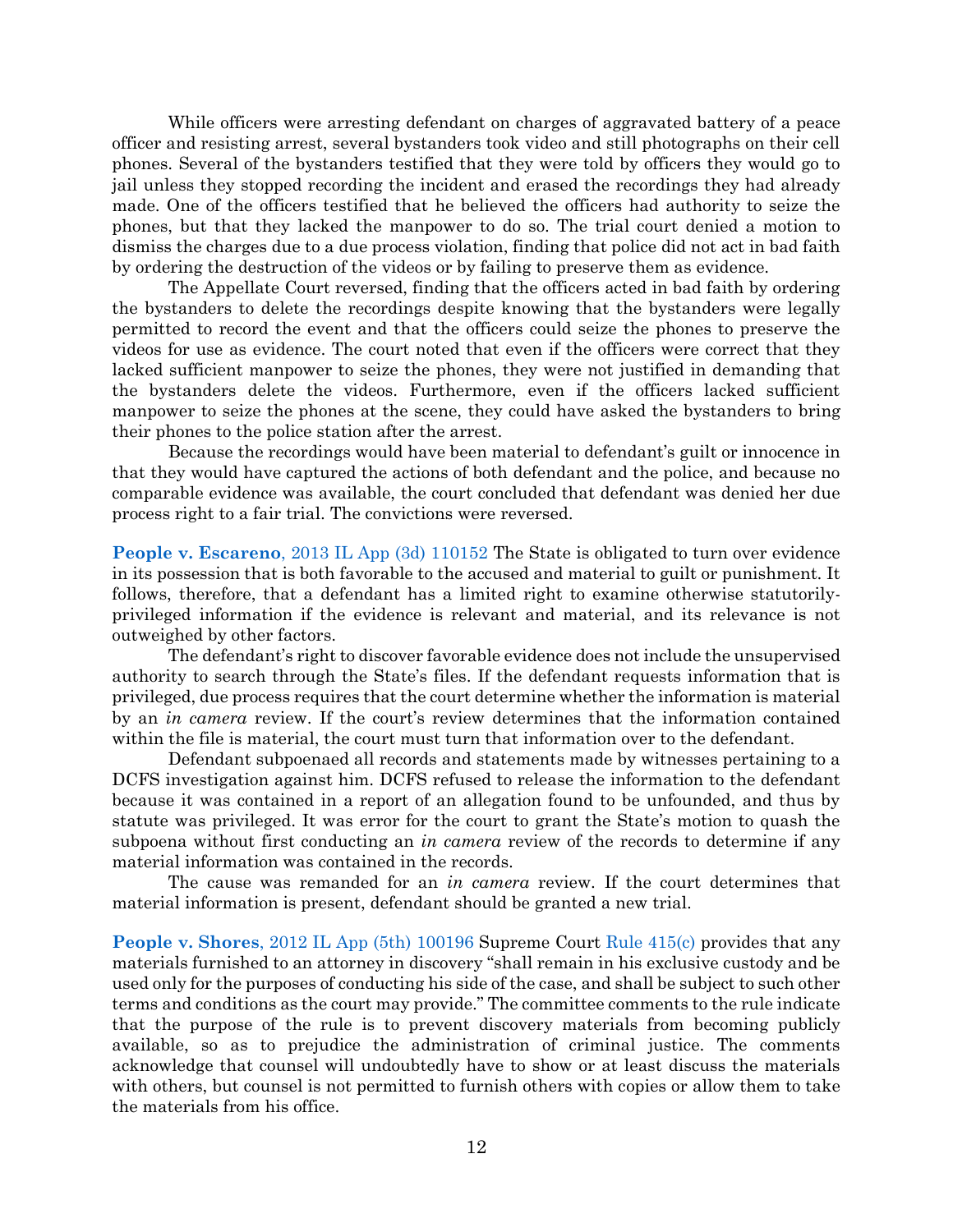While officers were arresting defendant on charges of aggravated battery of a peace officer and resisting arrest, several bystanders took video and still photographs on their cell phones. Several of the bystanders testified that they were told by officers they would go to jail unless they stopped recording the incident and erased the recordings they had already made. One of the officers testified that he believed the officers had authority to seize the phones, but that they lacked the manpower to do so. The trial court denied a motion to dismiss the charges due to a due process violation, finding that police did not act in bad faith by ordering the destruction of the videos or by failing to preserve them as evidence.

The Appellate Court reversed, finding that the officers acted in bad faith by ordering the bystanders to delete the recordings despite knowing that the bystanders were legally permitted to record the event and that the officers could seize the phones to preserve the videos for use as evidence. The court noted that even if the officers were correct that they lacked sufficient manpower to seize the phones, they were not justified in demanding that the bystanders delete the videos. Furthermore, even if the officers lacked sufficient manpower to seize the phones at the scene, they could have asked the bystanders to bring their phones to the police station after the arrest.

Because the recordings would have been material to defendant's guilt or innocence in that they would have captured the actions of both defendant and the police, and because no comparable evidence was available, the court concluded that defendant was denied her due process right to a fair trial. The convictions were reversed.

**People v. Escareno**, 2013 IL App (3d) 110152 The State is obligated to turn over evidence in its possession that is both favorable to the accused and material to guilt or punishment. It follows, therefore, that a defendant has a limited right to examine otherwise statutorily-privileged information if the evidence is relevant and material, and its relevance is not outweighed by other factors.

The defendant's right to discover favorable evidence does not include the unsupervised authority to search through the State's files. If the defendant requests information that is privileged, due process requires that the court determine whether the information is material by an *in camera* review. If the court's review determines that the information contained within the file is material, the court must turn that information over to the defendant.

Defendant subpoenaed all records and statements made by witnesses pertaining to a DCFS investigation against him. DCFS refused to release the information to the defendant because it was contained in a report of an allegation found to be unfounded, and thus by statute was privileged. It was error for the court to grant the State's motion to quash the subpoena without first conducting an *in camera* review of the records to determine if any material information was contained in the records.

The cause was remanded for an *in camera* review. If the court determines that material information is present, defendant should be granted a new trial.

**People v. Shores**, 2012 IL App (5th) 100196 Supreme Court Rule 415(c) provides that any materials furnished to an attorney in discovery "shall remain in his exclusive custody and be used only for the purposes of conducting his side of the case, and shall be subject to such other terms and conditions as the court may provide." The committee comments to the rule indicate that the purpose of the rule is to prevent discovery materials from becoming publicly available, so as to prejudice the administration of criminal justice. The comments acknowledge that counsel will undoubtedly have to show or at least discuss the materials with others, but counsel is not permitted to furnish others with copies or allow them to take the materials from his office.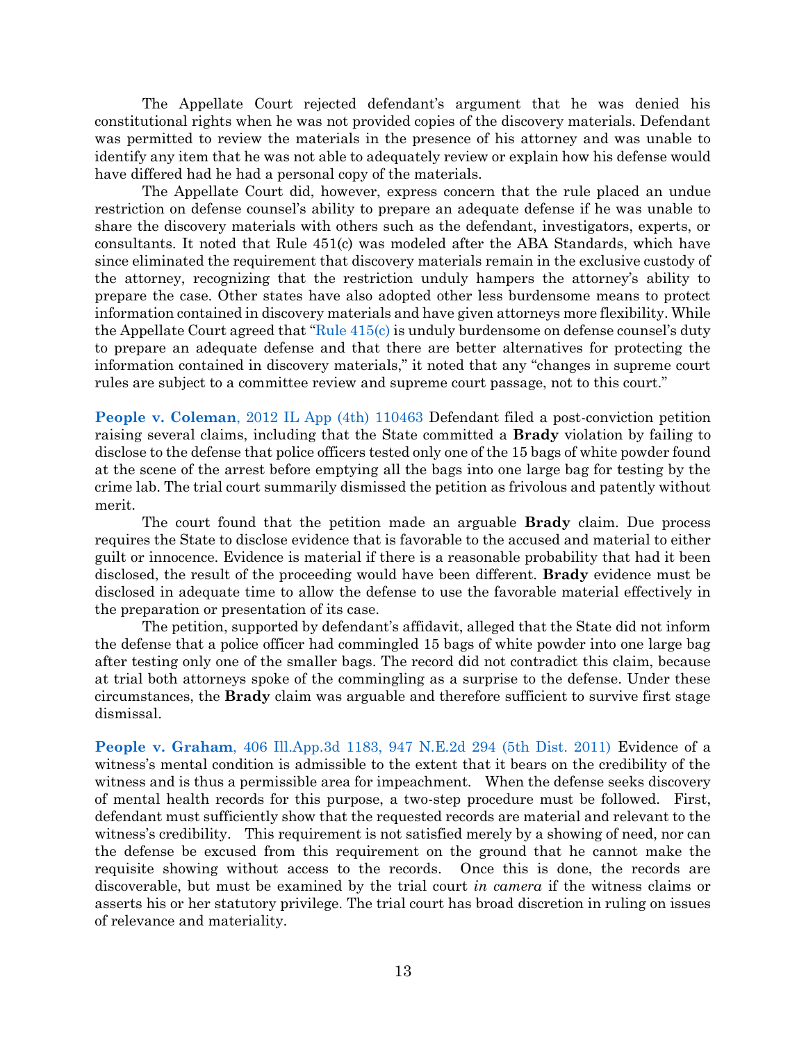The Appellate Court rejected defendant's argument that he was denied his constitutional rights when he was not provided copies of the discovery materials. Defendant was permitted to review the materials in the presence of his attorney and was unable to identify any item that he was not able to adequately review or explain how his defense would have differed had he had a personal copy of the materials.

The Appellate Court did, however, express concern that the rule placed an undue restriction on defense counsel's ability to prepare an adequate defense if he was unable to share the discovery materials with others such as the defendant, investigators, experts, or consultants. It noted that Rule 451(c) was modeled after the ABA Standards, which have since eliminated the requirement that discovery materials remain in the exclusive custody of the attorney, recognizing that the restriction unduly hampers the attorney's ability to prepare the case. Other states have also adopted other less burdensome means to protect information contained in discovery materials and have given attorneys more flexibility. While the Appellate Court agreed that "Rule 415(c) is unduly burdensome on defense counsel's duty to prepare an adequate defense and that there are better alternatives for protecting the information contained in discovery materials," it noted that any "changes in supreme court rules are subject to a committee review and supreme court passage, not to this court."

**People v. Coleman**, 2012 IL App (4th) 110463 Defendant filed a post-conviction petition raising several claims, including that the State committed a **Brady** violation by failing to disclose to the defense that police officers tested only one of the 15 bags of white powder found at the scene of the arrest before emptying all the bags into one large bag for testing by the crime lab. The trial court summarily dismissed the petition as frivolous and patently without merit.

The court found that the petition made an arguable **Brady** claim. Due process requires the State to disclose evidence that is favorable to the accused and material to either guilt or innocence. Evidence is material if there is a reasonable probability that had it been disclosed, the result of the proceeding would have been different. **Brady** evidence must be disclosed in adequate time to allow the defense to use the favorable material effectively in the preparation or presentation of its case.

The petition, supported by defendant's affidavit, alleged that the State did not inform the defense that a police officer had commingled 15 bags of white powder into one large bag after testing only one of the smaller bags. The record did not contradict this claim, because at trial both attorneys spoke of the commingling as a surprise to the defense. Under these circumstances, the **Brady** claim was arguable and therefore sufficient to survive first stage dismissal.

**People v. Graham**, 406 Ill.App.3d 1183, 947 N.E.2d 294 (5th Dist. 2011) Evidence of a witness's mental condition is admissible to the extent that it bears on the credibility of the witness and is thus a permissible area for impeachment. When the defense seeks discovery of mental health records for this purpose, a two-step procedure must be followed. First, defendant must sufficiently show that the requested records are material and relevant to the witness's credibility. This requirement is not satisfied merely by a showing of need, nor can the defense be excused from this requirement on the ground that he cannot make the requisite showing without access to the records. Once this is done, the records are discoverable, but must be examined by the trial court *in camera* if the witness claims or asserts his or her statutory privilege. The trial court has broad discretion in ruling on issues of relevance and materiality.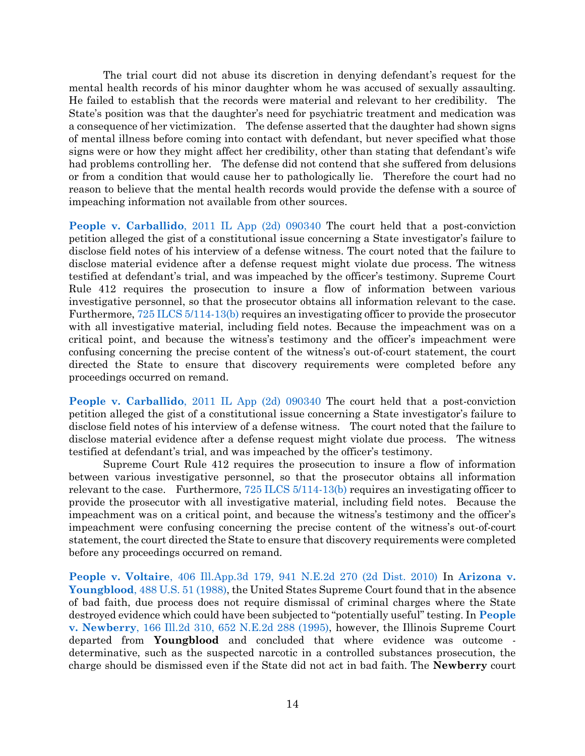The trial court did not abuse its discretion in denying defendant's request for the mental health records of his minor daughter whom he was accused of sexually assaulting. He failed to establish that the records were material and relevant to her credibility. The State's position was that the daughter's need for psychiatric treatment and medication was a consequence of her victimization. The defense asserted that the daughter had shown signs of mental illness before coming into contact with defendant, but never specified what those signs were or how they might affect her credibility, other than stating that defendant's wife had problems controlling her. The defense did not contend that she suffered from delusions or from a condition that would cause her to pathologically lie. Therefore the court had no reason to believe that the mental health records would provide the defense with a source of impeaching information not available from other sources.

**People v. Carballido**, 2011 IL App (2d) 090340 The court held that a post-conviction petition alleged the gist of a constitutional issue concerning a State investigator's failure to disclose field notes of his interview of a defense witness. The court noted that the failure to disclose material evidence after a defense request might violate due process. The witness testified at defendant's trial, and was impeached by the officer's testimony. Supreme Court Rule 412 requires the prosecution to insure a flow of information between various investigative personnel, so that the prosecutor obtains all information relevant to the case. Furthermore, 725 ILCS 5/114-13(b) requires an investigating officer to provide the prosecutor with all investigative material, including field notes. Because the impeachment was on a critical point, and because the witness's testimony and the officer's impeachment were confusing concerning the precise content of the witness's out-of-court statement, the court directed the State to ensure that discovery requirements were completed before any proceedings occurred on remand.

**People v. Carballido**, 2011 IL App (2d) 090340 The court held that a post-conviction petition alleged the gist of a constitutional issue concerning a State investigator's failure to disclose field notes of his interview of a defense witness. The court noted that the failure to disclose material evidence after a defense request might violate due process. The witness testified at defendant's trial, and was impeached by the officer's testimony.

Supreme Court Rule 412 requires the prosecution to insure a flow of information between various investigative personnel, so that the prosecutor obtains all information relevant to the case. Furthermore, 725 ILCS 5/114-13(b) requires an investigating officer to provide the prosecutor with all investigative material, including field notes. Because the impeachment was on a critical point, and because the witness's testimony and the officer's impeachment were confusing concerning the precise content of the witness's out-of-court statement, the court directed the State to ensure that discovery requirements were completed before any proceedings occurred on remand.

**People v. Voltaire**, 406 Ill.App.3d 179, 941 N.E.2d 270 (2d Dist. 2010) In **Arizona v. Youngblood**, 488 U.S. 51 (1988), the United States Supreme Court found that in the absence of bad faith, due process does not require dismissal of criminal charges where the State destroyed evidence which could have been subjected to "potentially useful" testing. In **People v. Newberry**, 166 Ill.2d 310, 652 N.E.2d 288 (1995), however, the Illinois Supreme Court departed from **Youngblood** and concluded that where evidence was outcome - determinative, such as the suspected narcotic in a controlled substances prosecution, the charge should be dismissed even if the State did not act in bad faith. The **Newberry** court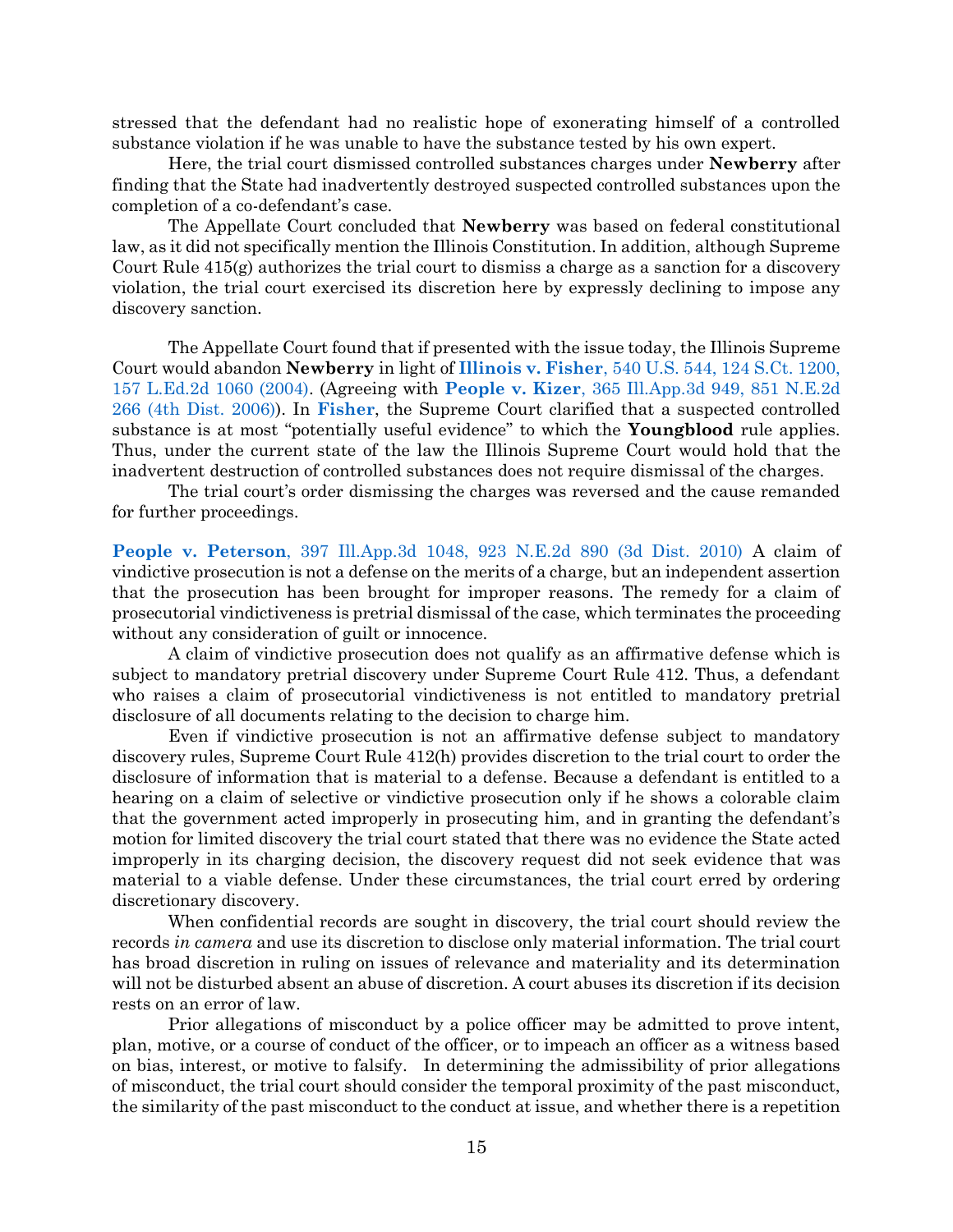stressed that the defendant had no realistic hope of exonerating himself of a controlled substance violation if he was unable to have the substance tested by his own expert.

Here, the trial court dismissed controlled substances charges under **Newberry** after finding that the State had inadvertently destroyed suspected controlled substances upon the completion of a co-defendant's case.

The Appellate Court concluded that **Newberry** was based on federal constitutional law, as it did not specifically mention the Illinois Constitution. In addition, although Supreme Court Rule 415(g) authorizes the trial court to dismiss a charge as a sanction for a discovery violation, the trial court exercised its discretion here by expressly declining to impose any discovery sanction.

The Appellate Court found that if presented with the issue today, the Illinois Supreme Court would abandon **Newberry** in light of **Illinois v. Fisher**, 540 U.S. 544, 124 S.Ct. 1200, 157 L.Ed.2d 1060 (2004). (Agreeing with **People v. Kizer**, 365 Ill.App.3d 949, 851 N.E.2d 266 (4th Dist. 2006)). In **Fisher**, the Supreme Court clarified that a suspected controlled substance is at most "potentially useful evidence" to which the **Youngblood** rule applies. Thus, under the current state of the law the Illinois Supreme Court would hold that the inadvertent destruction of controlled substances does not require dismissal of the charges.

The trial court's order dismissing the charges was reversed and the cause remanded for further proceedings.

**People v. Peterson**, 397 Ill.App.3d 1048, 923 N.E.2d 890 (3d Dist. 2010) A claim of vindictive prosecution is not a defense on the merits of a charge, but an independent assertion that the prosecution has been brought for improper reasons. The remedy for a claim of prosecutorial vindictiveness is pretrial dismissal of the case, which terminates the proceeding without any consideration of guilt or innocence.

A claim of vindictive prosecution does not qualify as an affirmative defense which is subject to mandatory pretrial discovery under Supreme Court Rule 412. Thus, a defendant who raises a claim of prosecutorial vindictiveness is not entitled to mandatory pretrial disclosure of all documents relating to the decision to charge him.

Even if vindictive prosecution is not an affirmative defense subject to mandatory discovery rules, Supreme Court Rule 412(h) provides discretion to the trial court to order the disclosure of information that is material to a defense. Because a defendant is entitled to a hearing on a claim of selective or vindictive prosecution only if he shows a colorable claim that the government acted improperly in prosecuting him, and in granting the defendant's motion for limited discovery the trial court stated that there was no evidence the State acted improperly in its charging decision, the discovery request did not seek evidence that was material to a viable defense. Under these circumstances, the trial court erred by ordering discretionary discovery.

When confidential records are sought in discovery, the trial court should review the records *in camera* and use its discretion to disclose only material information. The trial court has broad discretion in ruling on issues of relevance and materiality and its determination will not be disturbed absent an abuse of discretion. A court abuses its discretion if its decision rests on an error of law.

Prior allegations of misconduct by a police officer may be admitted to prove intent, plan, motive, or a course of conduct of the officer, or to impeach an officer as a witness based on bias, interest, or motive to falsify. In determining the admissibility of prior allegations of misconduct, the trial court should consider the temporal proximity of the past misconduct, the similarity of the past misconduct to the conduct at issue, and whether there is a repetition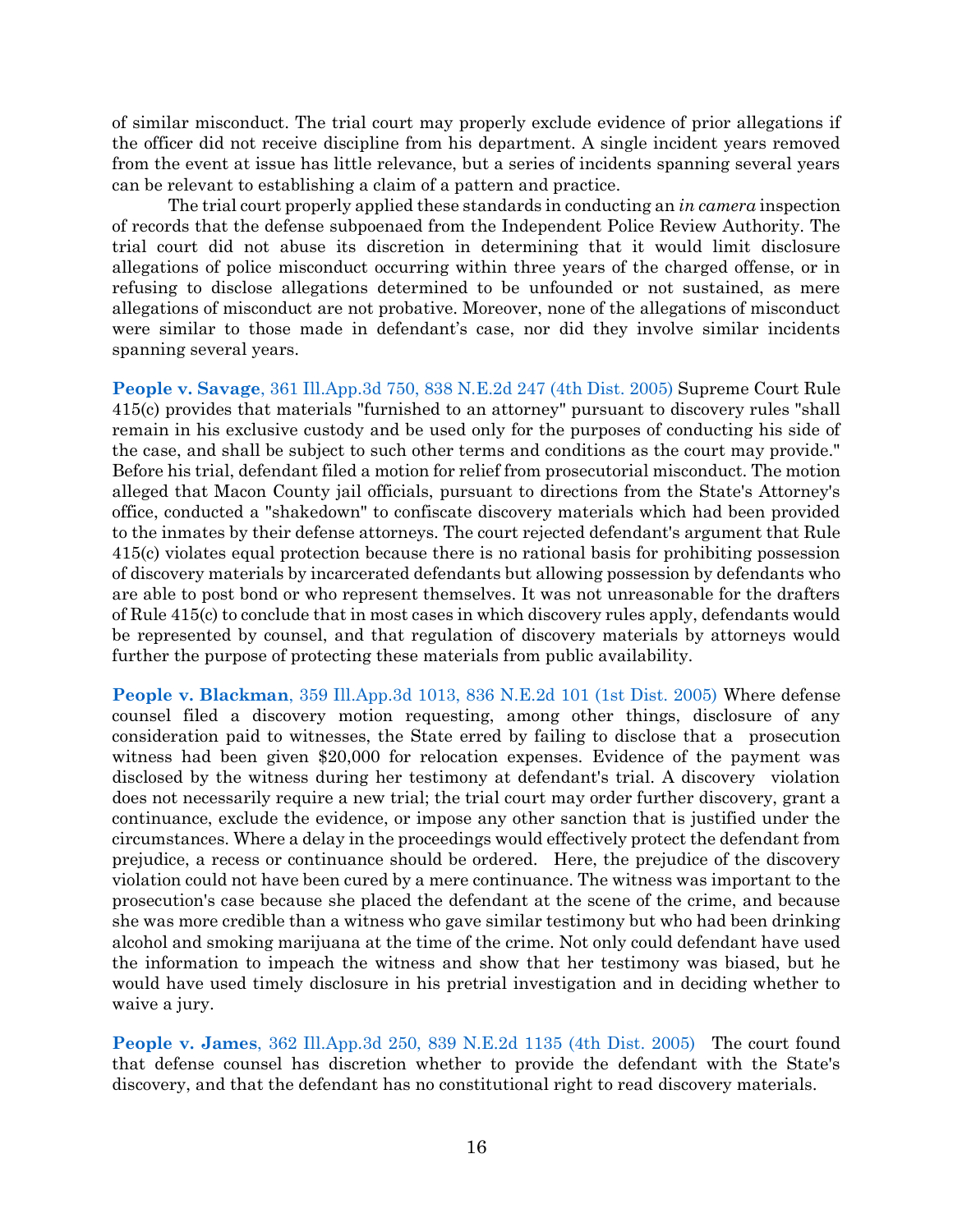of similar misconduct. The trial court may properly exclude evidence of prior allegations if the officer did not receive discipline from his department. A single incident years removed from the event at issue has little relevance, but a series of incidents spanning several years can be relevant to establishing a claim of a pattern and practice.

The trial court properly applied these standards in conducting an *in camera* inspection of records that the defense subpoenaed from the Independent Police Review Authority. The trial court did not abuse its discretion in determining that it would limit disclosure allegations of police misconduct occurring within three years of the charged offense, or in refusing to disclose allegations determined to be unfounded or not sustained, as mere allegations of misconduct are not probative. Moreover, none of the allegations of misconduct were similar to those made in defendant's case, nor did they involve similar incidents spanning several years.

**People v. Savage**, 361 Ill.App.3d 750, 838 N.E.2d 247 (4th Dist. 2005) Supreme Court Rule 415(c) provides that materials "furnished to an attorney" pursuant to discovery rules "shall remain in his exclusive custody and be used only for the purposes of conducting his side of the case, and shall be subject to such other terms and conditions as the court may provide." Before his trial, defendant filed a motion for relief from prosecutorial misconduct. The motion alleged that Macon County jail officials, pursuant to directions from the State's Attorney's office, conducted a "shakedown" to confiscate discovery materials which had been provided to the inmates by their defense attorneys. The court rejected defendant's argument that Rule 415(c) violates equal protection because there is no rational basis for prohibiting possession of discovery materials by incarcerated defendants but allowing possession by defendants who are able to post bond or who represent themselves. It was not unreasonable for the drafters of Rule 415(c) to conclude that in most cases in which discovery rules apply, defendants would be represented by counsel, and that regulation of discovery materials by attorneys would further the purpose of protecting these materials from public availability.

**People v. Blackman**, 359 Ill.App.3d 1013, 836 N.E.2d 101 (1st Dist. 2005) Where defense counsel filed a discovery motion requesting, among other things, disclosure of any consideration paid to witnesses, the State erred by failing to disclose that a prosecution witness had been given $20,000 for relocation expenses. Evidence of the payment was disclosed by the witness during her testimony at defendant's trial. A discovery violation does not necessarily require a new trial; the trial court may order further discovery, grant a continuance, exclude the evidence, or impose any other sanction that is justified under the circumstances. Where a delay in the proceedings would effectively protect the defendant from prejudice, a recess or continuance should be ordered. Here, the prejudice of the discovery violation could not have been cured by a mere continuance. The witness was important to the prosecution's case because she placed the defendant at the scene of the crime, and because she was more credible than a witness who gave similar testimony but who had been drinking alcohol and smoking marijuana at the time of the crime. Not only could defendant have used the information to impeach the witness and show that her testimony was biased, but he would have used timely disclosure in his pretrial investigation and in deciding whether to waive a jury.

**People v. James**, 362 Ill.App.3d 250, 839 N.E.2d 1135 (4th Dist. 2005) The court found that defense counsel has discretion whether to provide the defendant with the State's discovery, and that the defendant has no constitutional right to read discovery materials.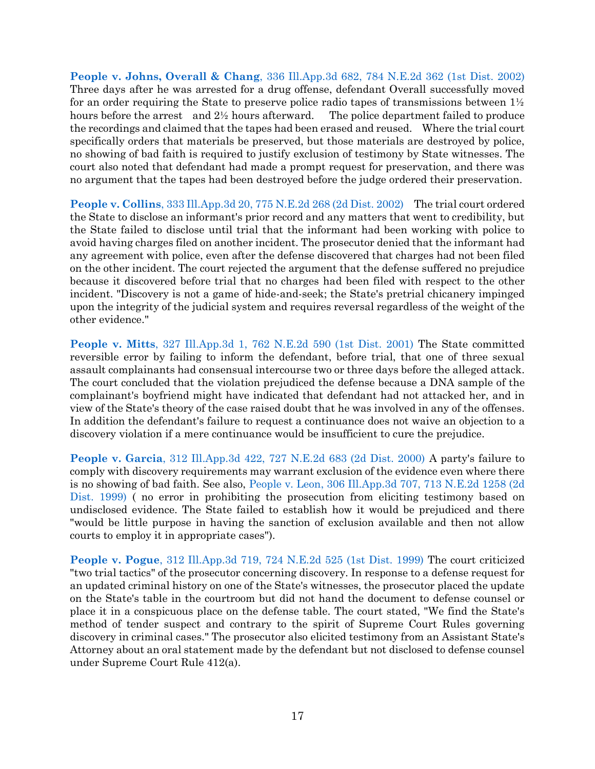**People v. Johns, Overall & Chang**, 336 Ill.App.3d 682, 784 N.E.2d 362 (1st Dist. 2002) Three days after he was arrested for a drug offense, defendant Overall successfully moved for an order requiring the State to preserve police radio tapes of transmissions between 1½ hours before the arrest and 2½ hours afterward. The police department failed to produce the recordings and claimed that the tapes had been erased and reused. Where the trial court specifically orders that materials be preserved, but those materials are destroyed by police, no showing of bad faith is required to justify exclusion of testimony by State witnesses. The court also noted that defendant had made a prompt request for preservation, and there was no argument that the tapes had been destroyed before the judge ordered their preservation.

**People v. Collins**, 333 Ill.App.3d 20, 775 N.E.2d 268 (2d Dist. 2002) The trial court ordered the State to disclose an informant's prior record and any matters that went to credibility, but the State failed to disclose until trial that the informant had been working with police to avoid having charges filed on another incident. The prosecutor denied that the informant had any agreement with police, even after the defense discovered that charges had not been filed on the other incident. The court rejected the argument that the defense suffered no prejudice because it discovered before trial that no charges had been filed with respect to the other incident. "Discovery is not a game of hide-and-seek; the State's pretrial chicanery impinged upon the integrity of the judicial system and requires reversal regardless of the weight of the other evidence."

**People v. Mitts**, 327 Ill.App.3d 1, 762 N.E.2d 590 (1st Dist. 2001) The State committed reversible error by failing to inform the defendant, before trial, that one of three sexual assault complainants had consensual intercourse two or three days before the alleged attack. The court concluded that the violation prejudiced the defense because a DNA sample of the complainant's boyfriend might have indicated that defendant had not attacked her, and in view of the State's theory of the case raised doubt that he was involved in any of the offenses. In addition the defendant's failure to request a continuance does not waive an objection to a discovery violation if a mere continuance would be insufficient to cure the prejudice.

**People v. Garcia**, 312 Ill.App.3d 422, 727 N.E.2d 683 (2d Dist. 2000) A party's failure to comply with discovery requirements may warrant exclusion of the evidence even where there is no showing of bad faith. See also, People v. Leon, 306 Ill.App.3d 707, 713 N.E.2d 1258 (2d Dist. 1999) ( no error in prohibiting the prosecution from eliciting testimony based on undisclosed evidence. The State failed to establish how it would be prejudiced and there "would be little purpose in having the sanction of exclusion available and then not allow courts to employ it in appropriate cases").

**People v. Pogue**, 312 Ill.App.3d 719, 724 N.E.2d 525 (1st Dist. 1999) The court criticized "two trial tactics" of the prosecutor concerning discovery. In response to a defense request for an updated criminal history on one of the State's witnesses, the prosecutor placed the update on the State's table in the courtroom but did not hand the document to defense counsel or place it in a conspicuous place on the defense table. The court stated, "We find the State's method of tender suspect and contrary to the spirit of Supreme Court Rules governing discovery in criminal cases." The prosecutor also elicited testimony from an Assistant State's Attorney about an oral statement made by the defendant but not disclosed to defense counsel under Supreme Court Rule 412(a).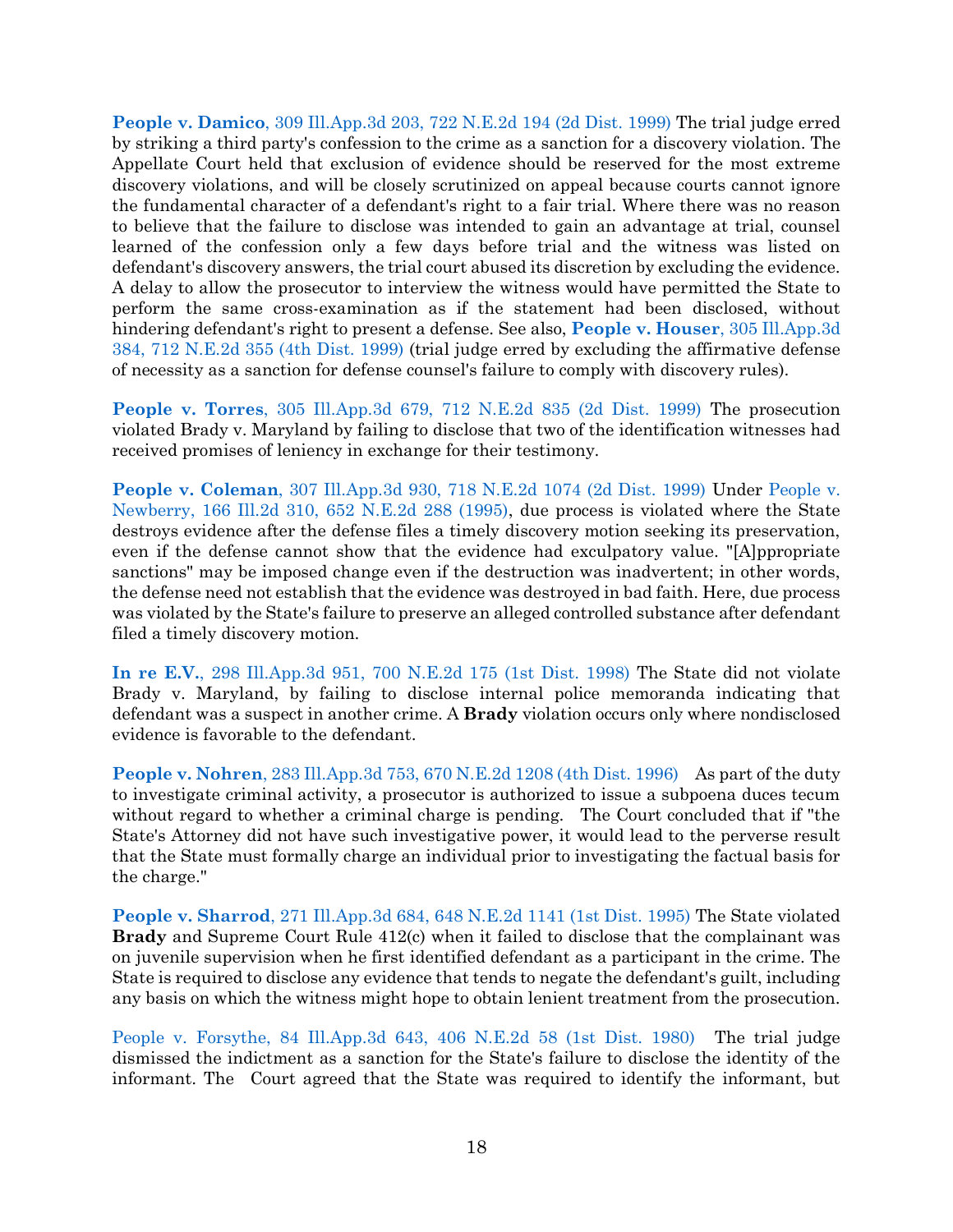**People v. Damico**, 309 Ill.App.3d 203, 722 N.E.2d 194 (2d Dist. 1999) The trial judge erred by striking a third party's confession to the crime as a sanction for a discovery violation. The Appellate Court held that exclusion of evidence should be reserved for the most extreme discovery violations, and will be closely scrutinized on appeal because courts cannot ignore the fundamental character of a defendant's right to a fair trial. Where there was no reason to believe that the failure to disclose was intended to gain an advantage at trial, counsel learned of the confession only a few days before trial and the witness was listed on defendant's discovery answers, the trial court abused its discretion by excluding the evidence. A delay to allow the prosecutor to interview the witness would have permitted the State to perform the same cross-examination as if the statement had been disclosed, without hindering defendant's right to present a defense. See also, **People v. Houser**, 305 Ill.App.3d 384, 712 N.E.2d 355 (4th Dist. 1999) (trial judge erred by excluding the affirmative defense of necessity as a sanction for defense counsel's failure to comply with discovery rules).

**People v. Torres**, 305 Ill.App.3d 679, 712 N.E.2d 835 (2d Dist. 1999) The prosecution violated Brady v. Maryland by failing to disclose that two of the identification witnesses had received promises of leniency in exchange for their testimony.

**People v. Coleman**, 307 Ill.App.3d 930, 718 N.E.2d 1074 (2d Dist. 1999) Under People v. Newberry, 166 Ill.2d 310, 652 N.E.2d 288 (1995), due process is violated where the State destroys evidence after the defense files a timely discovery motion seeking its preservation, even if the defense cannot show that the evidence had exculpatory value. "[A]ppropriate sanctions" may be imposed change even if the destruction was inadvertent; in other words, the defense need not establish that the evidence was destroyed in bad faith. Here, due process was violated by the State's failure to preserve an alleged controlled substance after defendant filed a timely discovery motion.

**In re E.V.**, 298 Ill.App.3d 951, 700 N.E.2d 175 (1st Dist. 1998) The State did not violate Brady v. Maryland, by failing to disclose internal police memoranda indicating that defendant was a suspect in another crime. A **Brady** violation occurs only where nondisclosed evidence is favorable to the defendant.

**People v. Nohren**, 283 Ill.App.3d 753, 670 N.E.2d 1208 (4th Dist. 1996) As part of the duty to investigate criminal activity, a prosecutor is authorized to issue a subpoena duces tecum without regard to whether a criminal charge is pending. The Court concluded that if "the State's Attorney did not have such investigative power, it would lead to the perverse result that the State must formally charge an individual prior to investigating the factual basis for the charge."

**People v. Sharrod**, 271 Ill.App.3d 684, 648 N.E.2d 1141 (1st Dist. 1995) The State violated **Brady** and Supreme Court Rule 412(c) when it failed to disclose that the complainant was on juvenile supervision when he first identified defendant as a participant in the crime. The State is required to disclose any evidence that tends to negate the defendant's guilt, including any basis on which the witness might hope to obtain lenient treatment from the prosecution.

People v. Forsythe, 84 Ill.App.3d 643, 406 N.E.2d 58 (1st Dist. 1980) The trial judge dismissed the indictment as a sanction for the State's failure to disclose the identity of the informant. The Court agreed that the State was required to identify the informant, but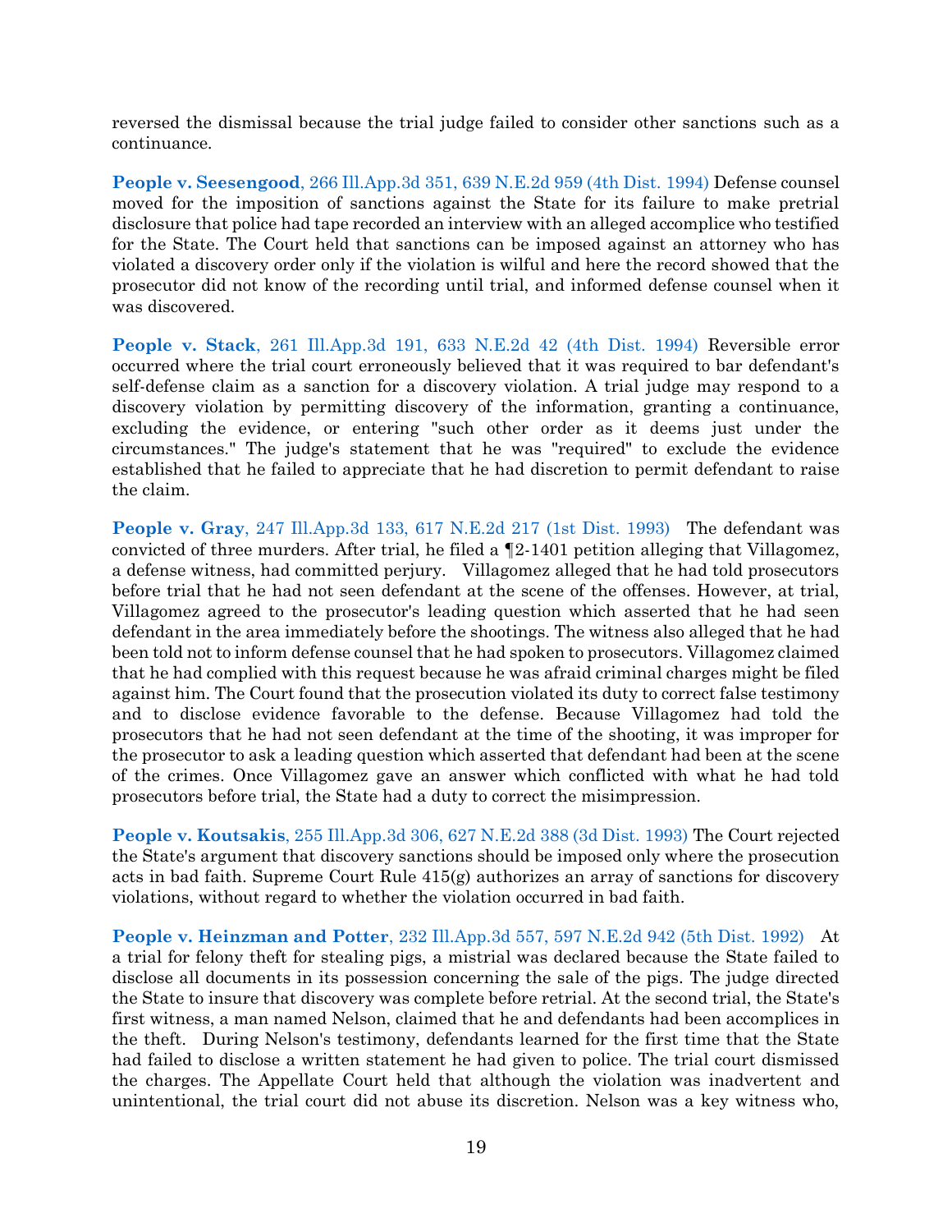reversed the dismissal because the trial judge failed to consider other sanctions such as a continuance.

**People v. Seesengood**, 266 Ill.App.3d 351, 639 N.E.2d 959 (4th Dist. 1994) Defense counsel moved for the imposition of sanctions against the State for its failure to make pretrial disclosure that police had tape recorded an interview with an alleged accomplice who testified for the State. The Court held that sanctions can be imposed against an attorney who has violated a discovery order only if the violation is wilful and here the record showed that the prosecutor did not know of the recording until trial, and informed defense counsel when it was discovered.

**People v. Stack**, 261 Ill.App.3d 191, 633 N.E.2d 42 (4th Dist. 1994) Reversible error occurred where the trial court erroneously believed that it was required to bar defendant's self-defense claim as a sanction for a discovery violation. A trial judge may respond to a discovery violation by permitting discovery of the information, granting a continuance, excluding the evidence, or entering "such other order as it deems just under the circumstances." The judge's statement that he was "required" to exclude the evidence established that he failed to appreciate that he had discretion to permit defendant to raise the claim.

**People v. Gray**, 247 Ill.App.3d 133, 617 N.E.2d 217 (1st Dist. 1993) The defendant was convicted of three murders. After trial, he filed a ¶2-1401 petition alleging that Villagomez, a defense witness, had committed perjury. Villagomez alleged that he had told prosecutors before trial that he had not seen defendant at the scene of the offenses. However, at trial, Villagomez agreed to the prosecutor's leading question which asserted that he had seen defendant in the area immediately before the shootings. The witness also alleged that he had been told not to inform defense counsel that he had spoken to prosecutors. Villagomez claimed that he had complied with this request because he was afraid criminal charges might be filed against him. The Court found that the prosecution violated its duty to correct false testimony and to disclose evidence favorable to the defense. Because Villagomez had told the prosecutors that he had not seen defendant at the time of the shooting, it was improper for the prosecutor to ask a leading question which asserted that defendant had been at the scene of the crimes. Once Villagomez gave an answer which conflicted with what he had told prosecutors before trial, the State had a duty to correct the misimpression.

**People v. Koutsakis**, 255 Ill.App.3d 306, 627 N.E.2d 388 (3d Dist. 1993) The Court rejected the State's argument that discovery sanctions should be imposed only where the prosecution acts in bad faith. Supreme Court Rule 415(g) authorizes an array of sanctions for discovery violations, without regard to whether the violation occurred in bad faith.

**People v. Heinzman and Potter**, 232 Ill.App.3d 557, 597 N.E.2d 942 (5th Dist. 1992) At a trial for felony theft for stealing pigs, a mistrial was declared because the State failed to disclose all documents in its possession concerning the sale of the pigs. The judge directed the State to insure that discovery was complete before retrial. At the second trial, the State's first witness, a man named Nelson, claimed that he and defendants had been accomplices in the theft. During Nelson's testimony, defendants learned for the first time that the State had failed to disclose a written statement he had given to police. The trial court dismissed the charges. The Appellate Court held that although the violation was inadvertent and unintentional, the trial court did not abuse its discretion. Nelson was a key witness who,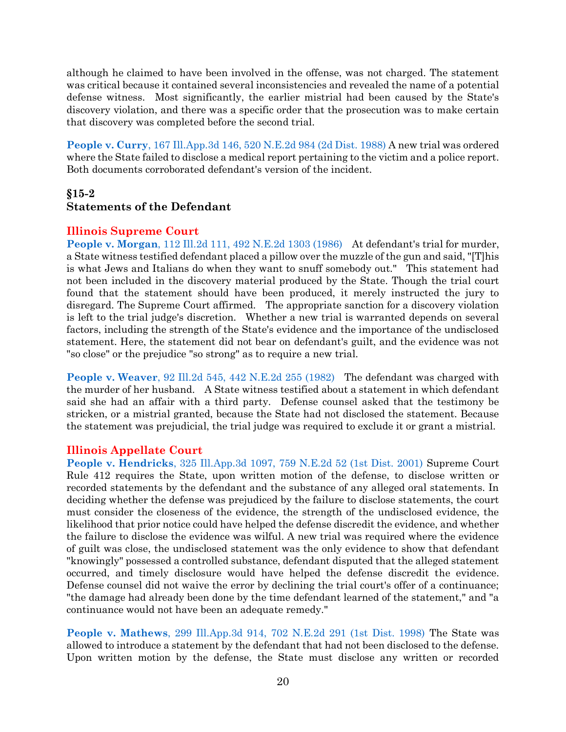although he claimed to have been involved in the offense, was not charged. The statement was critical because it contained several inconsistencies and revealed the name of a potential defense witness. Most significantly, the earlier mistrial had been caused by the State's discovery violation, and there was a specific order that the prosecution was to make certain that discovery was completed before the second trial.

**People v. Curry**, 167 Ill.App.3d 146, 520 N.E.2d 984 (2d Dist. 1988) A new trial was ordered where the State failed to disclose a medical report pertaining to the victim and a police report. Both documents corroborated defendant's version of the incident.

## §15-2
## Statements of the Defendant

### Illinois Supreme Court

**People v. Morgan**, 112 Ill.2d 111, 492 N.E.2d 1303 (1986) At defendant's trial for murder, a State witness testified defendant placed a pillow over the muzzle of the gun and said, "[T]his is what Jews and Italians do when they want to snuff somebody out." This statement had not been included in the discovery material produced by the State. Though the trial court found that the statement should have been produced, it merely instructed the jury to disregard. The Supreme Court affirmed. The appropriate sanction for a discovery violation is left to the trial judge's discretion. Whether a new trial is warranted depends on several factors, including the strength of the State's evidence and the importance of the undisclosed statement. Here, the statement did not bear on defendant's guilt, and the evidence was not "so close" or the prejudice "so strong" as to require a new trial.

**People v. Weaver**, 92 Ill.2d 545, 442 N.E.2d 255 (1982) The defendant was charged with the murder of her husband. A State witness testified about a statement in which defendant said she had an affair with a third party. Defense counsel asked that the testimony be stricken, or a mistrial granted, because the State had not disclosed the statement. Because the statement was prejudicial, the trial judge was required to exclude it or grant a mistrial.

### Illinois Appellate Court

**People v. Hendricks**, 325 Ill.App.3d 1097, 759 N.E.2d 52 (1st Dist. 2001) Supreme Court Rule 412 requires the State, upon written motion of the defense, to disclose written or recorded statements by the defendant and the substance of any alleged oral statements. In deciding whether the defense was prejudiced by the failure to disclose statements, the court must consider the closeness of the evidence, the strength of the undisclosed evidence, the likelihood that prior notice could have helped the defense discredit the evidence, and whether the failure to disclose the evidence was wilful. A new trial was required where the evidence of guilt was close, the undisclosed statement was the only evidence to show that defendant "knowingly" possessed a controlled substance, defendant disputed that the alleged statement occurred, and timely disclosure would have helped the defense discredit the evidence. Defense counsel did not waive the error by declining the trial court's offer of a continuance; "the damage had already been done by the time defendant learned of the statement," and "a continuance would not have been an adequate remedy."

**People v. Mathews**, 299 Ill.App.3d 914, 702 N.E.2d 291 (1st Dist. 1998) The State was allowed to introduce a statement by the defendant that had not been disclosed to the defense. Upon written motion by the defense, the State must disclose any written or recorded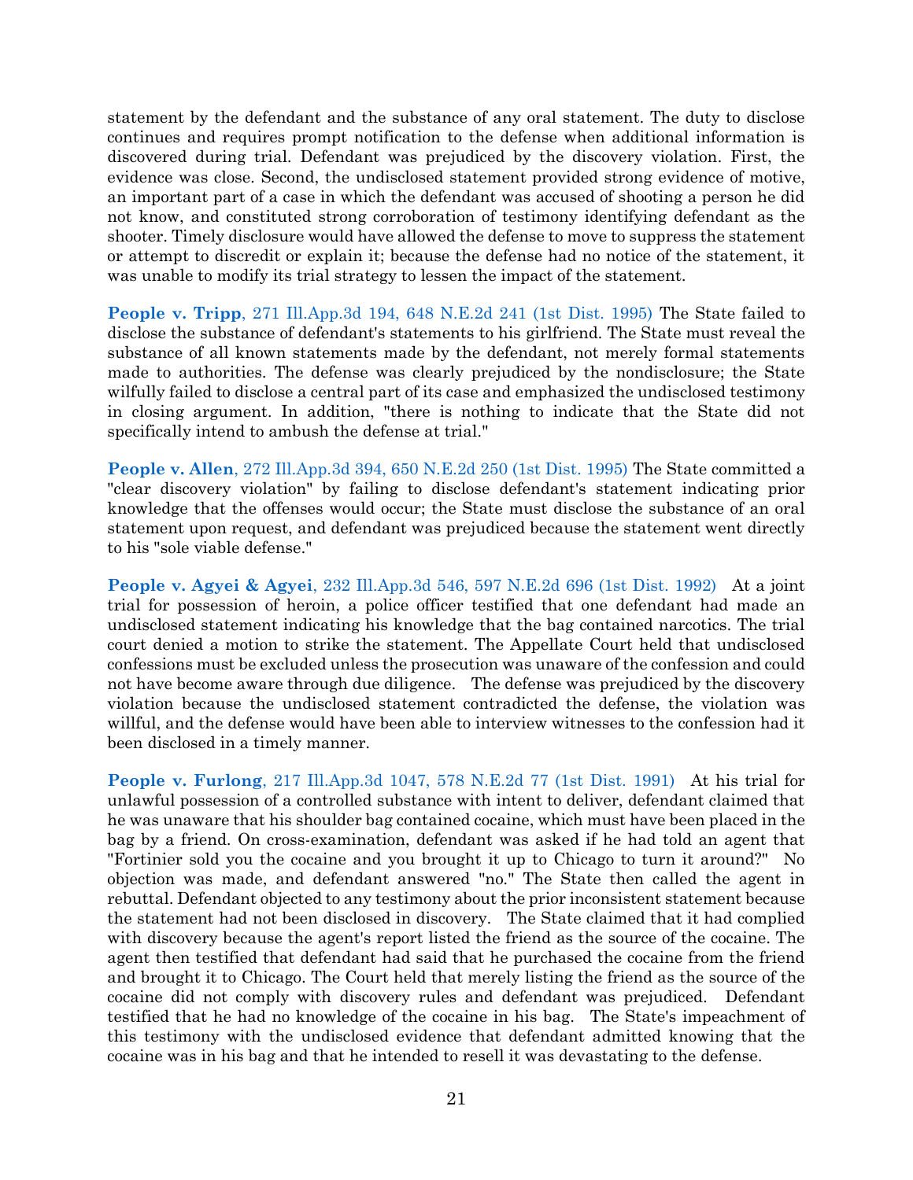statement by the defendant and the substance of any oral statement. The duty to disclose continues and requires prompt notification to the defense when additional information is discovered during trial. Defendant was prejudiced by the discovery violation. First, the evidence was close. Second, the undisclosed statement provided strong evidence of motive, an important part of a case in which the defendant was accused of shooting a person he did not know, and constituted strong corroboration of testimony identifying defendant as the shooter. Timely disclosure would have allowed the defense to move to suppress the statement or attempt to discredit or explain it; because the defense had no notice of the statement, it was unable to modify its trial strategy to lessen the impact of the statement.

**People v. Tripp**, 271 Ill.App.3d 194, 648 N.E.2d 241 (1st Dist. 1995) The State failed to disclose the substance of defendant's statements to his girlfriend. The State must reveal the substance of all known statements made by the defendant, not merely formal statements made to authorities. The defense was clearly prejudiced by the nondisclosure; the State wilfully failed to disclose a central part of its case and emphasized the undisclosed testimony in closing argument. In addition, "there is nothing to indicate that the State did not specifically intend to ambush the defense at trial."

**People v. Allen**, 272 Ill.App.3d 394, 650 N.E.2d 250 (1st Dist. 1995) The State committed a "clear discovery violation" by failing to disclose defendant's statement indicating prior knowledge that the offenses would occur; the State must disclose the substance of an oral statement upon request, and defendant was prejudiced because the statement went directly to his "sole viable defense."

**People v. Agyei & Agyei**, 232 Ill.App.3d 546, 597 N.E.2d 696 (1st Dist. 1992) At a joint trial for possession of heroin, a police officer testified that one defendant had made an undisclosed statement indicating his knowledge that the bag contained narcotics. The trial court denied a motion to strike the statement. The Appellate Court held that undisclosed confessions must be excluded unless the prosecution was unaware of the confession and could not have become aware through due diligence. The defense was prejudiced by the discovery violation because the undisclosed statement contradicted the defense, the violation was willful, and the defense would have been able to interview witnesses to the confession had it been disclosed in a timely manner.

**People v. Furlong**, 217 Ill.App.3d 1047, 578 N.E.2d 77 (1st Dist. 1991) At his trial for unlawful possession of a controlled substance with intent to deliver, defendant claimed that he was unaware that his shoulder bag contained cocaine, which must have been placed in the bag by a friend. On cross-examination, defendant was asked if he had told an agent that "Fortinier sold you the cocaine and you brought it up to Chicago to turn it around?" No objection was made, and defendant answered "no." The State then called the agent in rebuttal. Defendant objected to any testimony about the prior inconsistent statement because the statement had not been disclosed in discovery. The State claimed that it had complied with discovery because the agent's report listed the friend as the source of the cocaine. The agent then testified that defendant had said that he purchased the cocaine from the friend and brought it to Chicago. The Court held that merely listing the friend as the source of the cocaine did not comply with discovery rules and defendant was prejudiced. Defendant testified that he had no knowledge of the cocaine in his bag. The State's impeachment of this testimony with the undisclosed evidence that defendant admitted knowing that the cocaine was in his bag and that he intended to resell it was devastating to the defense.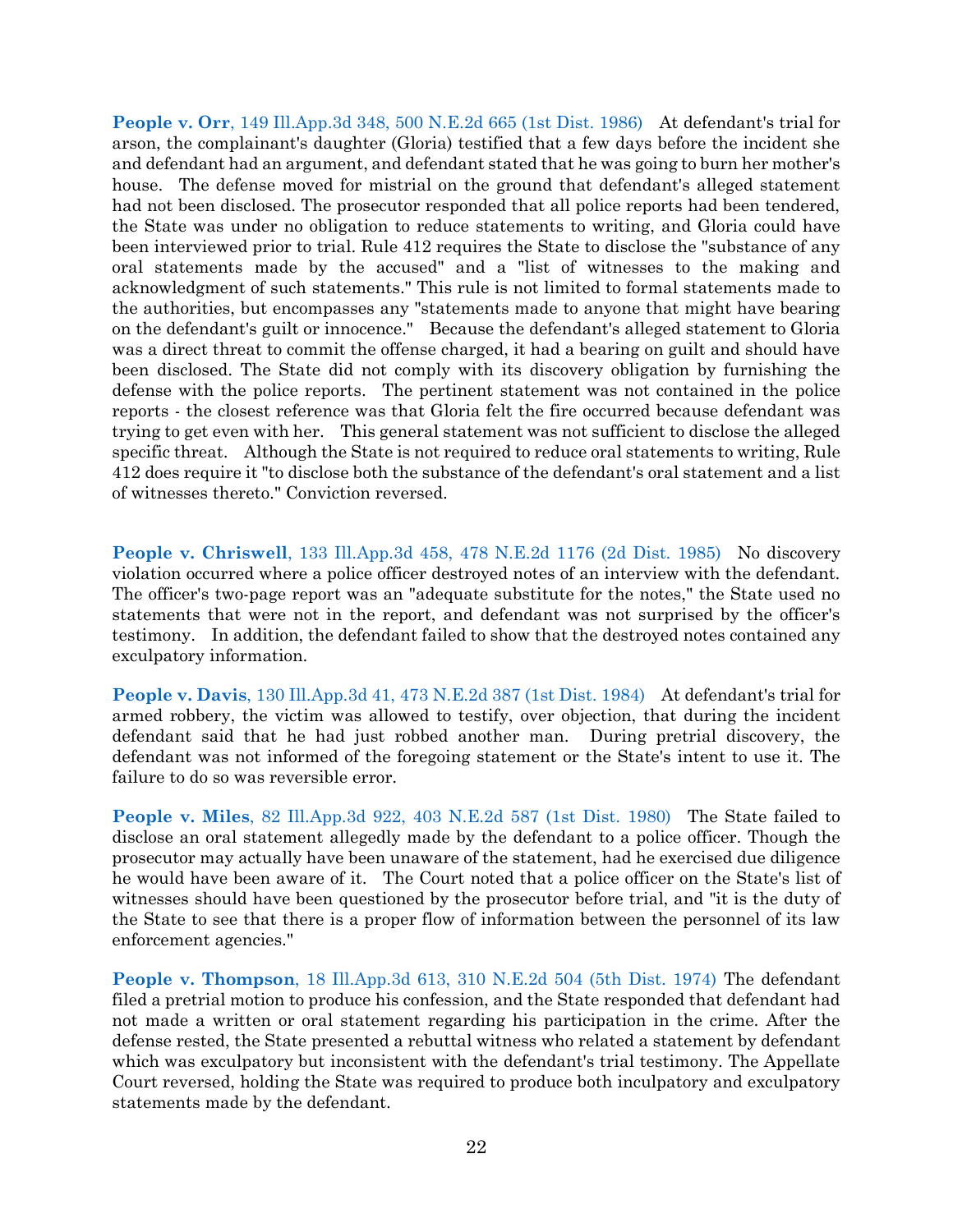**People v. Orr**, 149 Ill.App.3d 348, 500 N.E.2d 665 (1st Dist. 1986) At defendant's trial for arson, the complainant's daughter (Gloria) testified that a few days before the incident she and defendant had an argument, and defendant stated that he was going to burn her mother's house. The defense moved for mistrial on the ground that defendant's alleged statement had not been disclosed. The prosecutor responded that all police reports had been tendered, the State was under no obligation to reduce statements to writing, and Gloria could have been interviewed prior to trial. Rule 412 requires the State to disclose the "substance of any oral statements made by the accused" and a "list of witnesses to the making and acknowledgment of such statements." This rule is not limited to formal statements made to the authorities, but encompasses any "statements made to anyone that might have bearing on the defendant's guilt or innocence." Because the defendant's alleged statement to Gloria was a direct threat to commit the offense charged, it had a bearing on guilt and should have been disclosed. The State did not comply with its discovery obligation by furnishing the defense with the police reports. The pertinent statement was not contained in the police reports - the closest reference was that Gloria felt the fire occurred because defendant was trying to get even with her. This general statement was not sufficient to disclose the alleged specific threat. Although the State is not required to reduce oral statements to writing, Rule 412 does require it "to disclose both the substance of the defendant's oral statement and a list of witnesses thereto." Conviction reversed.

**People v. Chriswell**, 133 Ill.App.3d 458, 478 N.E.2d 1176 (2d Dist. 1985) No discovery violation occurred where a police officer destroyed notes of an interview with the defendant. The officer's two-page report was an "adequate substitute for the notes," the State used no statements that were not in the report, and defendant was not surprised by the officer's testimony. In addition, the defendant failed to show that the destroyed notes contained any exculpatory information.

**People v. Davis**, 130 Ill.App.3d 41, 473 N.E.2d 387 (1st Dist. 1984) At defendant's trial for armed robbery, the victim was allowed to testify, over objection, that during the incident defendant said that he had just robbed another man. During pretrial discovery, the defendant was not informed of the foregoing statement or the State's intent to use it. The failure to do so was reversible error.

**People v. Miles**, 82 Ill.App.3d 922, 403 N.E.2d 587 (1st Dist. 1980) The State failed to disclose an oral statement allegedly made by the defendant to a police officer. Though the prosecutor may actually have been unaware of the statement, had he exercised due diligence he would have been aware of it. The Court noted that a police officer on the State's list of witnesses should have been questioned by the prosecutor before trial, and "it is the duty of the State to see that there is a proper flow of information between the personnel of its law enforcement agencies."

**People v. Thompson**, 18 Ill.App.3d 613, 310 N.E.2d 504 (5th Dist. 1974) The defendant filed a pretrial motion to produce his confession, and the State responded that defendant had not made a written or oral statement regarding his participation in the crime. After the defense rested, the State presented a rebuttal witness who related a statement by defendant which was exculpatory but inconsistent with the defendant's trial testimony. The Appellate Court reversed, holding the State was required to produce both inculpatory and exculpatory statements made by the defendant.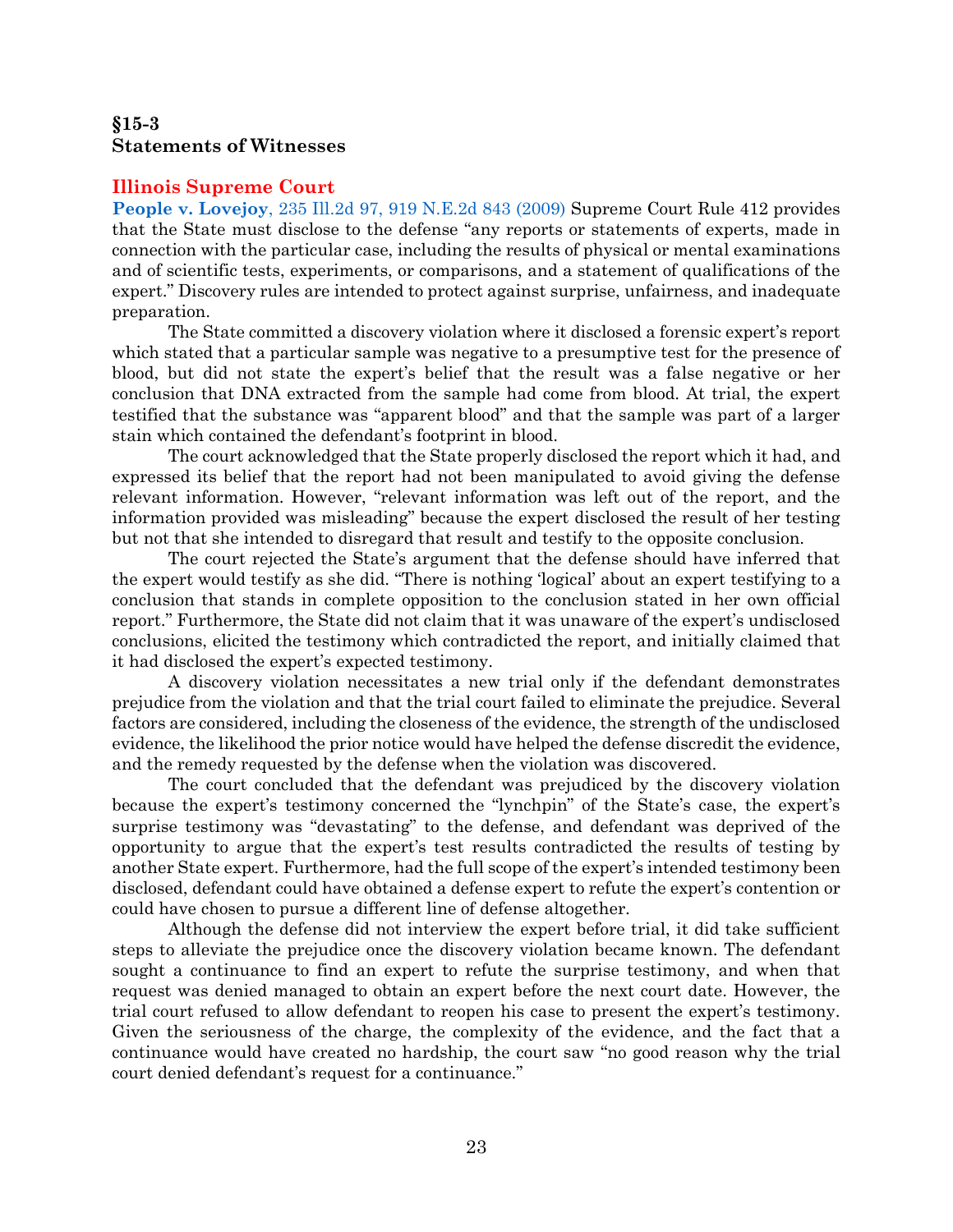## §15-3
## Statements of Witnesses

### Illinois Supreme Court

**People v. Lovejoy**, 235 Ill.2d 97, 919 N.E.2d 843 (2009) Supreme Court Rule 412 provides that the State must disclose to the defense "any reports or statements of experts, made in connection with the particular case, including the results of physical or mental examinations and of scientific tests, experiments, or comparisons, and a statement of qualifications of the expert." Discovery rules are intended to protect against surprise, unfairness, and inadequate preparation.

The State committed a discovery violation where it disclosed a forensic expert's report which stated that a particular sample was negative to a presumptive test for the presence of blood, but did not state the expert's belief that the result was a false negative or her conclusion that DNA extracted from the sample had come from blood. At trial, the expert testified that the substance was "apparent blood" and that the sample was part of a larger stain which contained the defendant's footprint in blood.

The court acknowledged that the State properly disclosed the report which it had, and expressed its belief that the report had not been manipulated to avoid giving the defense relevant information. However, "relevant information was left out of the report, and the information provided was misleading" because the expert disclosed the result of her testing but not that she intended to disregard that result and testify to the opposite conclusion.

The court rejected the State's argument that the defense should have inferred that the expert would testify as she did. "There is nothing 'logical' about an expert testifying to a conclusion that stands in complete opposition to the conclusion stated in her own official report." Furthermore, the State did not claim that it was unaware of the expert's undisclosed conclusions, elicited the testimony which contradicted the report, and initially claimed that it had disclosed the expert's expected testimony.

A discovery violation necessitates a new trial only if the defendant demonstrates prejudice from the violation and that the trial court failed to eliminate the prejudice. Several factors are considered, including the closeness of the evidence, the strength of the undisclosed evidence, the likelihood the prior notice would have helped the defense discredit the evidence, and the remedy requested by the defense when the violation was discovered.

The court concluded that the defendant was prejudiced by the discovery violation because the expert's testimony concerned the "lynchpin" of the State's case, the expert's surprise testimony was "devastating" to the defense, and defendant was deprived of the opportunity to argue that the expert's test results contradicted the results of testing by another State expert. Furthermore, had the full scope of the expert's intended testimony been disclosed, defendant could have obtained a defense expert to refute the expert's contention or could have chosen to pursue a different line of defense altogether.

Although the defense did not interview the expert before trial, it did take sufficient steps to alleviate the prejudice once the discovery violation became known. The defendant sought a continuance to find an expert to refute the surprise testimony, and when that request was denied managed to obtain an expert before the next court date. However, the trial court refused to allow defendant to reopen his case to present the expert's testimony. Given the seriousness of the charge, the complexity of the evidence, and the fact that a continuance would have created no hardship, the court saw "no good reason why the trial court denied defendant's request for a continuance."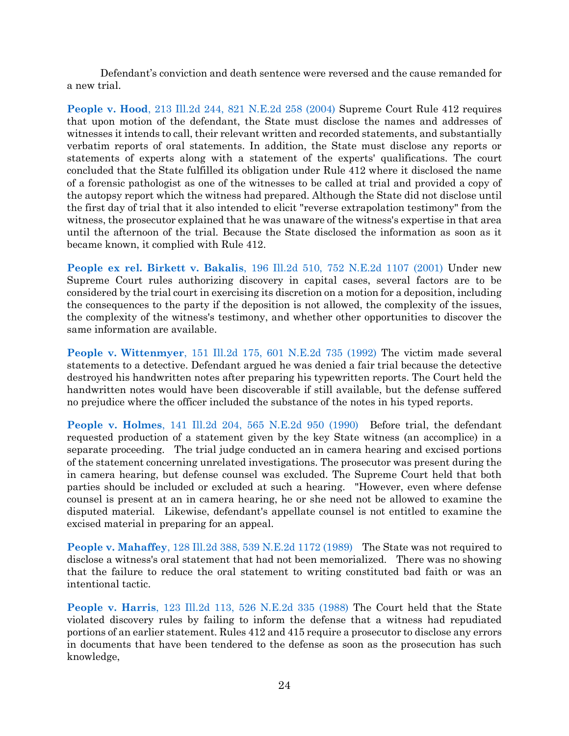Defendant's conviction and death sentence were reversed and the cause remanded for a new trial.

**People v. Hood**, 213 Ill.2d 244, 821 N.E.2d 258 (2004) Supreme Court Rule 412 requires that upon motion of the defendant, the State must disclose the names and addresses of witnesses it intends to call, their relevant written and recorded statements, and substantially verbatim reports of oral statements. In addition, the State must disclose any reports or statements of experts along with a statement of the experts' qualifications. The court concluded that the State fulfilled its obligation under Rule 412 where it disclosed the name of a forensic pathologist as one of the witnesses to be called at trial and provided a copy of the autopsy report which the witness had prepared. Although the State did not disclose until the first day of trial that it also intended to elicit "reverse extrapolation testimony" from the witness, the prosecutor explained that he was unaware of the witness's expertise in that area until the afternoon of the trial. Because the State disclosed the information as soon as it became known, it complied with Rule 412.

**People ex rel. Birkett v. Bakalis**, 196 Ill.2d 510, 752 N.E.2d 1107 (2001) Under new Supreme Court rules authorizing discovery in capital cases, several factors are to be considered by the trial court in exercising its discretion on a motion for a deposition, including the consequences to the party if the deposition is not allowed, the complexity of the issues, the complexity of the witness's testimony, and whether other opportunities to discover the same information are available.

**People v. Wittenmyer**, 151 Ill.2d 175, 601 N.E.2d 735 (1992) The victim made several statements to a detective. Defendant argued he was denied a fair trial because the detective destroyed his handwritten notes after preparing his typewritten reports. The Court held the handwritten notes would have been discoverable if still available, but the defense suffered no prejudice where the officer included the substance of the notes in his typed reports.

**People v. Holmes**, 141 Ill.2d 204, 565 N.E.2d 950 (1990) Before trial, the defendant requested production of a statement given by the key State witness (an accomplice) in a separate proceeding. The trial judge conducted an in camera hearing and excised portions of the statement concerning unrelated investigations. The prosecutor was present during the in camera hearing, but defense counsel was excluded. The Supreme Court held that both parties should be included or excluded at such a hearing. "However, even where defense counsel is present at an in camera hearing, he or she need not be allowed to examine the disputed material. Likewise, defendant's appellate counsel is not entitled to examine the excised material in preparing for an appeal.

**People v. Mahaffey**, 128 Ill.2d 388, 539 N.E.2d 1172 (1989) The State was not required to disclose a witness's oral statement that had not been memorialized. There was no showing that the failure to reduce the oral statement to writing constituted bad faith or was an intentional tactic.

**People v. Harris**, 123 Ill.2d 113, 526 N.E.2d 335 (1988) The Court held that the State violated discovery rules by failing to inform the defense that a witness had repudiated portions of an earlier statement. Rules 412 and 415 require a prosecutor to disclose any errors in documents that have been tendered to the defense as soon as the prosecution has such knowledge,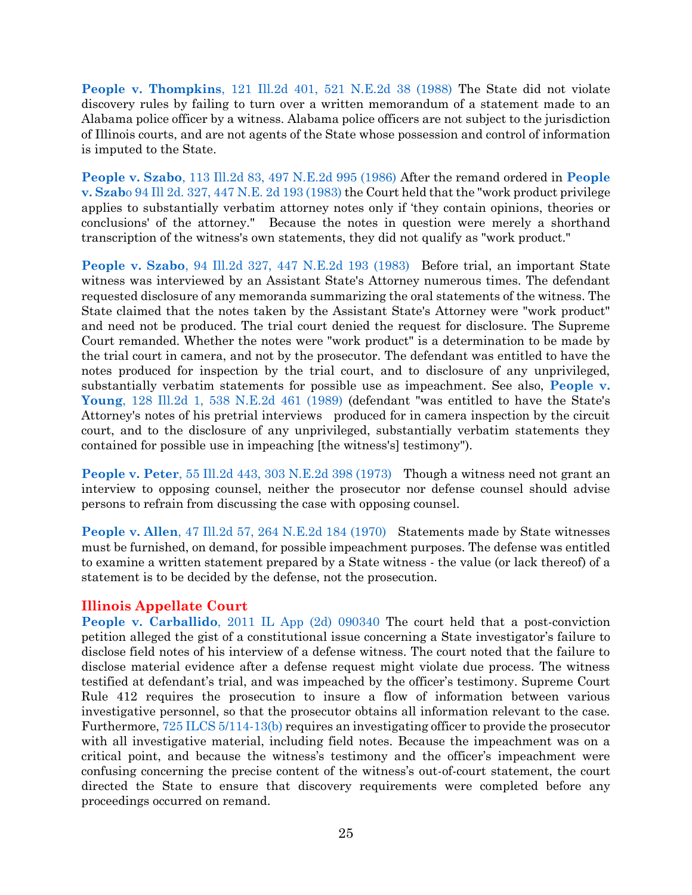**People v. Thompkins**, 121 Ill.2d 401, 521 N.E.2d 38 (1988) The State did not violate discovery rules by failing to turn over a written memorandum of a statement made to an Alabama police officer by a witness. Alabama police officers are not subject to the jurisdiction of Illinois courts, and are not agents of the State whose possession and control of information is imputed to the State.

**People v. Szabo**, 113 Ill.2d 83, 497 N.E.2d 995 (1986) After the remand ordered in **People v. Szab**o 94 Ill 2d. 327, 447 N.E. 2d 193 (1983) the Court held that the "work product privilege applies to substantially verbatim attorney notes only if 'they contain opinions, theories or conclusions' of the attorney." Because the notes in question were merely a shorthand transcription of the witness's own statements, they did not qualify as "work product."

**People v. Szabo**, 94 Ill.2d 327, 447 N.E.2d 193 (1983) Before trial, an important State witness was interviewed by an Assistant State's Attorney numerous times. The defendant requested disclosure of any memoranda summarizing the oral statements of the witness. The State claimed that the notes taken by the Assistant State's Attorney were "work product" and need not be produced. The trial court denied the request for disclosure. The Supreme Court remanded. Whether the notes were "work product" is a determination to be made by the trial court in camera, and not by the prosecutor. The defendant was entitled to have the notes produced for inspection by the trial court, and to disclosure of any unprivileged, substantially verbatim statements for possible use as impeachment. See also, **People v. Young**, 128 Ill.2d 1, 538 N.E.2d 461 (1989) (defendant "was entitled to have the State's Attorney's notes of his pretrial interviews produced for in camera inspection by the circuit court, and to the disclosure of any unprivileged, substantially verbatim statements they contained for possible use in impeaching [the witness's] testimony").

**People v. Peter**, 55 Ill.2d 443, 303 N.E.2d 398 (1973) Though a witness need not grant an interview to opposing counsel, neither the prosecutor nor defense counsel should advise persons to refrain from discussing the case with opposing counsel.

**People v. Allen**, 47 Ill.2d 57, 264 N.E.2d 184 (1970) Statements made by State witnesses must be furnished, on demand, for possible impeachment purposes. The defense was entitled to examine a written statement prepared by a State witness - the value (or lack thereof) of a statement is to be decided by the defense, not the prosecution.

## Illinois Appellate Court

**People v. Carballido**, 2011 IL App (2d) 090340 The court held that a post-conviction petition alleged the gist of a constitutional issue concerning a State investigator's failure to disclose field notes of his interview of a defense witness. The court noted that the failure to disclose material evidence after a defense request might violate due process. The witness testified at defendant's trial, and was impeached by the officer's testimony. Supreme Court Rule 412 requires the prosecution to insure a flow of information between various investigative personnel, so that the prosecutor obtains all information relevant to the case. Furthermore, 725 ILCS 5/114-13(b) requires an investigating officer to provide the prosecutor with all investigative material, including field notes. Because the impeachment was on a critical point, and because the witness's testimony and the officer's impeachment were confusing concerning the precise content of the witness's out-of-court statement, the court directed the State to ensure that discovery requirements were completed before any proceedings occurred on remand.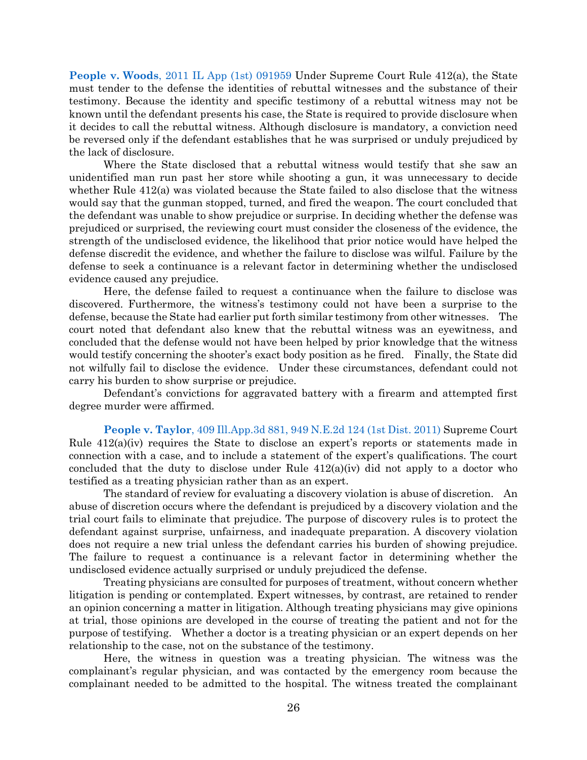**People v. Woods**, 2011 IL App (1st) 091959 Under Supreme Court Rule 412(a), the State must tender to the defense the identities of rebuttal witnesses and the substance of their testimony. Because the identity and specific testimony of a rebuttal witness may not be known until the defendant presents his case, the State is required to provide disclosure when it decides to call the rebuttal witness. Although disclosure is mandatory, a conviction need be reversed only if the defendant establishes that he was surprised or unduly prejudiced by the lack of disclosure.

Where the State disclosed that a rebuttal witness would testify that she saw an unidentified man run past her store while shooting a gun, it was unnecessary to decide whether Rule 412(a) was violated because the State failed to also disclose that the witness would say that the gunman stopped, turned, and fired the weapon. The court concluded that the defendant was unable to show prejudice or surprise. In deciding whether the defense was prejudiced or surprised, the reviewing court must consider the closeness of the evidence, the strength of the undisclosed evidence, the likelihood that prior notice would have helped the defense discredit the evidence, and whether the failure to disclose was wilful. Failure by the defense to seek a continuance is a relevant factor in determining whether the undisclosed evidence caused any prejudice.

Here, the defense failed to request a continuance when the failure to disclose was discovered. Furthermore, the witness's testimony could not have been a surprise to the defense, because the State had earlier put forth similar testimony from other witnesses. The court noted that defendant also knew that the rebuttal witness was an eyewitness, and concluded that the defense would not have been helped by prior knowledge that the witness would testify concerning the shooter's exact body position as he fired. Finally, the State did not wilfully fail to disclose the evidence. Under these circumstances, defendant could not carry his burden to show surprise or prejudice.

Defendant's convictions for aggravated battery with a firearm and attempted first degree murder were affirmed.

**People v. Taylor**, 409 Ill.App.3d 881, 949 N.E.2d 124 (1st Dist. 2011) Supreme Court Rule 412(a)(iv) requires the State to disclose an expert's reports or statements made in connection with a case, and to include a statement of the expert's qualifications. The court concluded that the duty to disclose under Rule 412(a)(iv) did not apply to a doctor who testified as a treating physician rather than as an expert.

The standard of review for evaluating a discovery violation is abuse of discretion. An abuse of discretion occurs where the defendant is prejudiced by a discovery violation and the trial court fails to eliminate that prejudice. The purpose of discovery rules is to protect the defendant against surprise, unfairness, and inadequate preparation. A discovery violation does not require a new trial unless the defendant carries his burden of showing prejudice. The failure to request a continuance is a relevant factor in determining whether the undisclosed evidence actually surprised or unduly prejudiced the defense.

Treating physicians are consulted for purposes of treatment, without concern whether litigation is pending or contemplated. Expert witnesses, by contrast, are retained to render an opinion concerning a matter in litigation. Although treating physicians may give opinions at trial, those opinions are developed in the course of treating the patient and not for the purpose of testifying. Whether a doctor is a treating physician or an expert depends on her relationship to the case, not on the substance of the testimony.

Here, the witness in question was a treating physician. The witness was the complainant's regular physician, and was contacted by the emergency room because the complainant needed to be admitted to the hospital. The witness treated the complainant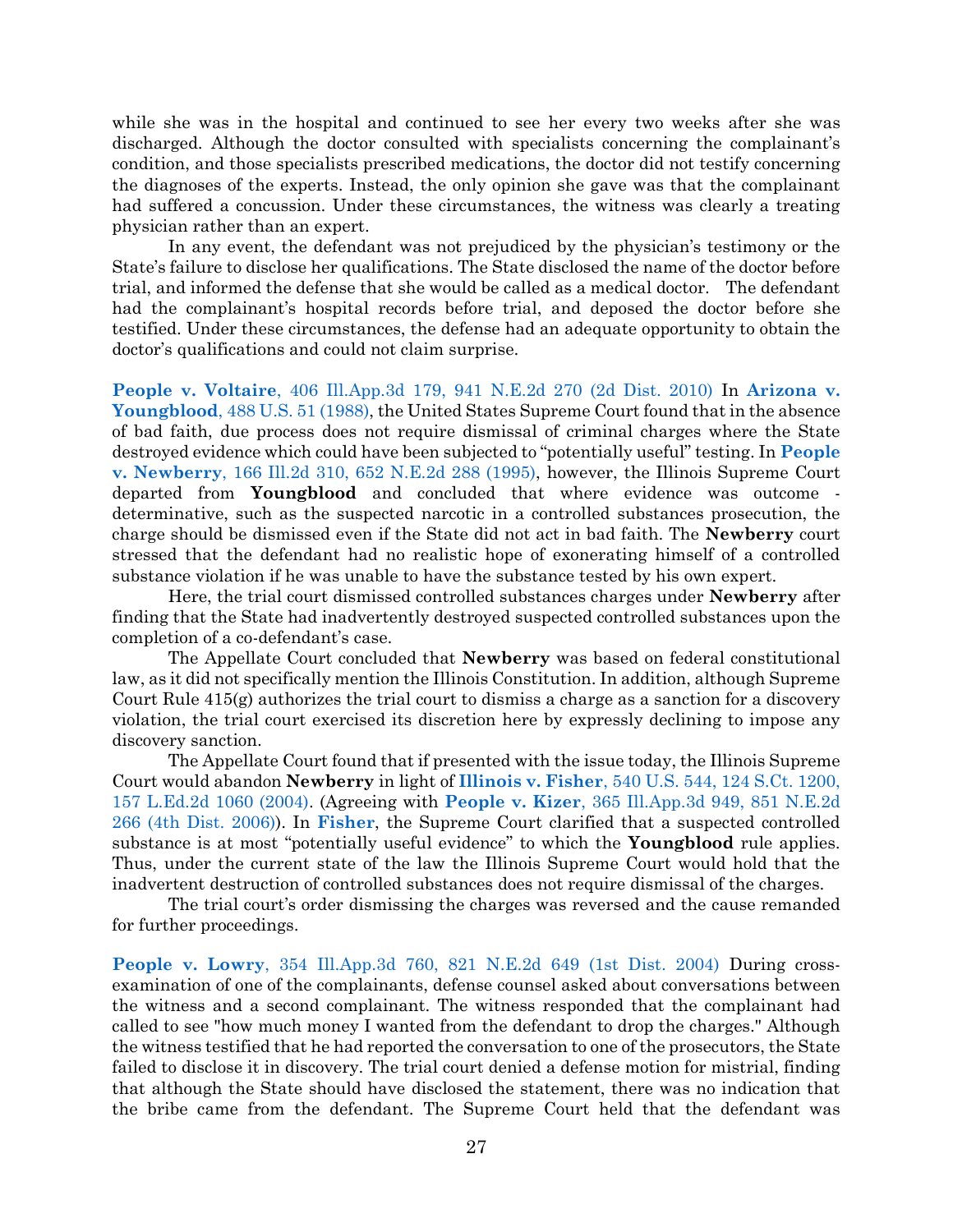while she was in the hospital and continued to see her every two weeks after she was discharged. Although the doctor consulted with specialists concerning the complainant's condition, and those specialists prescribed medications, the doctor did not testify concerning the diagnoses of the experts. Instead, the only opinion she gave was that the complainant had suffered a concussion. Under these circumstances, the witness was clearly a treating physician rather than an expert.

In any event, the defendant was not prejudiced by the physician's testimony or the State's failure to disclose her qualifications. The State disclosed the name of the doctor before trial, and informed the defense that she would be called as a medical doctor. The defendant had the complainant's hospital records before trial, and deposed the doctor before she testified. Under these circumstances, the defense had an adequate opportunity to obtain the doctor's qualifications and could not claim surprise.

**People v. Voltaire**, 406 Ill.App.3d 179, 941 N.E.2d 270 (2d Dist. 2010) In **Arizona v. Youngblood**, 488 U.S. 51 (1988), the United States Supreme Court found that in the absence of bad faith, due process does not require dismissal of criminal charges where the State destroyed evidence which could have been subjected to "potentially useful" testing. In **People v. Newberry**, 166 Ill.2d 310, 652 N.E.2d 288 (1995), however, the Illinois Supreme Court departed from **Youngblood** and concluded that where evidence was outcome - determinative, such as the suspected narcotic in a controlled substances prosecution, the charge should be dismissed even if the State did not act in bad faith. The **Newberry** court stressed that the defendant had no realistic hope of exonerating himself of a controlled substance violation if he was unable to have the substance tested by his own expert.

Here, the trial court dismissed controlled substances charges under **Newberry** after finding that the State had inadvertently destroyed suspected controlled substances upon the completion of a co-defendant's case.

The Appellate Court concluded that **Newberry** was based on federal constitutional law, as it did not specifically mention the Illinois Constitution. In addition, although Supreme Court Rule 415(g) authorizes the trial court to dismiss a charge as a sanction for a discovery violation, the trial court exercised its discretion here by expressly declining to impose any discovery sanction.

The Appellate Court found that if presented with the issue today, the Illinois Supreme Court would abandon **Newberry** in light of **Illinois v. Fisher**, 540 U.S. 544, 124 S.Ct. 1200, 157 L.Ed.2d 1060 (2004). (Agreeing with **People v. Kizer**, 365 Ill.App.3d 949, 851 N.E.2d 266 (4th Dist. 2006)). In **Fisher**, the Supreme Court clarified that a suspected controlled substance is at most "potentially useful evidence" to which the **Youngblood** rule applies. Thus, under the current state of the law the Illinois Supreme Court would hold that the inadvertent destruction of controlled substances does not require dismissal of the charges.

The trial court's order dismissing the charges was reversed and the cause remanded for further proceedings.

**People v. Lowry**, 354 Ill.App.3d 760, 821 N.E.2d 649 (1st Dist. 2004) During cross-examination of one of the complainants, defense counsel asked about conversations between the witness and a second complainant. The witness responded that the complainant had called to see "how much money I wanted from the defendant to drop the charges." Although the witness testified that he had reported the conversation to one of the prosecutors, the State failed to disclose it in discovery. The trial court denied a defense motion for mistrial, finding that although the State should have disclosed the statement, there was no indication that the bribe came from the defendant. The Supreme Court held that the defendant was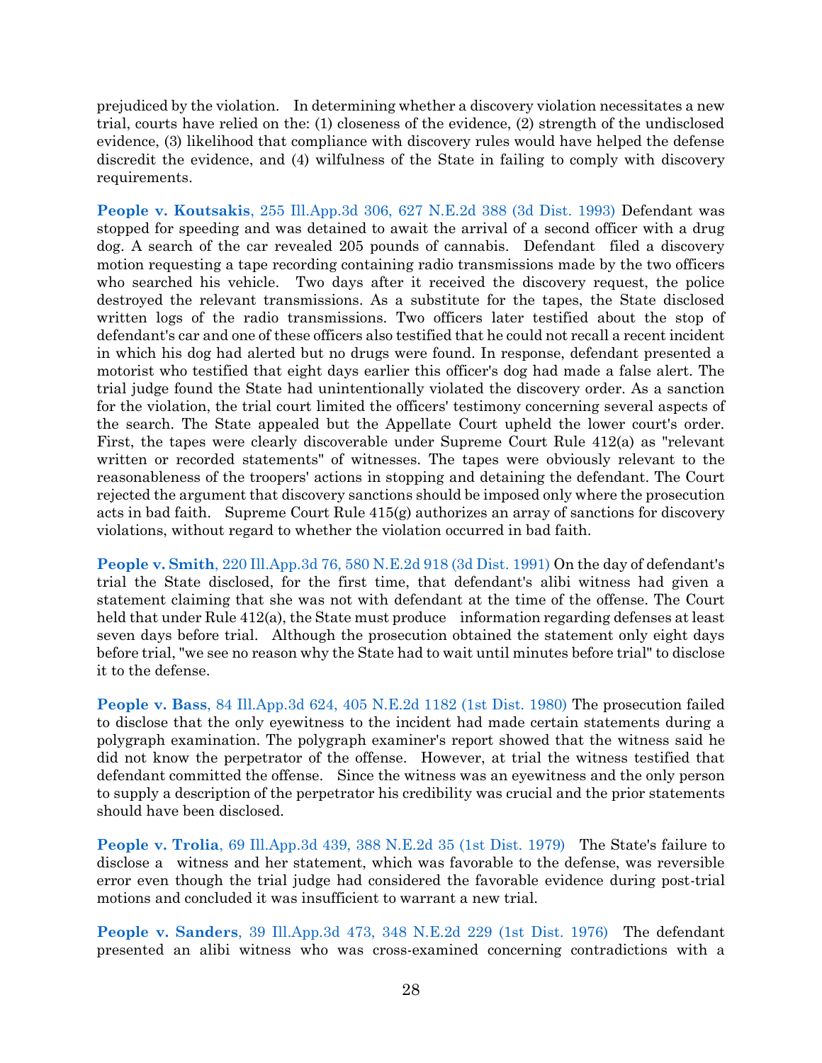prejudiced by the violation. In determining whether a discovery violation necessitates a new trial, courts have relied on the: (1) closeness of the evidence, (2) strength of the undisclosed evidence, (3) likelihood that compliance with discovery rules would have helped the defense discredit the evidence, and (4) wilfulness of the State in failing to comply with discovery requirements.

**People v. Koutsakis**, 255 Ill.App.3d 306, 627 N.E.2d 388 (3d Dist. 1993) Defendant was stopped for speeding and was detained to await the arrival of a second officer with a drug dog. A search of the car revealed 205 pounds of cannabis. Defendant filed a discovery motion requesting a tape recording containing radio transmissions made by the two officers who searched his vehicle. Two days after it received the discovery request, the police destroyed the relevant transmissions. As a substitute for the tapes, the State disclosed written logs of the radio transmissions. Two officers later testified about the stop of defendant's car and one of these officers also testified that he could not recall a recent incident in which his dog had alerted but no drugs were found. In response, defendant presented a motorist who testified that eight days earlier this officer's dog had made a false alert. The trial judge found the State had unintentionally violated the discovery order. As a sanction for the violation, the trial court limited the officers' testimony concerning several aspects of the search. The State appealed but the Appellate Court upheld the lower court's order. First, the tapes were clearly discoverable under Supreme Court Rule 412(a) as "relevant written or recorded statements" of witnesses. The tapes were obviously relevant to the reasonableness of the troopers' actions in stopping and detaining the defendant. The Court rejected the argument that discovery sanctions should be imposed only where the prosecution acts in bad faith. Supreme Court Rule 415(g) authorizes an array of sanctions for discovery violations, without regard to whether the violation occurred in bad faith.

**People v. Smith**, 220 Ill.App.3d 76, 580 N.E.2d 918 (3d Dist. 1991) On the day of defendant's trial the State disclosed, for the first time, that defendant's alibi witness had given a statement claiming that she was not with defendant at the time of the offense. The Court held that under Rule 412(a), the State must produce information regarding defenses at least seven days before trial. Although the prosecution obtained the statement only eight days before trial, "we see no reason why the State had to wait until minutes before trial" to disclose it to the defense.

**People v. Bass**, 84 Ill.App.3d 624, 405 N.E.2d 1182 (1st Dist. 1980) The prosecution failed to disclose that the only eyewitness to the incident had made certain statements during a polygraph examination. The polygraph examiner's report showed that the witness said he did not know the perpetrator of the offense. However, at trial the witness testified that defendant committed the offense. Since the witness was an eyewitness and the only person to supply a description of the perpetrator his credibility was crucial and the prior statements should have been disclosed.

**People v. Trolia**, 69 Ill.App.3d 439, 388 N.E.2d 35 (1st Dist. 1979) The State's failure to disclose a witness and her statement, which was favorable to the defense, was reversible error even though the trial judge had considered the favorable evidence during post-trial motions and concluded it was insufficient to warrant a new trial.

**People v. Sanders**, 39 Ill.App.3d 473, 348 N.E.2d 229 (1st Dist. 1976) The defendant presented an alibi witness who was cross-examined concerning contradictions with a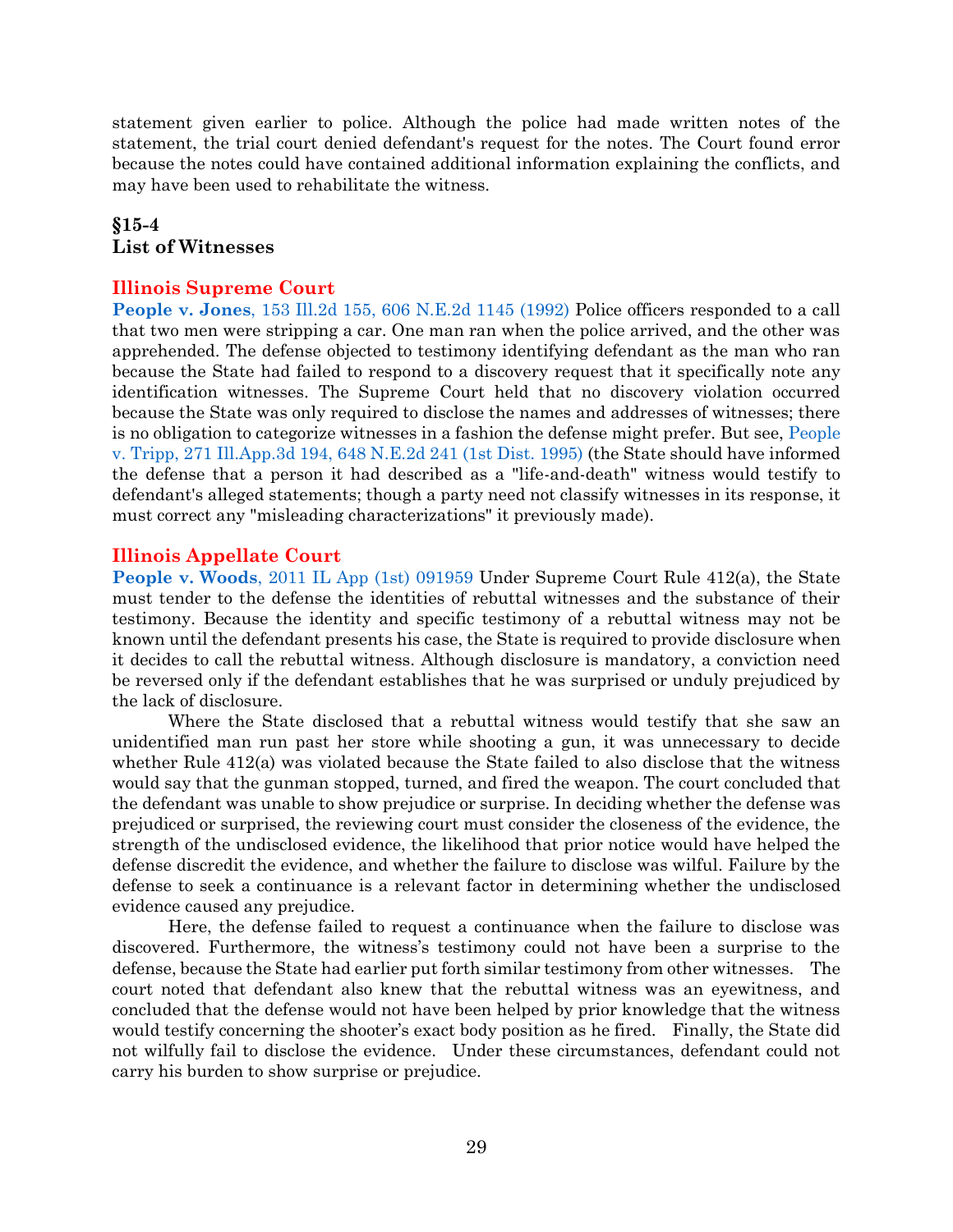statement given earlier to police. Although the police had made written notes of the statement, the trial court denied defendant's request for the notes. The Court found error because the notes could have contained additional information explaining the conflicts, and may have been used to rehabilitate the witness.

## §15-4
## List of Witnesses

### Illinois Supreme Court

**People v. Jones**, 153 Ill.2d 155, 606 N.E.2d 1145 (1992) Police officers responded to a call that two men were stripping a car. One man ran when the police arrived, and the other was apprehended. The defense objected to testimony identifying defendant as the man who ran because the State had failed to respond to a discovery request that it specifically note any identification witnesses. The Supreme Court held that no discovery violation occurred because the State was only required to disclose the names and addresses of witnesses; there is no obligation to categorize witnesses in a fashion the defense might prefer. But see, People v. Tripp, 271 Ill.App.3d 194, 648 N.E.2d 241 (1st Dist. 1995) (the State should have informed the defense that a person it had described as a "life-and-death" witness would testify to defendant's alleged statements; though a party need not classify witnesses in its response, it must correct any "misleading characterizations" it previously made).

### Illinois Appellate Court

**People v. Woods**, 2011 IL App (1st) 091959 Under Supreme Court Rule 412(a), the State must tender to the defense the identities of rebuttal witnesses and the substance of their testimony. Because the identity and specific testimony of a rebuttal witness may not be known until the defendant presents his case, the State is required to provide disclosure when it decides to call the rebuttal witness. Although disclosure is mandatory, a conviction need be reversed only if the defendant establishes that he was surprised or unduly prejudiced by the lack of disclosure.

Where the State disclosed that a rebuttal witness would testify that she saw an unidentified man run past her store while shooting a gun, it was unnecessary to decide whether Rule 412(a) was violated because the State failed to also disclose that the witness would say that the gunman stopped, turned, and fired the weapon. The court concluded that the defendant was unable to show prejudice or surprise. In deciding whether the defense was prejudiced or surprised, the reviewing court must consider the closeness of the evidence, the strength of the undisclosed evidence, the likelihood that prior notice would have helped the defense discredit the evidence, and whether the failure to disclose was wilful. Failure by the defense to seek a continuance is a relevant factor in determining whether the undisclosed evidence caused any prejudice.

Here, the defense failed to request a continuance when the failure to disclose was discovered. Furthermore, the witness's testimony could not have been a surprise to the defense, because the State had earlier put forth similar testimony from other witnesses. The court noted that defendant also knew that the rebuttal witness was an eyewitness, and concluded that the defense would not have been helped by prior knowledge that the witness would testify concerning the shooter's exact body position as he fired. Finally, the State did not wilfully fail to disclose the evidence. Under these circumstances, defendant could not carry his burden to show surprise or prejudice.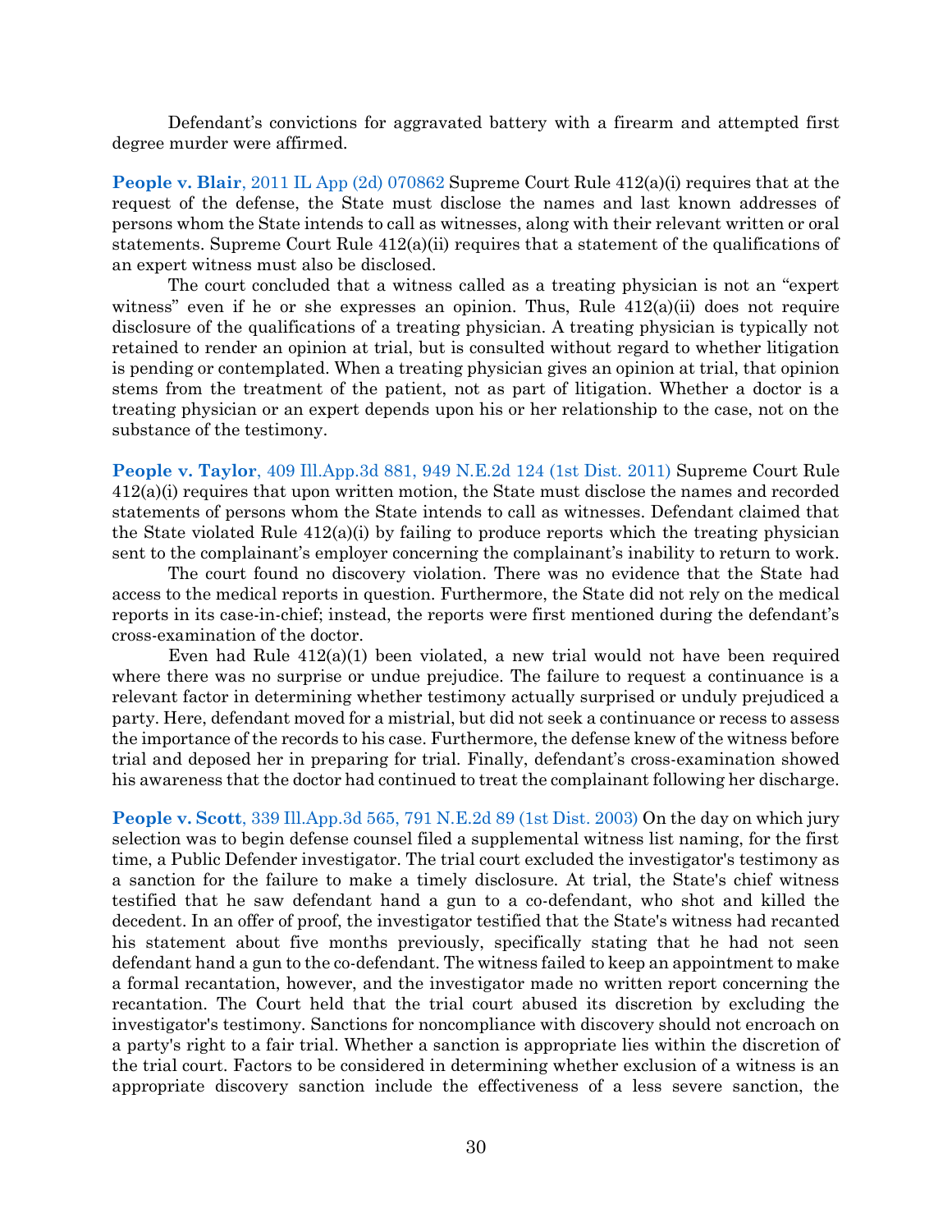Defendant's convictions for aggravated battery with a firearm and attempted first degree murder were affirmed.

**People v. Blair**, 2011 IL App (2d) 070862 Supreme Court Rule 412(a)(i) requires that at the request of the defense, the State must disclose the names and last known addresses of persons whom the State intends to call as witnesses, along with their relevant written or oral statements. Supreme Court Rule 412(a)(ii) requires that a statement of the qualifications of an expert witness must also be disclosed.

The court concluded that a witness called as a treating physician is not an "expert witness" even if he or she expresses an opinion. Thus, Rule 412(a)(ii) does not require disclosure of the qualifications of a treating physician. A treating physician is typically not retained to render an opinion at trial, but is consulted without regard to whether litigation is pending or contemplated. When a treating physician gives an opinion at trial, that opinion stems from the treatment of the patient, not as part of litigation. Whether a doctor is a treating physician or an expert depends upon his or her relationship to the case, not on the substance of the testimony.

**People v. Taylor**, 409 Ill.App.3d 881, 949 N.E.2d 124 (1st Dist. 2011) Supreme Court Rule 412(a)(i) requires that upon written motion, the State must disclose the names and recorded statements of persons whom the State intends to call as witnesses. Defendant claimed that the State violated Rule 412(a)(i) by failing to produce reports which the treating physician sent to the complainant's employer concerning the complainant's inability to return to work.

The court found no discovery violation. There was no evidence that the State had access to the medical reports in question. Furthermore, the State did not rely on the medical reports in its case-in-chief; instead, the reports were first mentioned during the defendant's cross-examination of the doctor.

Even had Rule 412(a)(1) been violated, a new trial would not have been required where there was no surprise or undue prejudice. The failure to request a continuance is a relevant factor in determining whether testimony actually surprised or unduly prejudiced a party. Here, defendant moved for a mistrial, but did not seek a continuance or recess to assess the importance of the records to his case. Furthermore, the defense knew of the witness before trial and deposed her in preparing for trial. Finally, defendant's cross-examination showed his awareness that the doctor had continued to treat the complainant following her discharge.

**People v. Scott**, 339 Ill.App.3d 565, 791 N.E.2d 89 (1st Dist. 2003) On the day on which jury selection was to begin defense counsel filed a supplemental witness list naming, for the first time, a Public Defender investigator. The trial court excluded the investigator's testimony as a sanction for the failure to make a timely disclosure. At trial, the State's chief witness testified that he saw defendant hand a gun to a co-defendant, who shot and killed the decedent. In an offer of proof, the investigator testified that the State's witness had recanted his statement about five months previously, specifically stating that he had not seen defendant hand a gun to the co-defendant. The witness failed to keep an appointment to make a formal recantation, however, and the investigator made no written report concerning the recantation. The Court held that the trial court abused its discretion by excluding the investigator's testimony. Sanctions for noncompliance with discovery should not encroach on a party's right to a fair trial. Whether a sanction is appropriate lies within the discretion of the trial court. Factors to be considered in determining whether exclusion of a witness is an appropriate discovery sanction include the effectiveness of a less severe sanction, the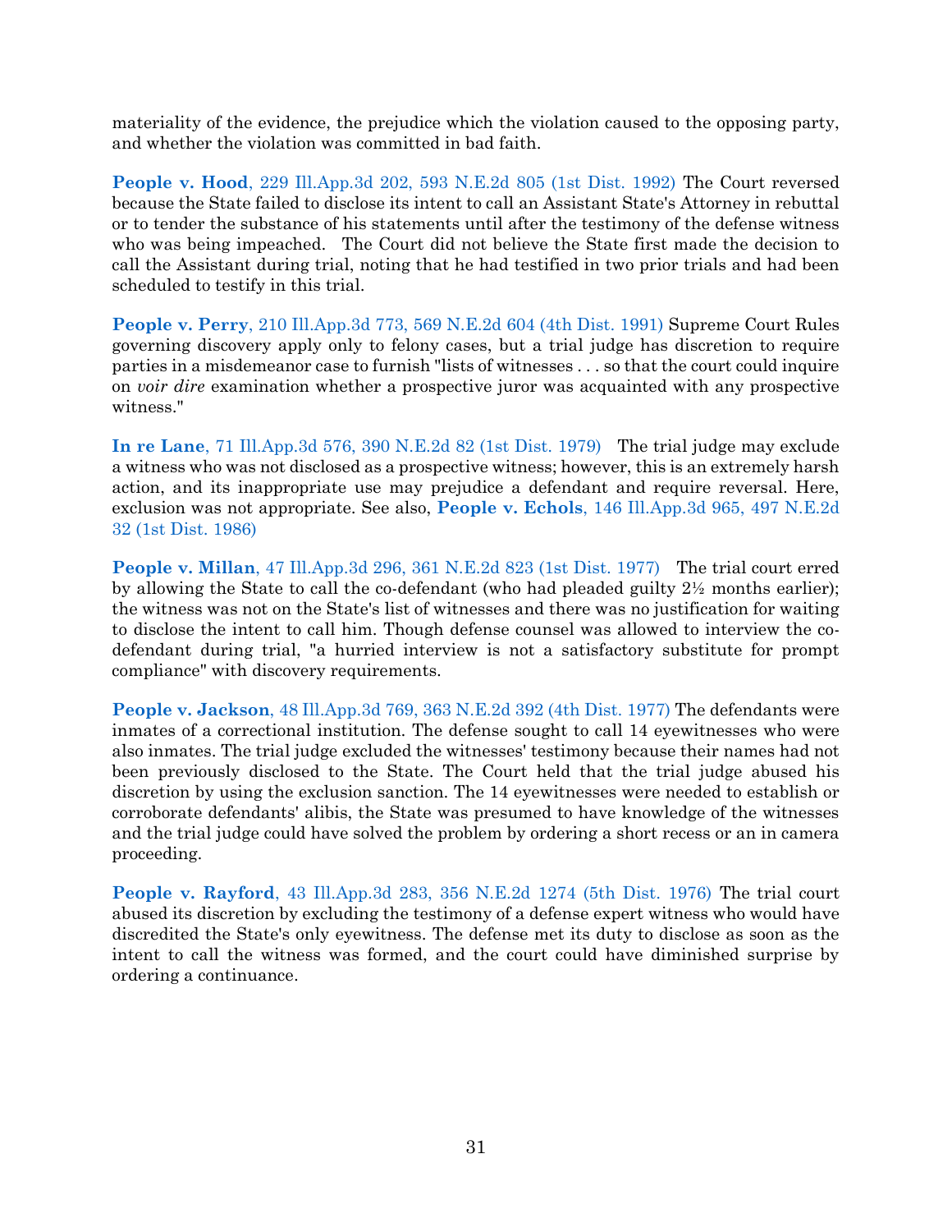materiality of the evidence, the prejudice which the violation caused to the opposing party, and whether the violation was committed in bad faith.

**People v. Hood**, 229 Ill.App.3d 202, 593 N.E.2d 805 (1st Dist. 1992) The Court reversed because the State failed to disclose its intent to call an Assistant State's Attorney in rebuttal or to tender the substance of his statements until after the testimony of the defense witness who was being impeached. The Court did not believe the State first made the decision to call the Assistant during trial, noting that he had testified in two prior trials and had been scheduled to testify in this trial.

**People v. Perry**, 210 Ill.App.3d 773, 569 N.E.2d 604 (4th Dist. 1991) Supreme Court Rules governing discovery apply only to felony cases, but a trial judge has discretion to require parties in a misdemeanor case to furnish "lists of witnesses . . . so that the court could inquire on *voir dire* examination whether a prospective juror was acquainted with any prospective witness."

**In re Lane**, 71 Ill.App.3d 576, 390 N.E.2d 82 (1st Dist. 1979) The trial judge may exclude a witness who was not disclosed as a prospective witness; however, this is an extremely harsh action, and its inappropriate use may prejudice a defendant and require reversal. Here, exclusion was not appropriate. See also, **People v. Echols**, 146 Ill.App.3d 965, 497 N.E.2d 32 (1st Dist. 1986)

**People v. Millan**, 47 Ill.App.3d 296, 361 N.E.2d 823 (1st Dist. 1977) The trial court erred by allowing the State to call the co-defendant (who had pleaded guilty 2½ months earlier); the witness was not on the State's list of witnesses and there was no justification for waiting to disclose the intent to call him. Though defense counsel was allowed to interview the co-defendant during trial, "a hurried interview is not a satisfactory substitute for prompt compliance" with discovery requirements.

**People v. Jackson**, 48 Ill.App.3d 769, 363 N.E.2d 392 (4th Dist. 1977) The defendants were inmates of a correctional institution. The defense sought to call 14 eyewitnesses who were also inmates. The trial judge excluded the witnesses' testimony because their names had not been previously disclosed to the State. The Court held that the trial judge abused his discretion by using the exclusion sanction. The 14 eyewitnesses were needed to establish or corroborate defendants' alibis, the State was presumed to have knowledge of the witnesses and the trial judge could have solved the problem by ordering a short recess or an in camera proceeding.

**People v. Rayford**, 43 Ill.App.3d 283, 356 N.E.2d 1274 (5th Dist. 1976) The trial court abused its discretion by excluding the testimony of a defense expert witness who would have discredited the State's only eyewitness. The defense met its duty to disclose as soon as the intent to call the witness was formed, and the court could have diminished surprise by ordering a continuance.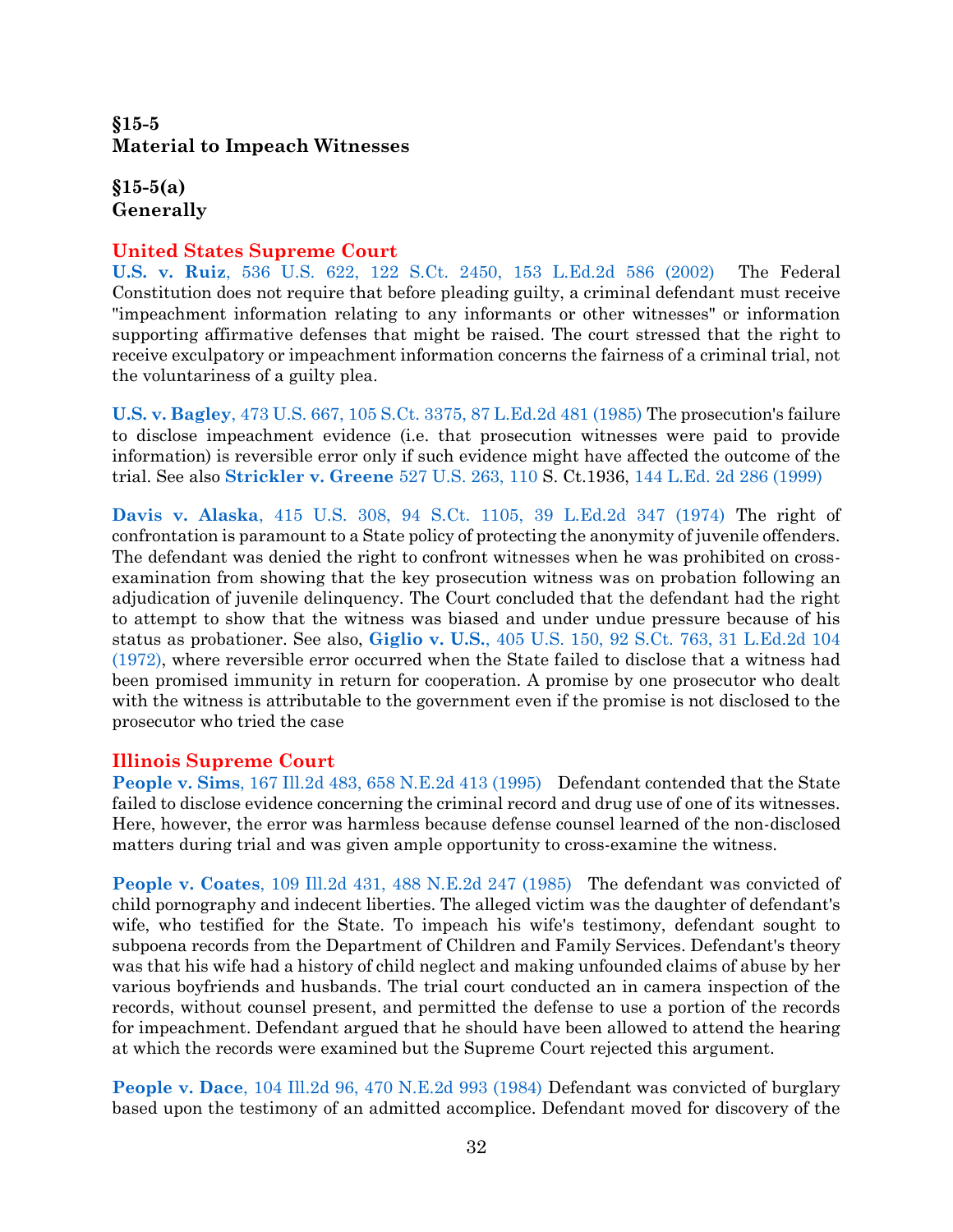## §15-5
## Material to Impeach Witnesses

### §15-5(a)
### Generally

#### United States Supreme Court

**U.S. v. Ruiz**, 536 U.S. 622, 122 S.Ct. 2450, 153 L.Ed.2d 586 (2002) The Federal Constitution does not require that before pleading guilty, a criminal defendant must receive "impeachment information relating to any informants or other witnesses" or information supporting affirmative defenses that might be raised. The court stressed that the right to receive exculpatory or impeachment information concerns the fairness of a criminal trial, not the voluntariness of a guilty plea.

**U.S. v. Bagley**, 473 U.S. 667, 105 S.Ct. 3375, 87 L.Ed.2d 481 (1985) The prosecution's failure to disclose impeachment evidence (i.e. that prosecution witnesses were paid to provide information) is reversible error only if such evidence might have affected the outcome of the trial. See also **Strickler v. Greene** 527 U.S. 263, 110 S. Ct.1936, 144 L.Ed. 2d 286 (1999)

**Davis v. Alaska**, 415 U.S. 308, 94 S.Ct. 1105, 39 L.Ed.2d 347 (1974) The right of confrontation is paramount to a State policy of protecting the anonymity of juvenile offenders. The defendant was denied the right to confront witnesses when he was prohibited on cross-examination from showing that the key prosecution witness was on probation following an adjudication of juvenile delinquency. The Court concluded that the defendant had the right to attempt to show that the witness was biased and under undue pressure because of his status as probationer. See also, **Giglio v. U.S.**, 405 U.S. 150, 92 S.Ct. 763, 31 L.Ed.2d 104 (1972), where reversible error occurred when the State failed to disclose that a witness had been promised immunity in return for cooperation. A promise by one prosecutor who dealt with the witness is attributable to the government even if the promise is not disclosed to the prosecutor who tried the case

#### Illinois Supreme Court

**People v. Sims**, 167 Ill.2d 483, 658 N.E.2d 413 (1995) Defendant contended that the State failed to disclose evidence concerning the criminal record and drug use of one of its witnesses. Here, however, the error was harmless because defense counsel learned of the non-disclosed matters during trial and was given ample opportunity to cross-examine the witness.

**People v. Coates**, 109 Ill.2d 431, 488 N.E.2d 247 (1985) The defendant was convicted of child pornography and indecent liberties. The alleged victim was the daughter of defendant's wife, who testified for the State. To impeach his wife's testimony, defendant sought to subpoena records from the Department of Children and Family Services. Defendant's theory was that his wife had a history of child neglect and making unfounded claims of abuse by her various boyfriends and husbands. The trial court conducted an in camera inspection of the records, without counsel present, and permitted the defense to use a portion of the records for impeachment. Defendant argued that he should have been allowed to attend the hearing at which the records were examined but the Supreme Court rejected this argument.

**People v. Dace**, 104 Ill.2d 96, 470 N.E.2d 993 (1984) Defendant was convicted of burglary based upon the testimony of an admitted accomplice. Defendant moved for discovery of the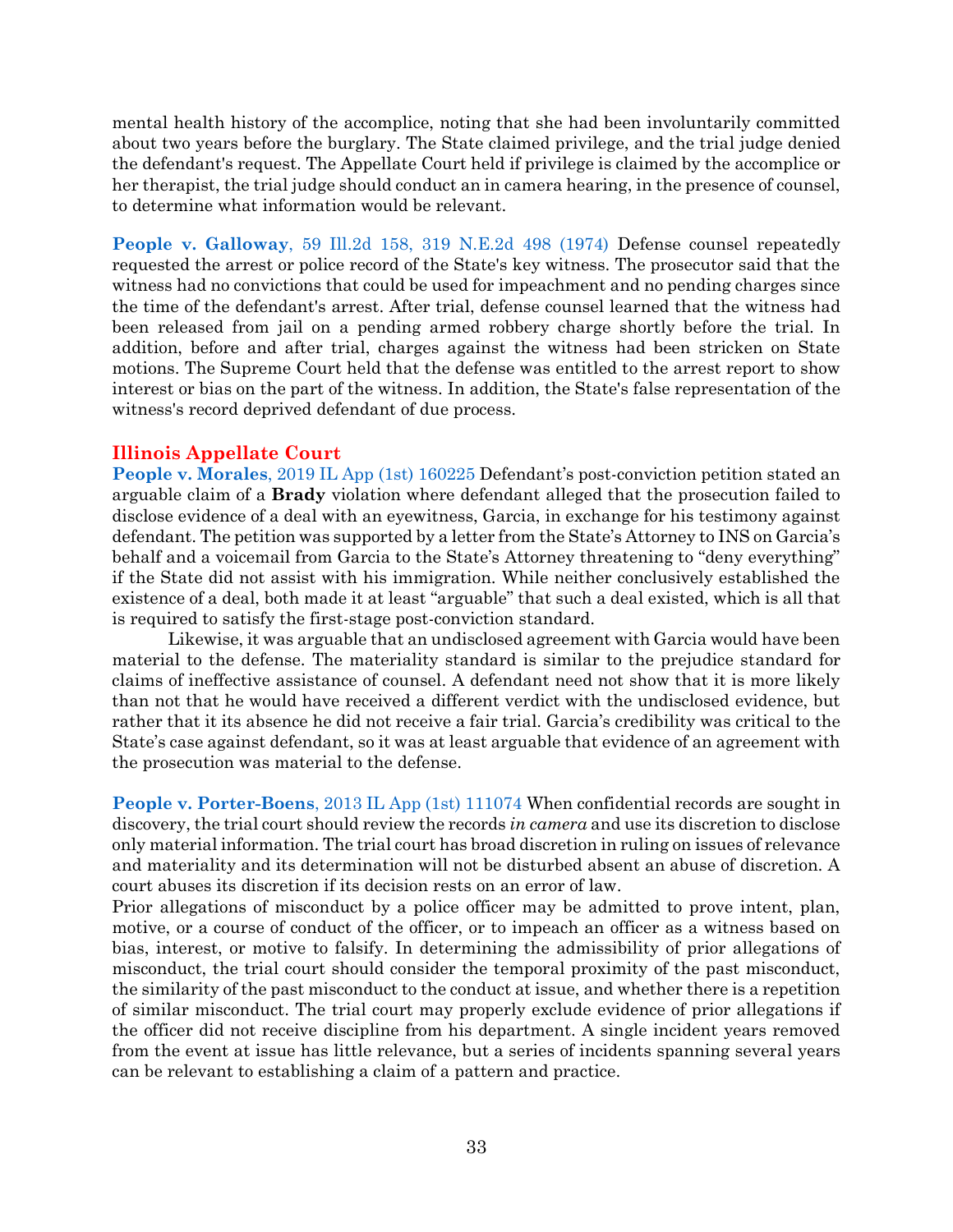mental health history of the accomplice, noting that she had been involuntarily committed about two years before the burglary. The State claimed privilege, and the trial judge denied the defendant's request. The Appellate Court held if privilege is claimed by the accomplice or her therapist, the trial judge should conduct an in camera hearing, in the presence of counsel, to determine what information would be relevant.

**People v. Galloway**, 59 Ill.2d 158, 319 N.E.2d 498 (1974) Defense counsel repeatedly requested the arrest or police record of the State's key witness. The prosecutor said that the witness had no convictions that could be used for impeachment and no pending charges since the time of the defendant's arrest. After trial, defense counsel learned that the witness had been released from jail on a pending armed robbery charge shortly before the trial. In addition, before and after trial, charges against the witness had been stricken on State motions. The Supreme Court held that the defense was entitled to the arrest report to show interest or bias on the part of the witness. In addition, the State's false representation of the witness's record deprived defendant of due process.

## Illinois Appellate Court

**People v. Morales**, 2019 IL App (1st) 160225 Defendant's post-conviction petition stated an arguable claim of a **Brady** violation where defendant alleged that the prosecution failed to disclose evidence of a deal with an eyewitness, Garcia, in exchange for his testimony against defendant. The petition was supported by a letter from the State's Attorney to INS on Garcia's behalf and a voicemail from Garcia to the State's Attorney threatening to "deny everything" if the State did not assist with his immigration. While neither conclusively established the existence of a deal, both made it at least "arguable" that such a deal existed, which is all that is required to satisfy the first-stage post-conviction standard.

Likewise, it was arguable that an undisclosed agreement with Garcia would have been material to the defense. The materiality standard is similar to the prejudice standard for claims of ineffective assistance of counsel. A defendant need not show that it is more likely than not that he would have received a different verdict with the undisclosed evidence, but rather that it its absence he did not receive a fair trial. Garcia's credibility was critical to the State's case against defendant, so it was at least arguable that evidence of an agreement with the prosecution was material to the defense.

**People v. Porter-Boens**, 2013 IL App (1st) 111074 When confidential records are sought in discovery, the trial court should review the records *in camera* and use its discretion to disclose only material information. The trial court has broad discretion in ruling on issues of relevance and materiality and its determination will not be disturbed absent an abuse of discretion. A court abuses its discretion if its decision rests on an error of law.

Prior allegations of misconduct by a police officer may be admitted to prove intent, plan, motive, or a course of conduct of the officer, or to impeach an officer as a witness based on bias, interest, or motive to falsify. In determining the admissibility of prior allegations of misconduct, the trial court should consider the temporal proximity of the past misconduct, the similarity of the past misconduct to the conduct at issue, and whether there is a repetition of similar misconduct. The trial court may properly exclude evidence of prior allegations if the officer did not receive discipline from his department. A single incident years removed from the event at issue has little relevance, but a series of incidents spanning several years can be relevant to establishing a claim of a pattern and practice.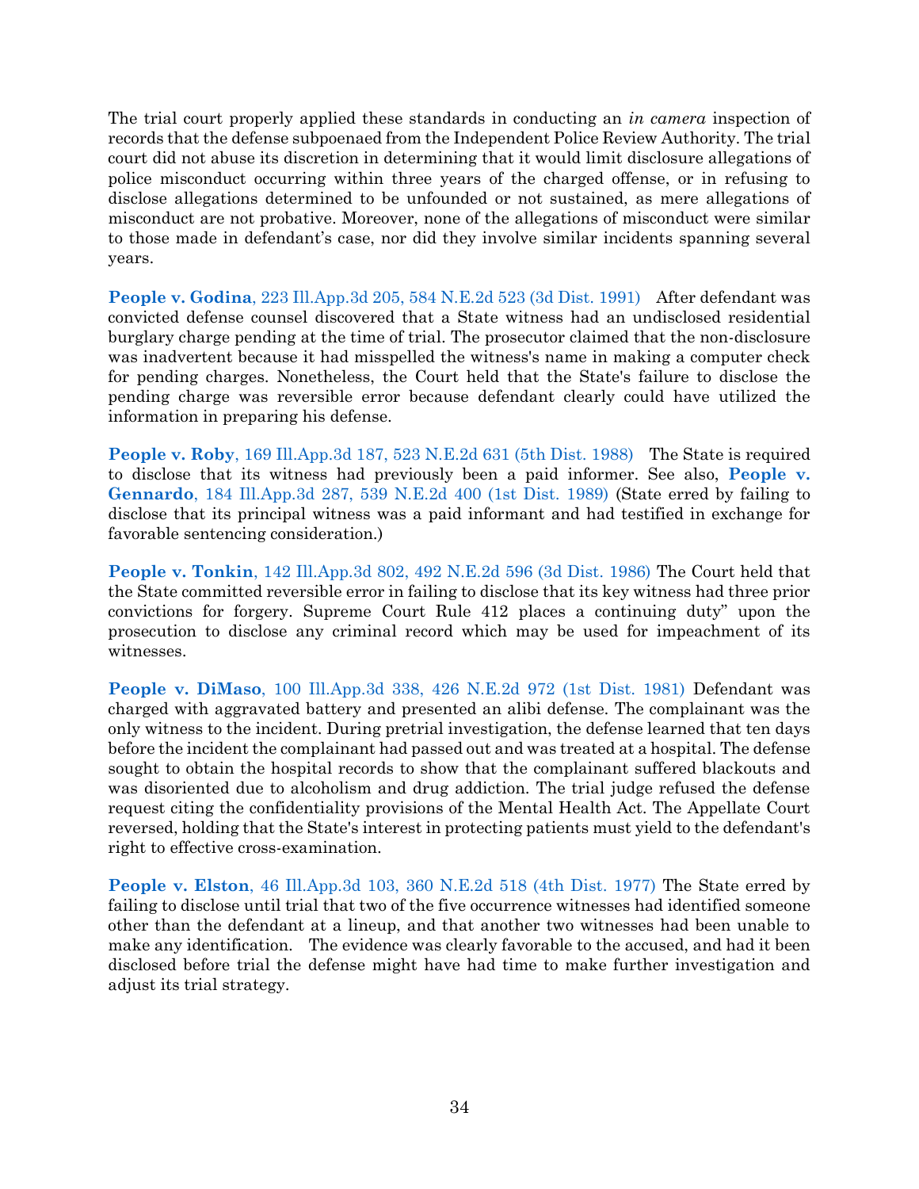The trial court properly applied these standards in conducting an *in camera* inspection of records that the defense subpoenaed from the Independent Police Review Authority. The trial court did not abuse its discretion in determining that it would limit disclosure allegations of police misconduct occurring within three years of the charged offense, or in refusing to disclose allegations determined to be unfounded or not sustained, as mere allegations of misconduct are not probative. Moreover, none of the allegations of misconduct were similar to those made in defendant's case, nor did they involve similar incidents spanning several years.

**People v. Godina**, 223 Ill.App.3d 205, 584 N.E.2d 523 (3d Dist. 1991) After defendant was convicted defense counsel discovered that a State witness had an undisclosed residential burglary charge pending at the time of trial. The prosecutor claimed that the non-disclosure was inadvertent because it had misspelled the witness's name in making a computer check for pending charges. Nonetheless, the Court held that the State's failure to disclose the pending charge was reversible error because defendant clearly could have utilized the information in preparing his defense.

**People v. Roby**, 169 Ill.App.3d 187, 523 N.E.2d 631 (5th Dist. 1988) The State is required to disclose that its witness had previously been a paid informer. See also, **People v. Gennardo**, 184 Ill.App.3d 287, 539 N.E.2d 400 (1st Dist. 1989) (State erred by failing to disclose that its principal witness was a paid informant and had testified in exchange for favorable sentencing consideration.)

**People v. Tonkin**, 142 Ill.App.3d 802, 492 N.E.2d 596 (3d Dist. 1986) The Court held that the State committed reversible error in failing to disclose that its key witness had three prior convictions for forgery. Supreme Court Rule 412 places a continuing duty" upon the prosecution to disclose any criminal record which may be used for impeachment of its witnesses.

**People v. DiMaso**, 100 Ill.App.3d 338, 426 N.E.2d 972 (1st Dist. 1981) Defendant was charged with aggravated battery and presented an alibi defense. The complainant was the only witness to the incident. During pretrial investigation, the defense learned that ten days before the incident the complainant had passed out and was treated at a hospital. The defense sought to obtain the hospital records to show that the complainant suffered blackouts and was disoriented due to alcoholism and drug addiction. The trial judge refused the defense request citing the confidentiality provisions of the Mental Health Act. The Appellate Court reversed, holding that the State's interest in protecting patients must yield to the defendant's right to effective cross-examination.

**People v. Elston**, 46 Ill.App.3d 103, 360 N.E.2d 518 (4th Dist. 1977) The State erred by failing to disclose until trial that two of the five occurrence witnesses had identified someone other than the defendant at a lineup, and that another two witnesses had been unable to make any identification. The evidence was clearly favorable to the accused, and had it been disclosed before trial the defense might have had time to make further investigation and adjust its trial strategy.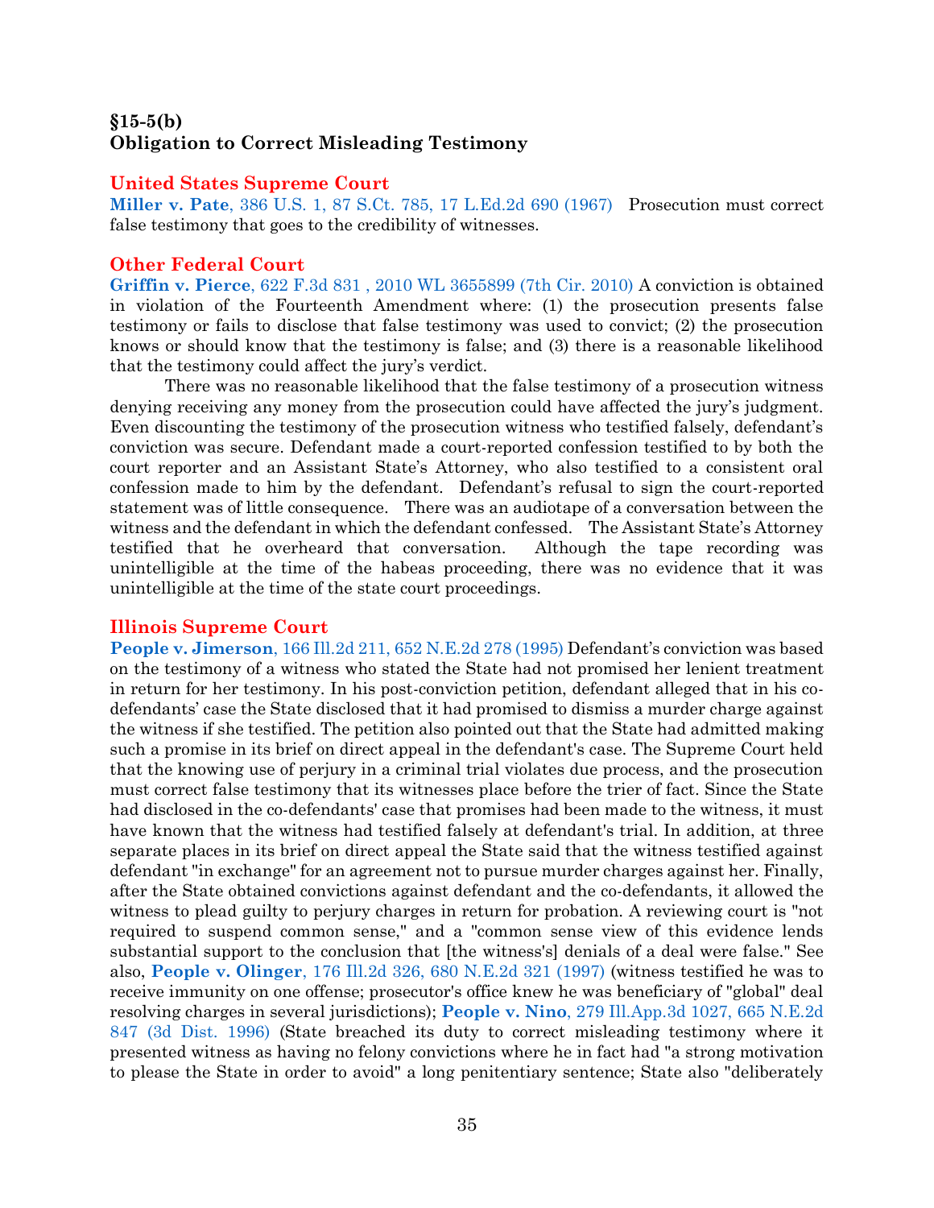## §15-5(b)
## Obligation to Correct Misleading Testimony

### United States Supreme Court

**Miller v. Pate**, 386 U.S. 1, 87 S.Ct. 785, 17 L.Ed.2d 690 (1967) Prosecution must correct false testimony that goes to the credibility of witnesses.

### Other Federal Court

**Griffin v. Pierce**, 622 F.3d 831 , 2010 WL 3655899 (7th Cir. 2010) A conviction is obtained in violation of the Fourteenth Amendment where: (1) the prosecution presents false testimony or fails to disclose that false testimony was used to convict; (2) the prosecution knows or should know that the testimony is false; and (3) there is a reasonable likelihood that the testimony could affect the jury's verdict.

There was no reasonable likelihood that the false testimony of a prosecution witness denying receiving any money from the prosecution could have affected the jury's judgment. Even discounting the testimony of the prosecution witness who testified falsely, defendant's conviction was secure. Defendant made a court-reported confession testified to by both the court reporter and an Assistant State's Attorney, who also testified to a consistent oral confession made to him by the defendant. Defendant's refusal to sign the court-reported statement was of little consequence. There was an audiotape of a conversation between the witness and the defendant in which the defendant confessed. The Assistant State's Attorney testified that he overheard that conversation. Although the tape recording was unintelligible at the time of the habeas proceeding, there was no evidence that it was unintelligible at the time of the state court proceedings.

### Illinois Supreme Court

**People v. Jimerson**, 166 Ill.2d 211, 652 N.E.2d 278 (1995) Defendant's conviction was based on the testimony of a witness who stated the State had not promised her lenient treatment in return for her testimony. In his post-conviction petition, defendant alleged that in his co-defendants' case the State disclosed that it had promised to dismiss a murder charge against the witness if she testified. The petition also pointed out that the State had admitted making such a promise in its brief on direct appeal in the defendant's case. The Supreme Court held that the knowing use of perjury in a criminal trial violates due process, and the prosecution must correct false testimony that its witnesses place before the trier of fact. Since the State had disclosed in the co-defendants' case that promises had been made to the witness, it must have known that the witness had testified falsely at defendant's trial. In addition, at three separate places in its brief on direct appeal the State said that the witness testified against defendant "in exchange" for an agreement not to pursue murder charges against her. Finally, after the State obtained convictions against defendant and the co-defendants, it allowed the witness to plead guilty to perjury charges in return for probation. A reviewing court is "not required to suspend common sense," and a "common sense view of this evidence lends substantial support to the conclusion that [the witness's] denials of a deal were false." See also, **People v. Olinger**, 176 Ill.2d 326, 680 N.E.2d 321 (1997) (witness testified he was to receive immunity on one offense; prosecutor's office knew he was beneficiary of "global" deal resolving charges in several jurisdictions); **People v. Nino**, 279 Ill.App.3d 1027, 665 N.E.2d 847 (3d Dist. 1996) (State breached its duty to correct misleading testimony where it presented witness as having no felony convictions where he in fact had "a strong motivation to please the State in order to avoid" a long penitentiary sentence; State also "deliberately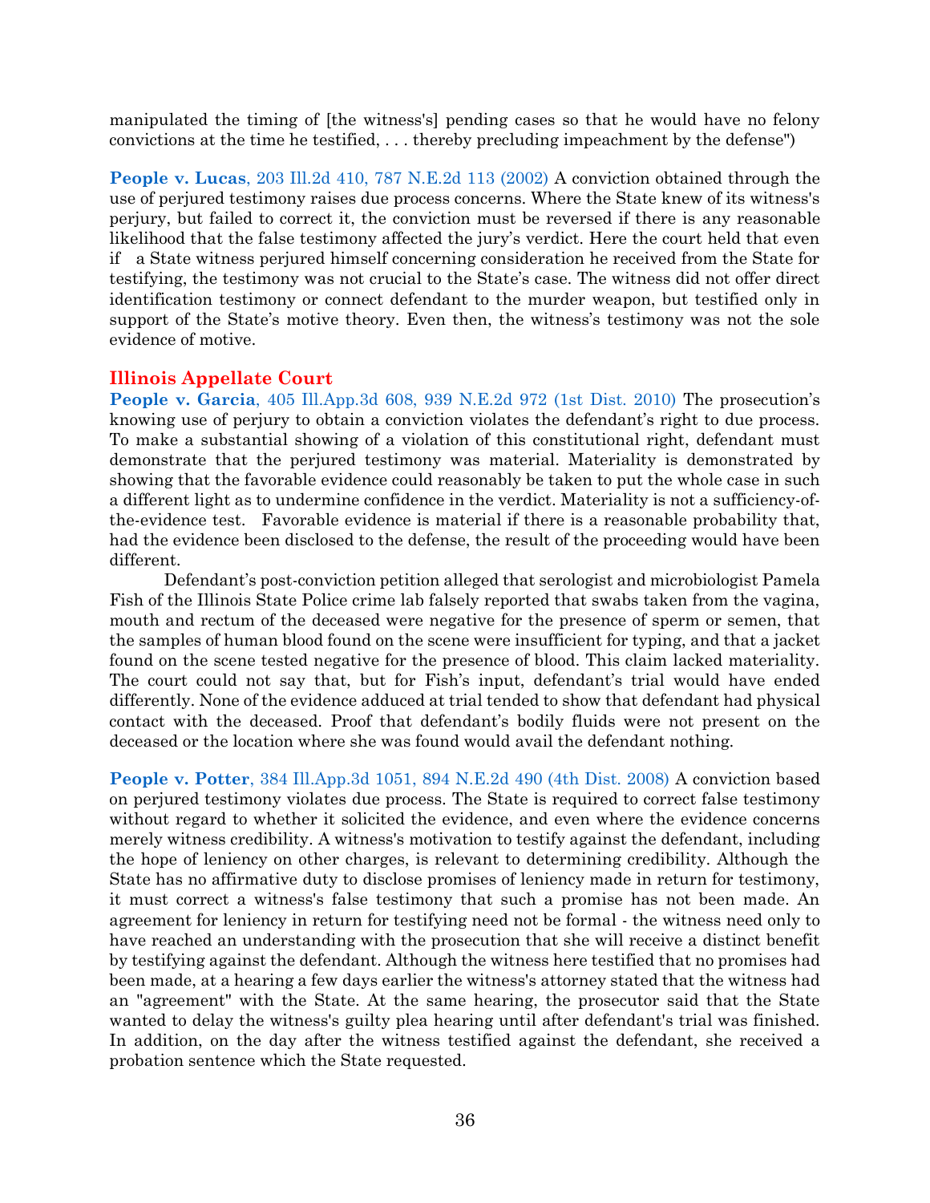manipulated the timing of [the witness's] pending cases so that he would have no felony convictions at the time he testified, . . . thereby precluding impeachment by the defense")

**People v. Lucas**, 203 Ill.2d 410, 787 N.E.2d 113 (2002) A conviction obtained through the use of perjured testimony raises due process concerns. Where the State knew of its witness's perjury, but failed to correct it, the conviction must be reversed if there is any reasonable likelihood that the false testimony affected the jury's verdict. Here the court held that even if a State witness perjured himself concerning consideration he received from the State for testifying, the testimony was not crucial to the State's case. The witness did not offer direct identification testimony or connect defendant to the murder weapon, but testified only in support of the State's motive theory. Even then, the witness's testimony was not the sole evidence of motive.

## Illinois Appellate Court

**People v. Garcia**, 405 Ill.App.3d 608, 939 N.E.2d 972 (1st Dist. 2010) The prosecution's knowing use of perjury to obtain a conviction violates the defendant's right to due process. To make a substantial showing of a violation of this constitutional right, defendant must demonstrate that the perjured testimony was material. Materiality is demonstrated by showing that the favorable evidence could reasonably be taken to put the whole case in such a different light as to undermine confidence in the verdict. Materiality is not a sufficiency-of-the-evidence test. Favorable evidence is material if there is a reasonable probability that, had the evidence been disclosed to the defense, the result of the proceeding would have been different.

Defendant's post-conviction petition alleged that serologist and microbiologist Pamela Fish of the Illinois State Police crime lab falsely reported that swabs taken from the vagina, mouth and rectum of the deceased were negative for the presence of sperm or semen, that the samples of human blood found on the scene were insufficient for typing, and that a jacket found on the scene tested negative for the presence of blood. This claim lacked materiality. The court could not say that, but for Fish's input, defendant's trial would have ended differently. None of the evidence adduced at trial tended to show that defendant had physical contact with the deceased. Proof that defendant's bodily fluids were not present on the deceased or the location where she was found would avail the defendant nothing.

**People v. Potter**, 384 Ill.App.3d 1051, 894 N.E.2d 490 (4th Dist. 2008) A conviction based on perjured testimony violates due process. The State is required to correct false testimony without regard to whether it solicited the evidence, and even where the evidence concerns merely witness credibility. A witness's motivation to testify against the defendant, including the hope of leniency on other charges, is relevant to determining credibility. Although the State has no affirmative duty to disclose promises of leniency made in return for testimony, it must correct a witness's false testimony that such a promise has not been made. An agreement for leniency in return for testifying need not be formal - the witness need only to have reached an understanding with the prosecution that she will receive a distinct benefit by testifying against the defendant. Although the witness here testified that no promises had been made, at a hearing a few days earlier the witness's attorney stated that the witness had an "agreement" with the State. At the same hearing, the prosecutor said that the State wanted to delay the witness's guilty plea hearing until after defendant's trial was finished. In addition, on the day after the witness testified against the defendant, she received a probation sentence which the State requested.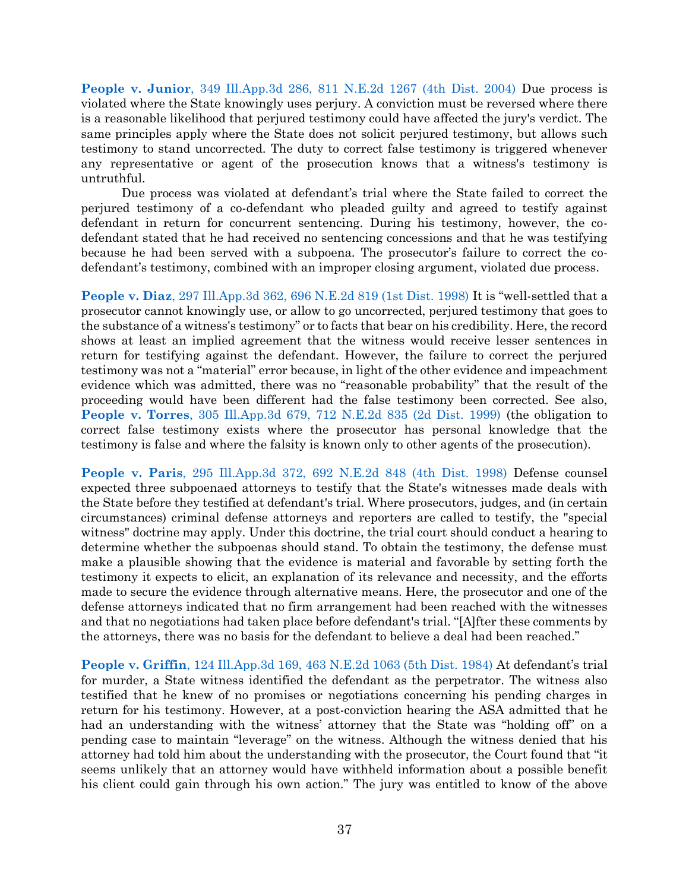**People v. Junior**, 349 Ill.App.3d 286, 811 N.E.2d 1267 (4th Dist. 2004) Due process is violated where the State knowingly uses perjury. A conviction must be reversed where there is a reasonable likelihood that perjured testimony could have affected the jury's verdict. The same principles apply where the State does not solicit perjured testimony, but allows such testimony to stand uncorrected. The duty to correct false testimony is triggered whenever any representative or agent of the prosecution knows that a witness's testimony is untruthful.

Due process was violated at defendant's trial where the State failed to correct the perjured testimony of a co-defendant who pleaded guilty and agreed to testify against defendant in return for concurrent sentencing. During his testimony, however, the co-defendant stated that he had received no sentencing concessions and that he was testifying because he had been served with a subpoena. The prosecutor's failure to correct the co-defendant's testimony, combined with an improper closing argument, violated due process.

**People v. Diaz**, 297 Ill.App.3d 362, 696 N.E.2d 819 (1st Dist. 1998) It is "well-settled that a prosecutor cannot knowingly use, or allow to go uncorrected, perjured testimony that goes to the substance of a witness's testimony" or to facts that bear on his credibility. Here, the record shows at least an implied agreement that the witness would receive lesser sentences in return for testifying against the defendant. However, the failure to correct the perjured testimony was not a "material" error because, in light of the other evidence and impeachment evidence which was admitted, there was no "reasonable probability" that the result of the proceeding would have been different had the false testimony been corrected. See also, **People v. Torres**, 305 Ill.App.3d 679, 712 N.E.2d 835 (2d Dist. 1999) (the obligation to correct false testimony exists where the prosecutor has personal knowledge that the testimony is false and where the falsity is known only to other agents of the prosecution).

**People v. Paris**, 295 Ill.App.3d 372, 692 N.E.2d 848 (4th Dist. 1998) Defense counsel expected three subpoenaed attorneys to testify that the State's witnesses made deals with the State before they testified at defendant's trial. Where prosecutors, judges, and (in certain circumstances) criminal defense attorneys and reporters are called to testify, the "special witness" doctrine may apply. Under this doctrine, the trial court should conduct a hearing to determine whether the subpoenas should stand. To obtain the testimony, the defense must make a plausible showing that the evidence is material and favorable by setting forth the testimony it expects to elicit, an explanation of its relevance and necessity, and the efforts made to secure the evidence through alternative means. Here, the prosecutor and one of the defense attorneys indicated that no firm arrangement had been reached with the witnesses and that no negotiations had taken place before defendant's trial. "[A]fter these comments by the attorneys, there was no basis for the defendant to believe a deal had been reached."

**People v. Griffin**, 124 Ill.App.3d 169, 463 N.E.2d 1063 (5th Dist. 1984) At defendant's trial for murder, a State witness identified the defendant as the perpetrator. The witness also testified that he knew of no promises or negotiations concerning his pending charges in return for his testimony. However, at a post-conviction hearing the ASA admitted that he had an understanding with the witness' attorney that the State was "holding off" on a pending case to maintain "leverage" on the witness. Although the witness denied that his attorney had told him about the understanding with the prosecutor, the Court found that "it seems unlikely that an attorney would have withheld information about a possible benefit his client could gain through his own action." The jury was entitled to know of the above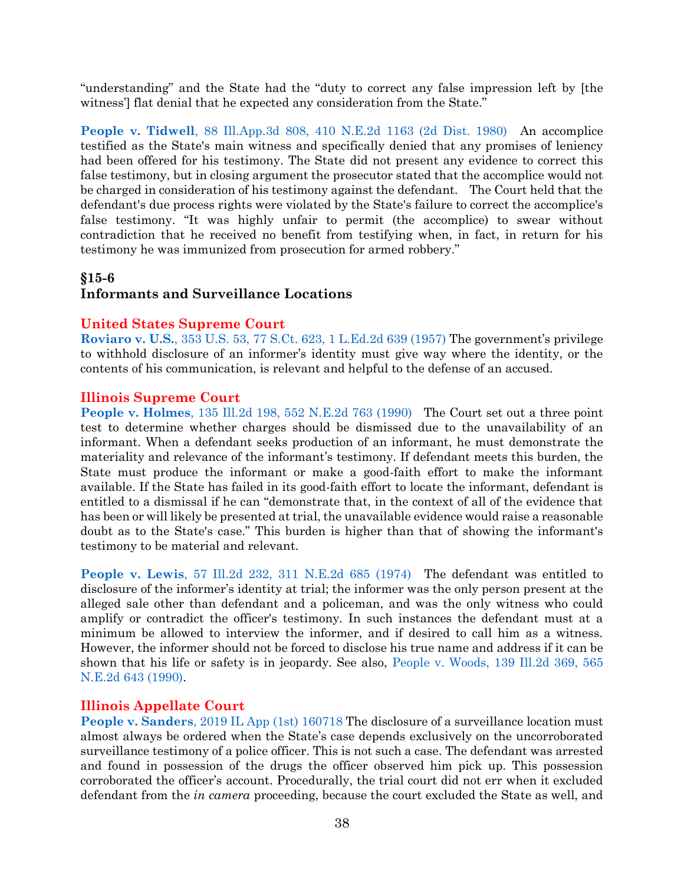"understanding" and the State had the "duty to correct any false impression left by [the witness'] flat denial that he expected any consideration from the State."

**People v. Tidwell**, 88 Ill.App.3d 808, 410 N.E.2d 1163 (2d Dist. 1980) An accomplice testified as the State's main witness and specifically denied that any promises of leniency had been offered for his testimony. The State did not present any evidence to correct this false testimony, but in closing argument the prosecutor stated that the accomplice would not be charged in consideration of his testimony against the defendant. The Court held that the defendant's due process rights were violated by the State's failure to correct the accomplice's false testimony. "It was highly unfair to permit (the accomplice) to swear without contradiction that he received no benefit from testifying when, in fact, in return for his testimony he was immunized from prosecution for armed robbery."

## §15-6
## Informants and Surveillance Locations

### United States Supreme Court

**Roviaro v. U.S.**, 353 U.S. 53, 77 S.Ct. 623, 1 L.Ed.2d 639 (1957) The government's privilege to withhold disclosure of an informer's identity must give way where the identity, or the contents of his communication, is relevant and helpful to the defense of an accused.

### Illinois Supreme Court

**People v. Holmes**, 135 Ill.2d 198, 552 N.E.2d 763 (1990) The Court set out a three point test to determine whether charges should be dismissed due to the unavailability of an informant. When a defendant seeks production of an informant, he must demonstrate the materiality and relevance of the informant's testimony. If defendant meets this burden, the State must produce the informant or make a good-faith effort to make the informant available. If the State has failed in its good-faith effort to locate the informant, defendant is entitled to a dismissal if he can "demonstrate that, in the context of all of the evidence that has been or will likely be presented at trial, the unavailable evidence would raise a reasonable doubt as to the State's case." This burden is higher than that of showing the informant's testimony to be material and relevant.

**People v. Lewis**, 57 Ill.2d 232, 311 N.E.2d 685 (1974) The defendant was entitled to disclosure of the informer's identity at trial; the informer was the only person present at the alleged sale other than defendant and a policeman, and was the only witness who could amplify or contradict the officer's testimony. In such instances the defendant must at a minimum be allowed to interview the informer, and if desired to call him as a witness. However, the informer should not be forced to disclose his true name and address if it can be shown that his life or safety is in jeopardy. See also, People v. Woods, 139 Ill.2d 369, 565 N.E.2d 643 (1990).

### Illinois Appellate Court

**People v. Sanders**, 2019 IL App (1st) 160718 The disclosure of a surveillance location must almost always be ordered when the State's case depends exclusively on the uncorroborated surveillance testimony of a police officer. This is not such a case. The defendant was arrested and found in possession of the drugs the officer observed him pick up. This possession corroborated the officer's account. Procedurally, the trial court did not err when it excluded defendant from the *in camera* proceeding, because the court excluded the State as well, and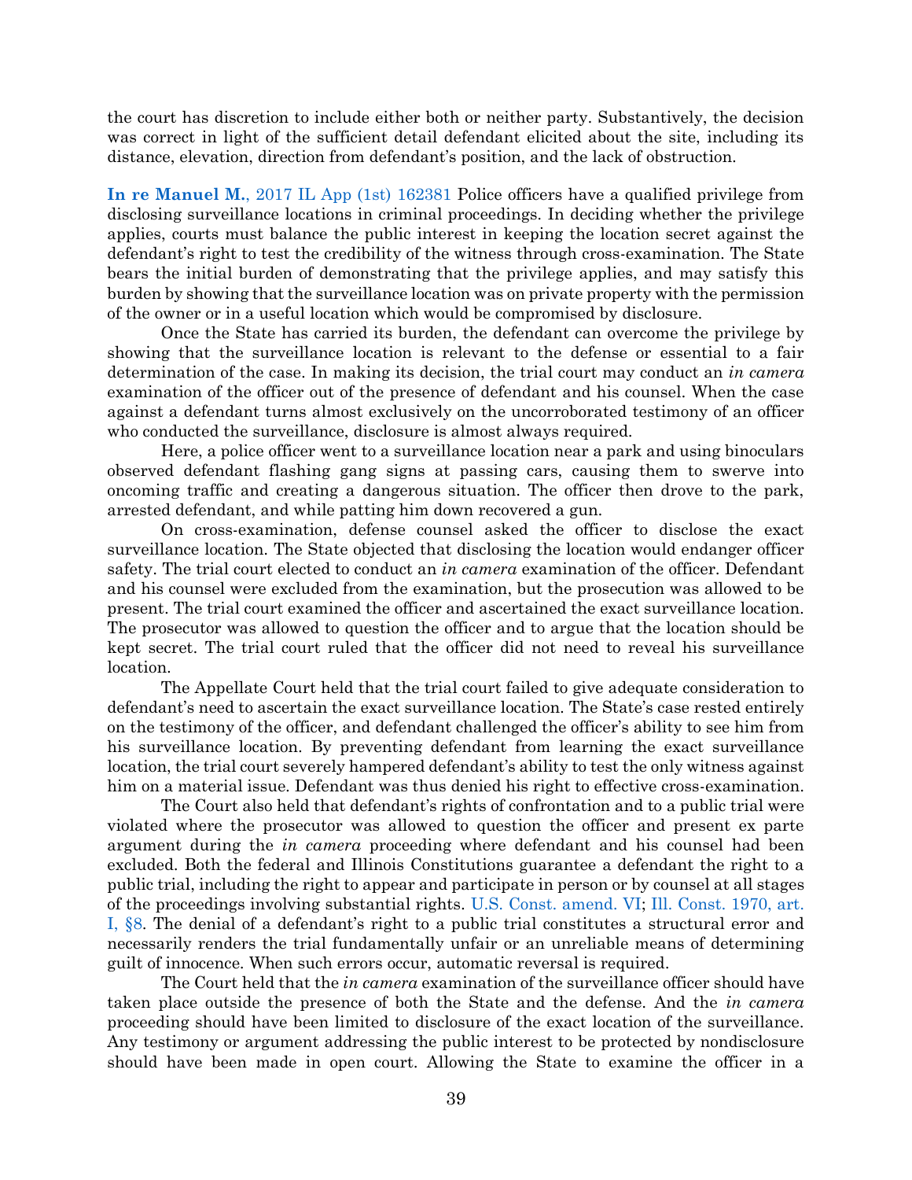the court has discretion to include either both or neither party. Substantively, the decision was correct in light of the sufficient detail defendant elicited about the site, including its distance, elevation, direction from defendant's position, and the lack of obstruction.

**In re Manuel M.**, 2017 IL App (1st) 162381 Police officers have a qualified privilege from disclosing surveillance locations in criminal proceedings. In deciding whether the privilege applies, courts must balance the public interest in keeping the location secret against the defendant's right to test the credibility of the witness through cross-examination. The State bears the initial burden of demonstrating that the privilege applies, and may satisfy this burden by showing that the surveillance location was on private property with the permission of the owner or in a useful location which would be compromised by disclosure.

Once the State has carried its burden, the defendant can overcome the privilege by showing that the surveillance location is relevant to the defense or essential to a fair determination of the case. In making its decision, the trial court may conduct an *in camera* examination of the officer out of the presence of defendant and his counsel. When the case against a defendant turns almost exclusively on the uncorroborated testimony of an officer who conducted the surveillance, disclosure is almost always required.

Here, a police officer went to a surveillance location near a park and using binoculars observed defendant flashing gang signs at passing cars, causing them to swerve into oncoming traffic and creating a dangerous situation. The officer then drove to the park, arrested defendant, and while patting him down recovered a gun.

On cross-examination, defense counsel asked the officer to disclose the exact surveillance location. The State objected that disclosing the location would endanger officer safety. The trial court elected to conduct an *in camera* examination of the officer. Defendant and his counsel were excluded from the examination, but the prosecution was allowed to be present. The trial court examined the officer and ascertained the exact surveillance location. The prosecutor was allowed to question the officer and to argue that the location should be kept secret. The trial court ruled that the officer did not need to reveal his surveillance location.

The Appellate Court held that the trial court failed to give adequate consideration to defendant's need to ascertain the exact surveillance location. The State's case rested entirely on the testimony of the officer, and defendant challenged the officer's ability to see him from his surveillance location. By preventing defendant from learning the exact surveillance location, the trial court severely hampered defendant's ability to test the only witness against him on a material issue. Defendant was thus denied his right to effective cross-examination.

The Court also held that defendant's rights of confrontation and to a public trial were violated where the prosecutor was allowed to question the officer and present ex parte argument during the *in camera* proceeding where defendant and his counsel had been excluded. Both the federal and Illinois Constitutions guarantee a defendant the right to a public trial, including the right to appear and participate in person or by counsel at all stages of the proceedings involving substantial rights. U.S. Const. amend. VI; Ill. Const. 1970, art. I, §8. The denial of a defendant's right to a public trial constitutes a structural error and necessarily renders the trial fundamentally unfair or an unreliable means of determining guilt of innocence. When such errors occur, automatic reversal is required.

The Court held that the *in camera* examination of the surveillance officer should have taken place outside the presence of both the State and the defense. And the *in camera* proceeding should have been limited to disclosure of the exact location of the surveillance. Any testimony or argument addressing the public interest to be protected by nondisclosure should have been made in open court. Allowing the State to examine the officer in a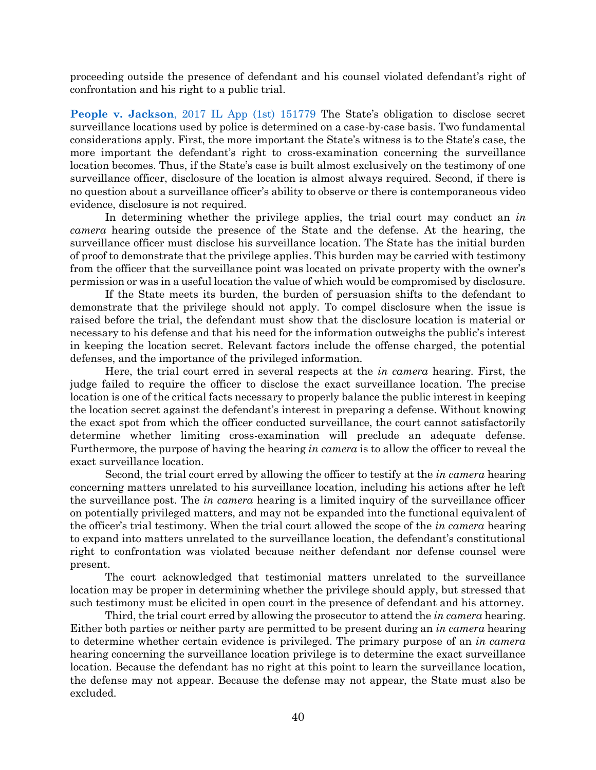proceeding outside the presence of defendant and his counsel violated defendant's right of confrontation and his right to a public trial.

**People v. Jackson**, 2017 IL App (1st) 151779 The State's obligation to disclose secret surveillance locations used by police is determined on a case-by-case basis. Two fundamental considerations apply. First, the more important the State's witness is to the State's case, the more important the defendant's right to cross-examination concerning the surveillance location becomes. Thus, if the State's case is built almost exclusively on the testimony of one surveillance officer, disclosure of the location is almost always required. Second, if there is no question about a surveillance officer's ability to observe or there is contemporaneous video evidence, disclosure is not required.

In determining whether the privilege applies, the trial court may conduct an *in camera* hearing outside the presence of the State and the defense. At the hearing, the surveillance officer must disclose his surveillance location. The State has the initial burden of proof to demonstrate that the privilege applies. This burden may be carried with testimony from the officer that the surveillance point was located on private property with the owner's permission or was in a useful location the value of which would be compromised by disclosure.

If the State meets its burden, the burden of persuasion shifts to the defendant to demonstrate that the privilege should not apply. To compel disclosure when the issue is raised before the trial, the defendant must show that the disclosure location is material or necessary to his defense and that his need for the information outweighs the public's interest in keeping the location secret. Relevant factors include the offense charged, the potential defenses, and the importance of the privileged information.

Here, the trial court erred in several respects at the *in camera* hearing. First, the judge failed to require the officer to disclose the exact surveillance location. The precise location is one of the critical facts necessary to properly balance the public interest in keeping the location secret against the defendant's interest in preparing a defense. Without knowing the exact spot from which the officer conducted surveillance, the court cannot satisfactorily determine whether limiting cross-examination will preclude an adequate defense. Furthermore, the purpose of having the hearing *in camera* is to allow the officer to reveal the exact surveillance location.

Second, the trial court erred by allowing the officer to testify at the *in camera* hearing concerning matters unrelated to his surveillance location, including his actions after he left the surveillance post. The *in camera* hearing is a limited inquiry of the surveillance officer on potentially privileged matters, and may not be expanded into the functional equivalent of the officer's trial testimony. When the trial court allowed the scope of the *in camera* hearing to expand into matters unrelated to the surveillance location, the defendant's constitutional right to confrontation was violated because neither defendant nor defense counsel were present.

The court acknowledged that testimonial matters unrelated to the surveillance location may be proper in determining whether the privilege should apply, but stressed that such testimony must be elicited in open court in the presence of defendant and his attorney.

Third, the trial court erred by allowing the prosecutor to attend the *in camera* hearing. Either both parties or neither party are permitted to be present during an *in camera* hearing to determine whether certain evidence is privileged. The primary purpose of an *in camera* hearing concerning the surveillance location privilege is to determine the exact surveillance location. Because the defendant has no right at this point to learn the surveillance location, the defense may not appear. Because the defense may not appear, the State must also be excluded.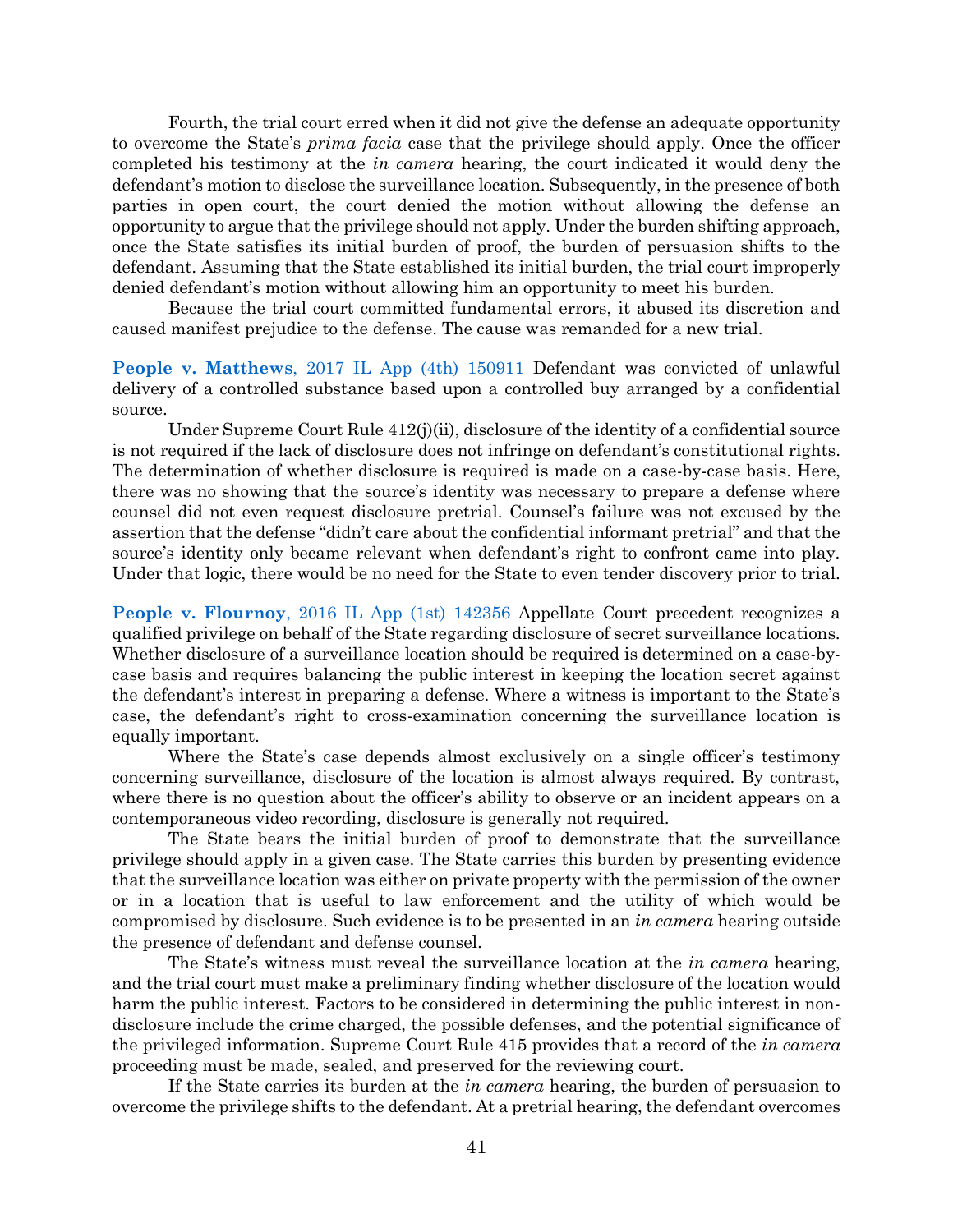Fourth, the trial court erred when it did not give the defense an adequate opportunity to overcome the State's *prima facia* case that the privilege should apply. Once the officer completed his testimony at the *in camera* hearing, the court indicated it would deny the defendant's motion to disclose the surveillance location. Subsequently, in the presence of both parties in open court, the court denied the motion without allowing the defense an opportunity to argue that the privilege should not apply. Under the burden shifting approach, once the State satisfies its initial burden of proof, the burden of persuasion shifts to the defendant. Assuming that the State established its initial burden, the trial court improperly denied defendant's motion without allowing him an opportunity to meet his burden.

Because the trial court committed fundamental errors, it abused its discretion and caused manifest prejudice to the defense. The cause was remanded for a new trial.

**People v. Matthews**, 2017 IL App (4th) 150911 Defendant was convicted of unlawful delivery of a controlled substance based upon a controlled buy arranged by a confidential source.

Under Supreme Court Rule 412(j)(ii), disclosure of the identity of a confidential source is not required if the lack of disclosure does not infringe on defendant's constitutional rights. The determination of whether disclosure is required is made on a case-by-case basis. Here, there was no showing that the source's identity was necessary to prepare a defense where counsel did not even request disclosure pretrial. Counsel's failure was not excused by the assertion that the defense "didn't care about the confidential informant pretrial" and that the source's identity only became relevant when defendant's right to confront came into play. Under that logic, there would be no need for the State to even tender discovery prior to trial.

**People v. Flournoy**, 2016 IL App (1st) 142356 Appellate Court precedent recognizes a qualified privilege on behalf of the State regarding disclosure of secret surveillance locations. Whether disclosure of a surveillance location should be required is determined on a case-by-case basis and requires balancing the public interest in keeping the location secret against the defendant's interest in preparing a defense. Where a witness is important to the State's case, the defendant's right to cross-examination concerning the surveillance location is equally important.

Where the State's case depends almost exclusively on a single officer's testimony concerning surveillance, disclosure of the location is almost always required. By contrast, where there is no question about the officer's ability to observe or an incident appears on a contemporaneous video recording, disclosure is generally not required.

The State bears the initial burden of proof to demonstrate that the surveillance privilege should apply in a given case. The State carries this burden by presenting evidence that the surveillance location was either on private property with the permission of the owner or in a location that is useful to law enforcement and the utility of which would be compromised by disclosure. Such evidence is to be presented in an *in camera* hearing outside the presence of defendant and defense counsel.

The State's witness must reveal the surveillance location at the *in camera* hearing, and the trial court must make a preliminary finding whether disclosure of the location would harm the public interest. Factors to be considered in determining the public interest in non-disclosure include the crime charged, the possible defenses, and the potential significance of the privileged information. Supreme Court Rule 415 provides that a record of the *in camera* proceeding must be made, sealed, and preserved for the reviewing court.

If the State carries its burden at the *in camera* hearing, the burden of persuasion to overcome the privilege shifts to the defendant. At a pretrial hearing, the defendant overcomes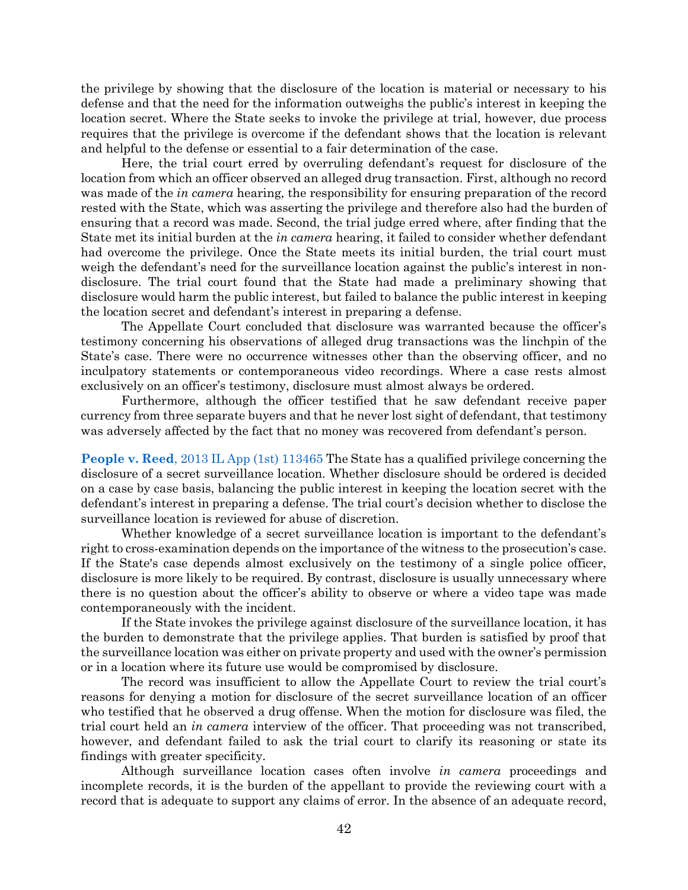the privilege by showing that the disclosure of the location is material or necessary to his defense and that the need for the information outweighs the public's interest in keeping the location secret. Where the State seeks to invoke the privilege at trial, however, due process requires that the privilege is overcome if the defendant shows that the location is relevant and helpful to the defense or essential to a fair determination of the case.

Here, the trial court erred by overruling defendant's request for disclosure of the location from which an officer observed an alleged drug transaction. First, although no record was made of the *in camera* hearing, the responsibility for ensuring preparation of the record rested with the State, which was asserting the privilege and therefore also had the burden of ensuring that a record was made. Second, the trial judge erred where, after finding that the State met its initial burden at the *in camera* hearing, it failed to consider whether defendant had overcome the privilege. Once the State meets its initial burden, the trial court must weigh the defendant's need for the surveillance location against the public's interest in non-disclosure. The trial court found that the State had made a preliminary showing that disclosure would harm the public interest, but failed to balance the public interest in keeping the location secret and defendant's interest in preparing a defense.

The Appellate Court concluded that disclosure was warranted because the officer's testimony concerning his observations of alleged drug transactions was the linchpin of the State's case. There were no occurrence witnesses other than the observing officer, and no inculpatory statements or contemporaneous video recordings. Where a case rests almost exclusively on an officer's testimony, disclosure must almost always be ordered.

Furthermore, although the officer testified that he saw defendant receive paper currency from three separate buyers and that he never lost sight of defendant, that testimony was adversely affected by the fact that no money was recovered from defendant's person.

**People v. Reed**, 2013 IL App (1st) 113465 The State has a qualified privilege concerning the disclosure of a secret surveillance location. Whether disclosure should be ordered is decided on a case by case basis, balancing the public interest in keeping the location secret with the defendant's interest in preparing a defense. The trial court's decision whether to disclose the surveillance location is reviewed for abuse of discretion.

Whether knowledge of a secret surveillance location is important to the defendant's right to cross-examination depends on the importance of the witness to the prosecution's case. If the State's case depends almost exclusively on the testimony of a single police officer, disclosure is more likely to be required. By contrast, disclosure is usually unnecessary where there is no question about the officer's ability to observe or where a video tape was made contemporaneously with the incident.

If the State invokes the privilege against disclosure of the surveillance location, it has the burden to demonstrate that the privilege applies. That burden is satisfied by proof that the surveillance location was either on private property and used with the owner's permission or in a location where its future use would be compromised by disclosure.

The record was insufficient to allow the Appellate Court to review the trial court's reasons for denying a motion for disclosure of the secret surveillance location of an officer who testified that he observed a drug offense. When the motion for disclosure was filed, the trial court held an *in camera* interview of the officer. That proceeding was not transcribed, however, and defendant failed to ask the trial court to clarify its reasoning or state its findings with greater specificity.

Although surveillance location cases often involve *in camera* proceedings and incomplete records, it is the burden of the appellant to provide the reviewing court with a record that is adequate to support any claims of error. In the absence of an adequate record,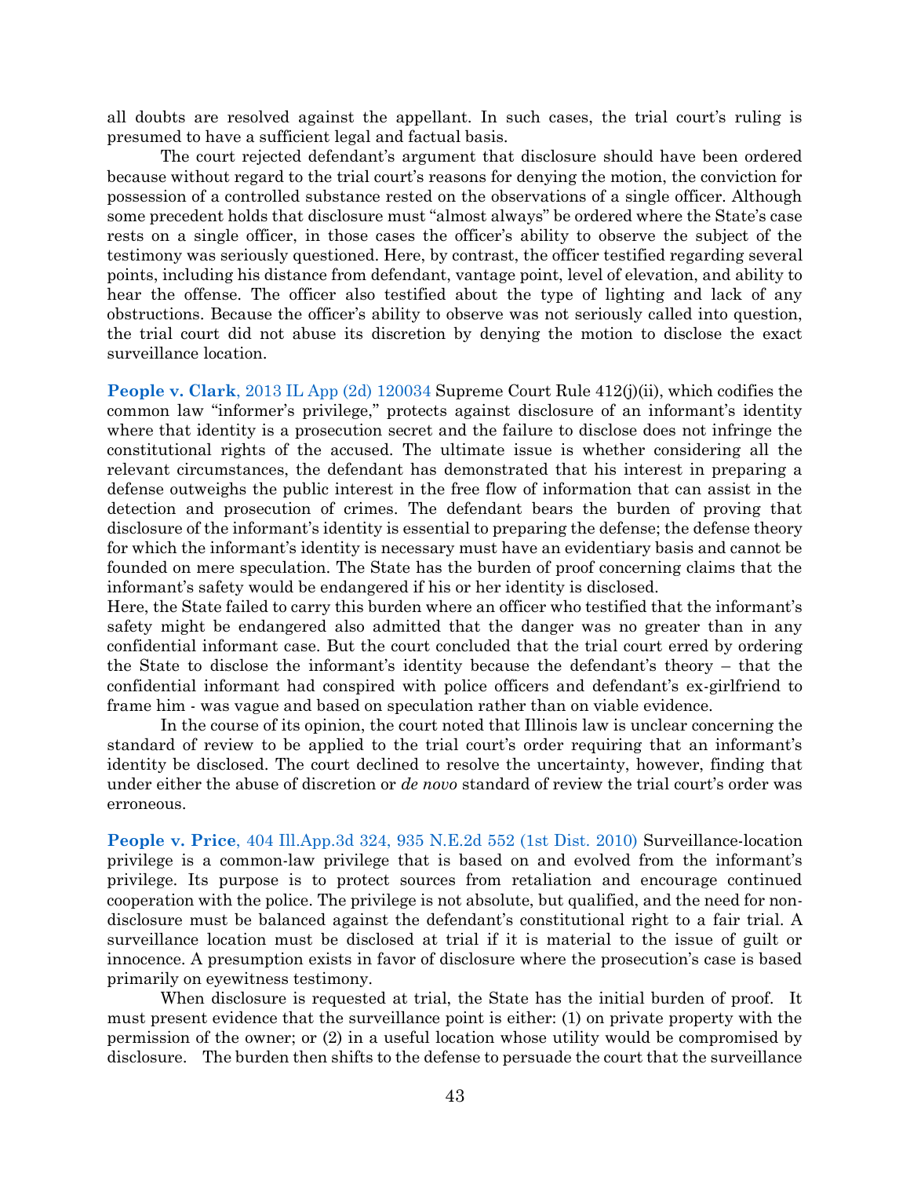all doubts are resolved against the appellant. In such cases, the trial court's ruling is presumed to have a sufficient legal and factual basis.

The court rejected defendant's argument that disclosure should have been ordered because without regard to the trial court's reasons for denying the motion, the conviction for possession of a controlled substance rested on the observations of a single officer. Although some precedent holds that disclosure must "almost always" be ordered where the State's case rests on a single officer, in those cases the officer's ability to observe the subject of the testimony was seriously questioned. Here, by contrast, the officer testified regarding several points, including his distance from defendant, vantage point, level of elevation, and ability to hear the offense. The officer also testified about the type of lighting and lack of any obstructions. Because the officer's ability to observe was not seriously called into question, the trial court did not abuse its discretion by denying the motion to disclose the exact surveillance location.

**People v. Clark**, 2013 IL App (2d) 120034 Supreme Court Rule 412(j)(ii), which codifies the common law "informer's privilege," protects against disclosure of an informant's identity where that identity is a prosecution secret and the failure to disclose does not infringe the constitutional rights of the accused. The ultimate issue is whether considering all the relevant circumstances, the defendant has demonstrated that his interest in preparing a defense outweighs the public interest in the free flow of information that can assist in the detection and prosecution of crimes. The defendant bears the burden of proving that disclosure of the informant's identity is essential to preparing the defense; the defense theory for which the informant's identity is necessary must have an evidentiary basis and cannot be founded on mere speculation. The State has the burden of proof concerning claims that the informant's safety would be endangered if his or her identity is disclosed.

Here, the State failed to carry this burden where an officer who testified that the informant's safety might be endangered also admitted that the danger was no greater than in any confidential informant case. But the court concluded that the trial court erred by ordering the State to disclose the informant's identity because the defendant's theory – that the confidential informant had conspired with police officers and defendant's ex-girlfriend to frame him - was vague and based on speculation rather than on viable evidence.

In the course of its opinion, the court noted that Illinois law is unclear concerning the standard of review to be applied to the trial court's order requiring that an informant's identity be disclosed. The court declined to resolve the uncertainty, however, finding that under either the abuse of discretion or *de novo* standard of review the trial court's order was erroneous.

**People v. Price**, 404 Ill.App.3d 324, 935 N.E.2d 552 (1st Dist. 2010) Surveillance-location privilege is a common-law privilege that is based on and evolved from the informant's privilege. Its purpose is to protect sources from retaliation and encourage continued cooperation with the police. The privilege is not absolute, but qualified, and the need for non-disclosure must be balanced against the defendant's constitutional right to a fair trial. A surveillance location must be disclosed at trial if it is material to the issue of guilt or innocence. A presumption exists in favor of disclosure where the prosecution's case is based primarily on eyewitness testimony.

When disclosure is requested at trial, the State has the initial burden of proof. It must present evidence that the surveillance point is either: (1) on private property with the permission of the owner; or (2) in a useful location whose utility would be compromised by disclosure. The burden then shifts to the defense to persuade the court that the surveillance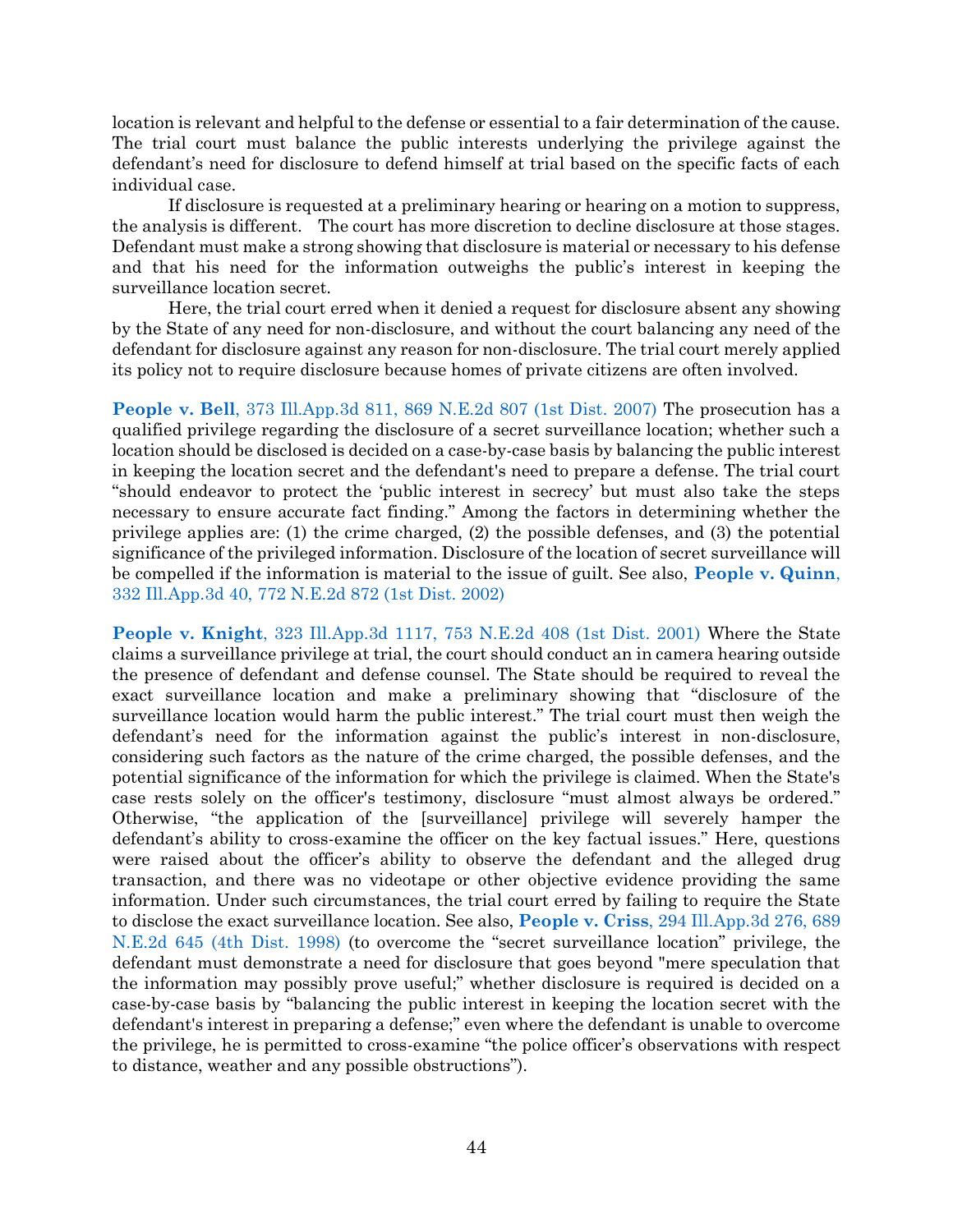location is relevant and helpful to the defense or essential to a fair determination of the cause. The trial court must balance the public interests underlying the privilege against the defendant's need for disclosure to defend himself at trial based on the specific facts of each individual case.

If disclosure is requested at a preliminary hearing or hearing on a motion to suppress, the analysis is different. The court has more discretion to decline disclosure at those stages. Defendant must make a strong showing that disclosure is material or necessary to his defense and that his need for the information outweighs the public's interest in keeping the surveillance location secret.

Here, the trial court erred when it denied a request for disclosure absent any showing by the State of any need for non-disclosure, and without the court balancing any need of the defendant for disclosure against any reason for non-disclosure. The trial court merely applied its policy not to require disclosure because homes of private citizens are often involved.

**People v. Bell**, 373 Ill.App.3d 811, 869 N.E.2d 807 (1st Dist. 2007) The prosecution has a qualified privilege regarding the disclosure of a secret surveillance location; whether such a location should be disclosed is decided on a case-by-case basis by balancing the public interest in keeping the location secret and the defendant's need to prepare a defense. The trial court "should endeavor to protect the 'public interest in secrecy' but must also take the steps necessary to ensure accurate fact finding." Among the factors in determining whether the privilege applies are: (1) the crime charged, (2) the possible defenses, and (3) the potential significance of the privileged information. Disclosure of the location of secret surveillance will be compelled if the information is material to the issue of guilt. See also, **People v. Quinn**, 332 Ill.App.3d 40, 772 N.E.2d 872 (1st Dist. 2002)

**People v. Knight**, 323 Ill.App.3d 1117, 753 N.E.2d 408 (1st Dist. 2001) Where the State claims a surveillance privilege at trial, the court should conduct an in camera hearing outside the presence of defendant and defense counsel. The State should be required to reveal the exact surveillance location and make a preliminary showing that "disclosure of the surveillance location would harm the public interest." The trial court must then weigh the defendant's need for the information against the public's interest in non-disclosure, considering such factors as the nature of the crime charged, the possible defenses, and the potential significance of the information for which the privilege is claimed. When the State's case rests solely on the officer's testimony, disclosure "must almost always be ordered." Otherwise, "the application of the [surveillance] privilege will severely hamper the defendant's ability to cross-examine the officer on the key factual issues." Here, questions were raised about the officer's ability to observe the defendant and the alleged drug transaction, and there was no videotape or other objective evidence providing the same information. Under such circumstances, the trial court erred by failing to require the State to disclose the exact surveillance location. See also, **People v. Criss**, 294 Ill.App.3d 276, 689 N.E.2d 645 (4th Dist. 1998) (to overcome the "secret surveillance location" privilege, the defendant must demonstrate a need for disclosure that goes beyond "mere speculation that the information may possibly prove useful;" whether disclosure is required is decided on a case-by-case basis by "balancing the public interest in keeping the location secret with the defendant's interest in preparing a defense;" even where the defendant is unable to overcome the privilege, he is permitted to cross-examine "the police officer's observations with respect to distance, weather and any possible obstructions").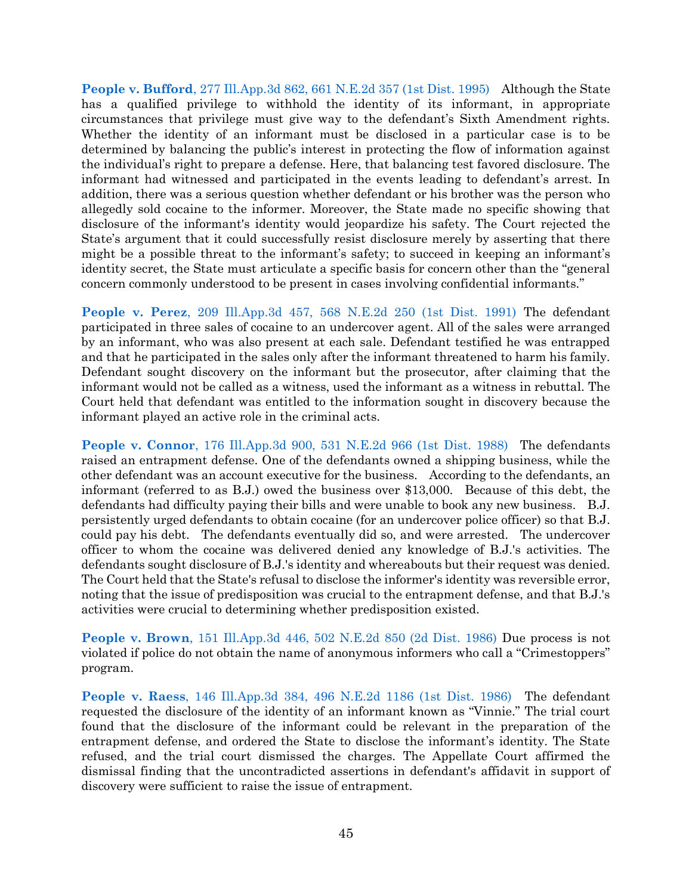**People v. Bufford**, 277 Ill.App.3d 862, 661 N.E.2d 357 (1st Dist. 1995) Although the State has a qualified privilege to withhold the identity of its informant, in appropriate circumstances that privilege must give way to the defendant's Sixth Amendment rights. Whether the identity of an informant must be disclosed in a particular case is to be determined by balancing the public's interest in protecting the flow of information against the individual's right to prepare a defense. Here, that balancing test favored disclosure. The informant had witnessed and participated in the events leading to defendant's arrest. In addition, there was a serious question whether defendant or his brother was the person who allegedly sold cocaine to the informer. Moreover, the State made no specific showing that disclosure of the informant's identity would jeopardize his safety. The Court rejected the State's argument that it could successfully resist disclosure merely by asserting that there might be a possible threat to the informant's safety; to succeed in keeping an informant's identity secret, the State must articulate a specific basis for concern other than the "general concern commonly understood to be present in cases involving confidential informants."

**People v. Perez**, 209 Ill.App.3d 457, 568 N.E.2d 250 (1st Dist. 1991) The defendant participated in three sales of cocaine to an undercover agent. All of the sales were arranged by an informant, who was also present at each sale. Defendant testified he was entrapped and that he participated in the sales only after the informant threatened to harm his family. Defendant sought discovery on the informant but the prosecutor, after claiming that the informant would not be called as a witness, used the informant as a witness in rebuttal. The Court held that defendant was entitled to the information sought in discovery because the informant played an active role in the criminal acts.

**People v. Connor**, 176 Ill.App.3d 900, 531 N.E.2d 966 (1st Dist. 1988) The defendants raised an entrapment defense. One of the defendants owned a shipping business, while the other defendant was an account executive for the business. According to the defendants, an informant (referred to as B.J.) owed the business over $13,000. Because of this debt, the defendants had difficulty paying their bills and were unable to book any new business. B.J. persistently urged defendants to obtain cocaine (for an undercover police officer) so that B.J. could pay his debt. The defendants eventually did so, and were arrested. The undercover officer to whom the cocaine was delivered denied any knowledge of B.J.'s activities. The defendants sought disclosure of B.J.'s identity and whereabouts but their request was denied. The Court held that the State's refusal to disclose the informer's identity was reversible error, noting that the issue of predisposition was crucial to the entrapment defense, and that B.J.'s activities were crucial to determining whether predisposition existed.

**People v. Brown**, 151 Ill.App.3d 446, 502 N.E.2d 850 (2d Dist. 1986) Due process is not violated if police do not obtain the name of anonymous informers who call a "Crimestoppers" program.

**People v. Raess**, 146 Ill.App.3d 384, 496 N.E.2d 1186 (1st Dist. 1986) The defendant requested the disclosure of the identity of an informant known as "Vinnie." The trial court found that the disclosure of the informant could be relevant in the preparation of the entrapment defense, and ordered the State to disclose the informant's identity. The State refused, and the trial court dismissed the charges. The Appellate Court affirmed the dismissal finding that the uncontradicted assertions in defendant's affidavit in support of discovery were sufficient to raise the issue of entrapment.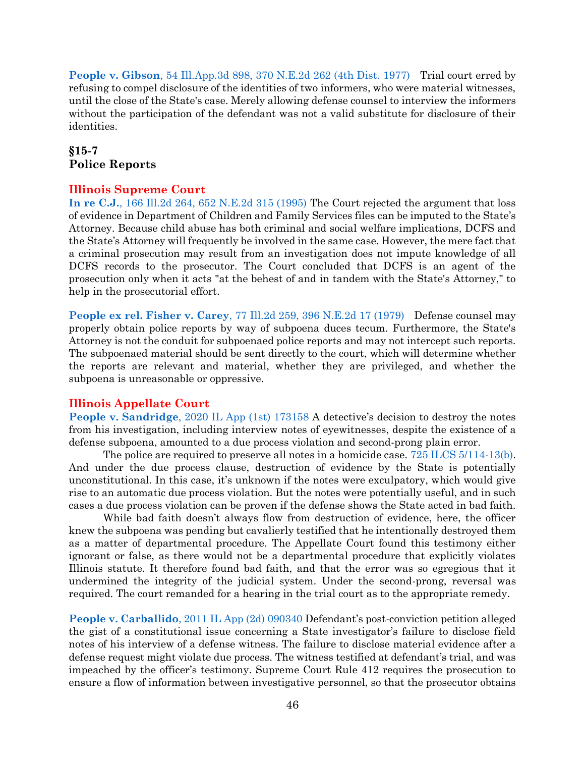**People v. Gibson**, 54 Ill.App.3d 898, 370 N.E.2d 262 (4th Dist. 1977) Trial court erred by refusing to compel disclosure of the identities of two informers, who were material witnesses, until the close of the State's case. Merely allowing defense counsel to interview the informers without the participation of the defendant was not a valid substitute for disclosure of their identities.

## §15-7
## Police Reports

### Illinois Supreme Court

**In re C.J.**, 166 Ill.2d 264, 652 N.E.2d 315 (1995) The Court rejected the argument that loss of evidence in Department of Children and Family Services files can be imputed to the State's Attorney. Because child abuse has both criminal and social welfare implications, DCFS and the State's Attorney will frequently be involved in the same case. However, the mere fact that a criminal prosecution may result from an investigation does not impute knowledge of all DCFS records to the prosecutor. The Court concluded that DCFS is an agent of the prosecution only when it acts "at the behest of and in tandem with the State's Attorney," to help in the prosecutorial effort.

**People ex rel. Fisher v. Carey**, 77 Ill.2d 259, 396 N.E.2d 17 (1979) Defense counsel may properly obtain police reports by way of subpoena duces tecum. Furthermore, the State's Attorney is not the conduit for subpoenaed police reports and may not intercept such reports. The subpoenaed material should be sent directly to the court, which will determine whether the reports are relevant and material, whether they are privileged, and whether the subpoena is unreasonable or oppressive.

### Illinois Appellate Court

**People v. Sandridge**, 2020 IL App (1st) 173158 A detective's decision to destroy the notes from his investigation, including interview notes of eyewitnesses, despite the existence of a defense subpoena, amounted to a due process violation and second-prong plain error.

The police are required to preserve all notes in a homicide case. 725 ILCS 5/114-13(b). And under the due process clause, destruction of evidence by the State is potentially unconstitutional. In this case, it's unknown if the notes were exculpatory, which would give rise to an automatic due process violation. But the notes were potentially useful, and in such cases a due process violation can be proven if the defense shows the State acted in bad faith.

While bad faith doesn't always flow from destruction of evidence, here, the officer knew the subpoena was pending but cavalierly testified that he intentionally destroyed them as a matter of departmental procedure. The Appellate Court found this testimony either ignorant or false, as there would not be a departmental procedure that explicitly violates Illinois statute. It therefore found bad faith, and that the error was so egregious that it undermined the integrity of the judicial system. Under the second-prong, reversal was required. The court remanded for a hearing in the trial court as to the appropriate remedy.

**People v. Carballido**, 2011 IL App (2d) 090340 Defendant's post-conviction petition alleged the gist of a constitutional issue concerning a State investigator's failure to disclose field notes of his interview of a defense witness. The failure to disclose material evidence after a defense request might violate due process. The witness testified at defendant's trial, and was impeached by the officer's testimony. Supreme Court Rule 412 requires the prosecution to ensure a flow of information between investigative personnel, so that the prosecutor obtains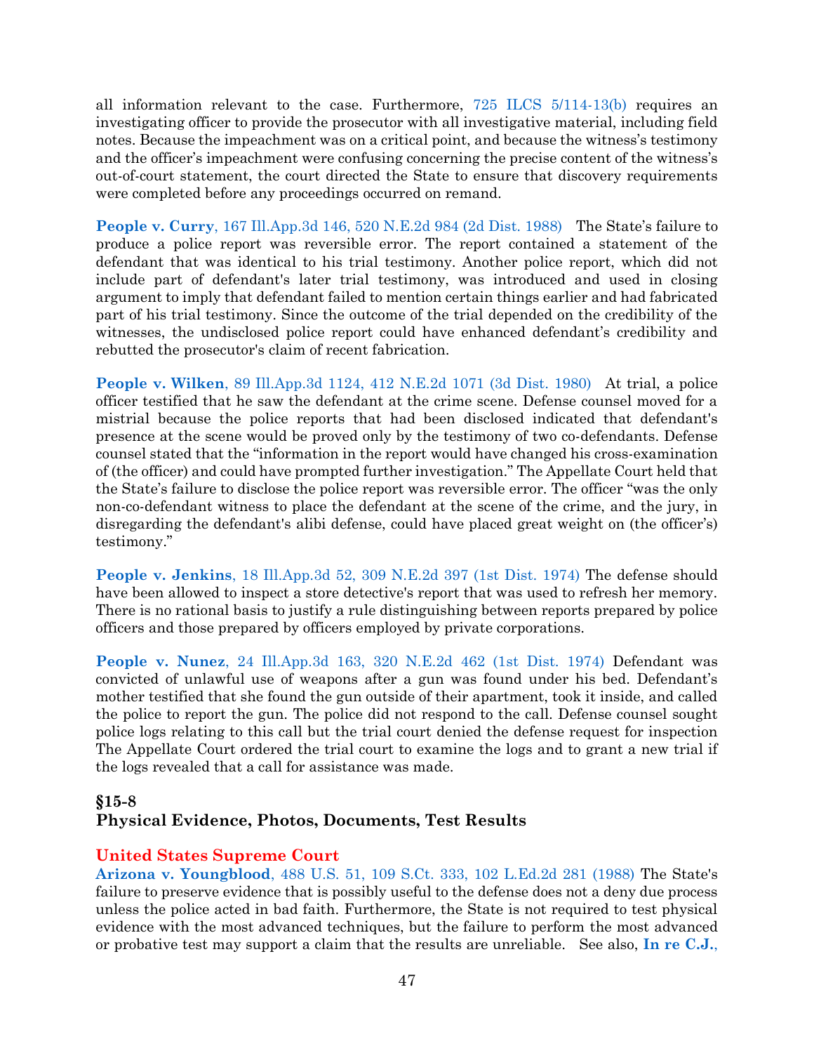all information relevant to the case. Furthermore, 725 ILCS 5/114-13(b) requires an investigating officer to provide the prosecutor with all investigative material, including field notes. Because the impeachment was on a critical point, and because the witness's testimony and the officer's impeachment were confusing concerning the precise content of the witness's out-of-court statement, the court directed the State to ensure that discovery requirements were completed before any proceedings occurred on remand.

**People v. Curry**, 167 Ill.App.3d 146, 520 N.E.2d 984 (2d Dist. 1988) The State's failure to produce a police report was reversible error. The report contained a statement of the defendant that was identical to his trial testimony. Another police report, which did not include part of defendant's later trial testimony, was introduced and used in closing argument to imply that defendant failed to mention certain things earlier and had fabricated part of his trial testimony. Since the outcome of the trial depended on the credibility of the witnesses, the undisclosed police report could have enhanced defendant's credibility and rebutted the prosecutor's claim of recent fabrication.

**People v. Wilken**, 89 Ill.App.3d 1124, 412 N.E.2d 1071 (3d Dist. 1980) At trial, a police officer testified that he saw the defendant at the crime scene. Defense counsel moved for a mistrial because the police reports that had been disclosed indicated that defendant's presence at the scene would be proved only by the testimony of two co-defendants. Defense counsel stated that the "information in the report would have changed his cross-examination of (the officer) and could have prompted further investigation." The Appellate Court held that the State's failure to disclose the police report was reversible error. The officer "was the only non-co-defendant witness to place the defendant at the scene of the crime, and the jury, in disregarding the defendant's alibi defense, could have placed great weight on (the officer's) testimony."

**People v. Jenkins**, 18 Ill.App.3d 52, 309 N.E.2d 397 (1st Dist. 1974) The defense should have been allowed to inspect a store detective's report that was used to refresh her memory. There is no rational basis to justify a rule distinguishing between reports prepared by police officers and those prepared by officers employed by private corporations.

**People v. Nunez**, 24 Ill.App.3d 163, 320 N.E.2d 462 (1st Dist. 1974) Defendant was convicted of unlawful use of weapons after a gun was found under his bed. Defendant's mother testified that she found the gun outside of their apartment, took it inside, and called the police to report the gun. The police did not respond to the call. Defense counsel sought police logs relating to this call but the trial court denied the defense request for inspection The Appellate Court ordered the trial court to examine the logs and to grant a new trial if the logs revealed that a call for assistance was made.

## §15-8
## Physical Evidence, Photos, Documents, Test Results

### United States Supreme Court

**Arizona v. Youngblood**, 488 U.S. 51, 109 S.Ct. 333, 102 L.Ed.2d 281 (1988) The State's failure to preserve evidence that is possibly useful to the defense does not a deny due process unless the police acted in bad faith. Furthermore, the State is not required to test physical evidence with the most advanced techniques, but the failure to perform the most advanced or probative test may support a claim that the results are unreliable. See also, **In re C.J.**,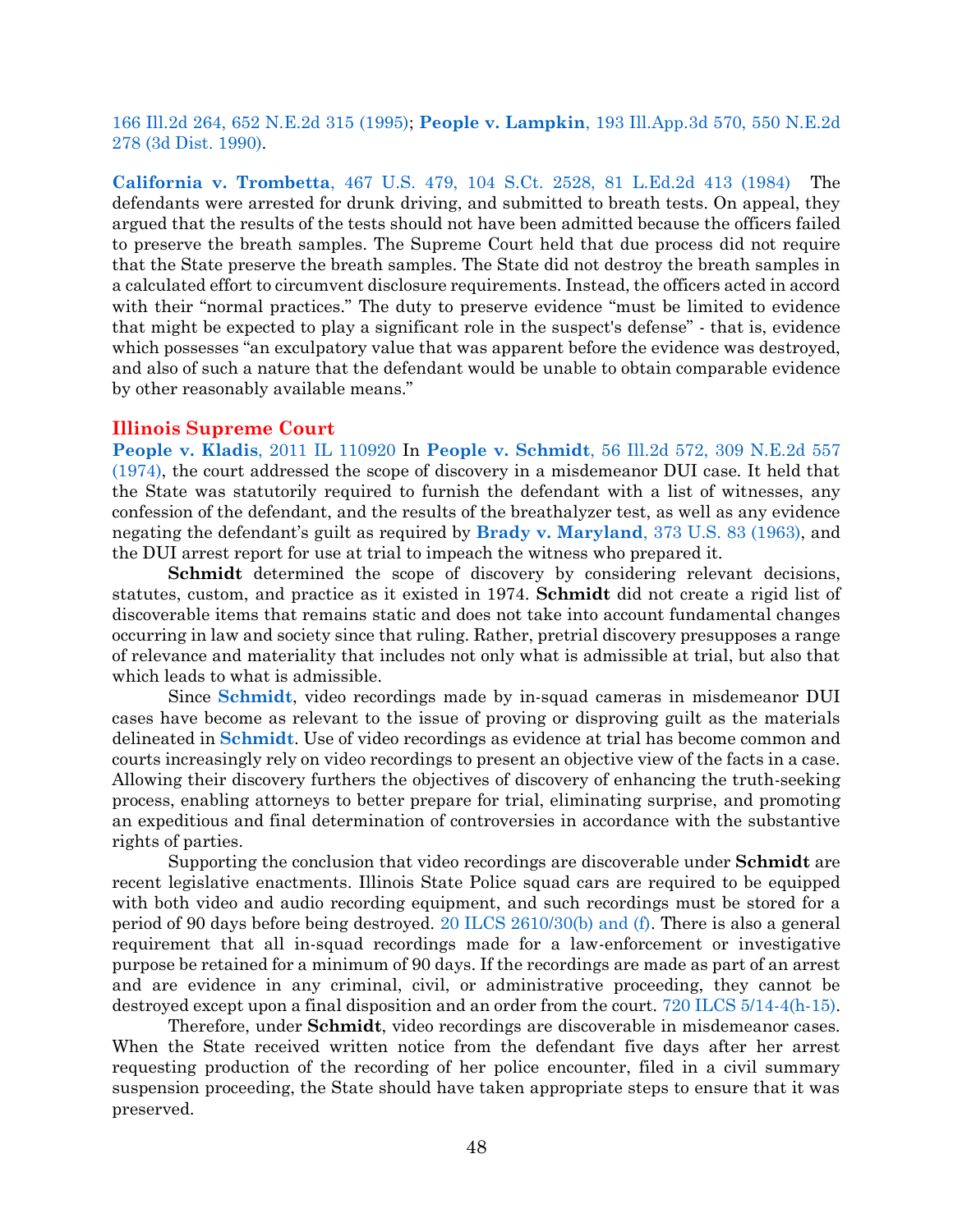166 Ill.2d 264, 652 N.E.2d 315 (1995); **People v. Lampkin**, 193 Ill.App.3d 570, 550 N.E.2d 278 (3d Dist. 1990).

**California v. Trombetta**, 467 U.S. 479, 104 S.Ct. 2528, 81 L.Ed.2d 413 (1984) The defendants were arrested for drunk driving, and submitted to breath tests. On appeal, they argued that the results of the tests should not have been admitted because the officers failed to preserve the breath samples. The Supreme Court held that due process did not require that the State preserve the breath samples. The State did not destroy the breath samples in a calculated effort to circumvent disclosure requirements. Instead, the officers acted in accord with their "normal practices." The duty to preserve evidence "must be limited to evidence that might be expected to play a significant role in the suspect's defense" - that is, evidence which possesses "an exculpatory value that was apparent before the evidence was destroyed, and also of such a nature that the defendant would be unable to obtain comparable evidence by other reasonably available means."

### Illinois Supreme Court

**People v. Kladis**, 2011 IL 110920 In **People v. Schmidt**, 56 Ill.2d 572, 309 N.E.2d 557 (1974), the court addressed the scope of discovery in a misdemeanor DUI case. It held that the State was statutorily required to furnish the defendant with a list of witnesses, any confession of the defendant, and the results of the breathalyzer test, as well as any evidence negating the defendant's guilt as required by **Brady v. Maryland**, 373 U.S. 83 (1963), and the DUI arrest report for use at trial to impeach the witness who prepared it.

**Schmidt** determined the scope of discovery by considering relevant decisions, statutes, custom, and practice as it existed in 1974. **Schmidt** did not create a rigid list of discoverable items that remains static and does not take into account fundamental changes occurring in law and society since that ruling. Rather, pretrial discovery presupposes a range of relevance and materiality that includes not only what is admissible at trial, but also that which leads to what is admissible.

Since **Schmidt**, video recordings made by in-squad cameras in misdemeanor DUI cases have become as relevant to the issue of proving or disproving guilt as the materials delineated in **Schmidt**. Use of video recordings as evidence at trial has become common and courts increasingly rely on video recordings to present an objective view of the facts in a case. Allowing their discovery furthers the objectives of discovery of enhancing the truth-seeking process, enabling attorneys to better prepare for trial, eliminating surprise, and promoting an expeditious and final determination of controversies in accordance with the substantive rights of parties.

Supporting the conclusion that video recordings are discoverable under **Schmidt** are recent legislative enactments. Illinois State Police squad cars are required to be equipped with both video and audio recording equipment, and such recordings must be stored for a period of 90 days before being destroyed. 20 ILCS 2610/30(b) and (f). There is also a general requirement that all in-squad recordings made for a law-enforcement or investigative purpose be retained for a minimum of 90 days. If the recordings are made as part of an arrest and are evidence in any criminal, civil, or administrative proceeding, they cannot be destroyed except upon a final disposition and an order from the court. 720 ILCS 5/14-4(h-15).

Therefore, under **Schmidt**, video recordings are discoverable in misdemeanor cases. When the State received written notice from the defendant five days after her arrest requesting production of the recording of her police encounter, filed in a civil summary suspension proceeding, the State should have taken appropriate steps to ensure that it was preserved.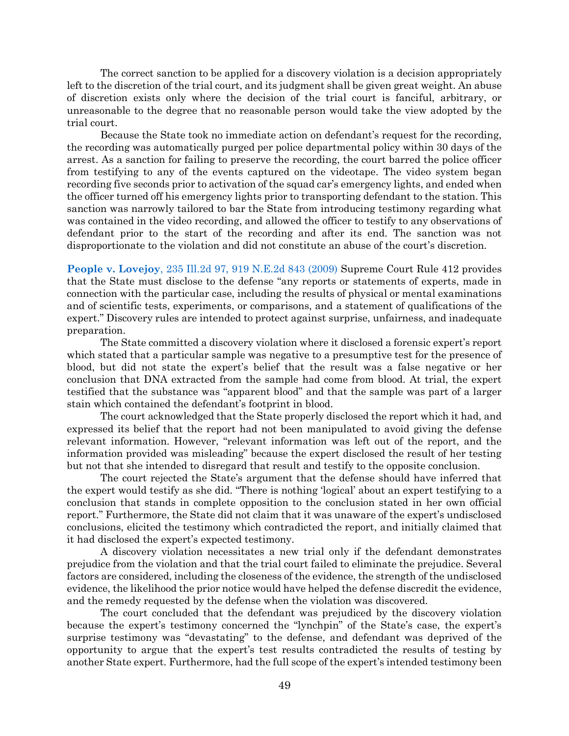The correct sanction to be applied for a discovery violation is a decision appropriately left to the discretion of the trial court, and its judgment shall be given great weight. An abuse of discretion exists only where the decision of the trial court is fanciful, arbitrary, or unreasonable to the degree that no reasonable person would take the view adopted by the trial court.

Because the State took no immediate action on defendant's request for the recording, the recording was automatically purged per police departmental policy within 30 days of the arrest. As a sanction for failing to preserve the recording, the court barred the police officer from testifying to any of the events captured on the videotape. The video system began recording five seconds prior to activation of the squad car's emergency lights, and ended when the officer turned off his emergency lights prior to transporting defendant to the station. This sanction was narrowly tailored to bar the State from introducing testimony regarding what was contained in the video recording, and allowed the officer to testify to any observations of defendant prior to the start of the recording and after its end. The sanction was not disproportionate to the violation and did not constitute an abuse of the court's discretion.

**People v. Lovejoy**, 235 Ill.2d 97, 919 N.E.2d 843 (2009) Supreme Court Rule 412 provides that the State must disclose to the defense "any reports or statements of experts, made in connection with the particular case, including the results of physical or mental examinations and of scientific tests, experiments, or comparisons, and a statement of qualifications of the expert." Discovery rules are intended to protect against surprise, unfairness, and inadequate preparation.

The State committed a discovery violation where it disclosed a forensic expert's report which stated that a particular sample was negative to a presumptive test for the presence of blood, but did not state the expert's belief that the result was a false negative or her conclusion that DNA extracted from the sample had come from blood. At trial, the expert testified that the substance was "apparent blood" and that the sample was part of a larger stain which contained the defendant's footprint in blood.

The court acknowledged that the State properly disclosed the report which it had, and expressed its belief that the report had not been manipulated to avoid giving the defense relevant information. However, "relevant information was left out of the report, and the information provided was misleading" because the expert disclosed the result of her testing but not that she intended to disregard that result and testify to the opposite conclusion.

The court rejected the State's argument that the defense should have inferred that the expert would testify as she did. "There is nothing 'logical' about an expert testifying to a conclusion that stands in complete opposition to the conclusion stated in her own official report." Furthermore, the State did not claim that it was unaware of the expert's undisclosed conclusions, elicited the testimony which contradicted the report, and initially claimed that it had disclosed the expert's expected testimony.

A discovery violation necessitates a new trial only if the defendant demonstrates prejudice from the violation and that the trial court failed to eliminate the prejudice. Several factors are considered, including the closeness of the evidence, the strength of the undisclosed evidence, the likelihood the prior notice would have helped the defense discredit the evidence, and the remedy requested by the defense when the violation was discovered.

The court concluded that the defendant was prejudiced by the discovery violation because the expert's testimony concerned the "lynchpin" of the State's case, the expert's surprise testimony was "devastating" to the defense, and defendant was deprived of the opportunity to argue that the expert's test results contradicted the results of testing by another State expert. Furthermore, had the full scope of the expert's intended testimony been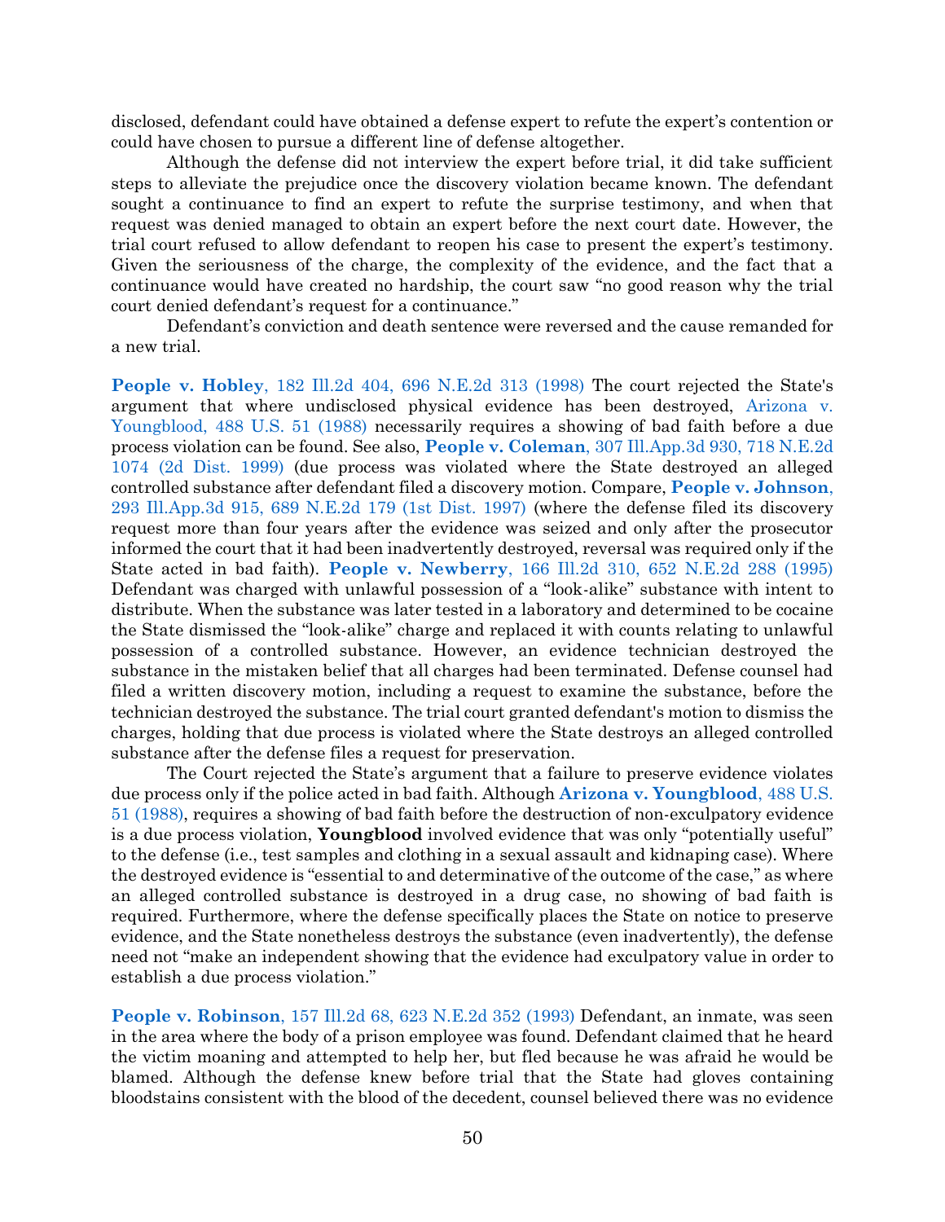disclosed, defendant could have obtained a defense expert to refute the expert's contention or could have chosen to pursue a different line of defense altogether.

Although the defense did not interview the expert before trial, it did take sufficient steps to alleviate the prejudice once the discovery violation became known. The defendant sought a continuance to find an expert to refute the surprise testimony, and when that request was denied managed to obtain an expert before the next court date. However, the trial court refused to allow defendant to reopen his case to present the expert's testimony. Given the seriousness of the charge, the complexity of the evidence, and the fact that a continuance would have created no hardship, the court saw "no good reason why the trial court denied defendant's request for a continuance."

Defendant's conviction and death sentence were reversed and the cause remanded for a new trial.

**People v. Hobley**, 182 Ill.2d 404, 696 N.E.2d 313 (1998) The court rejected the State's argument that where undisclosed physical evidence has been destroyed, Arizona v. Youngblood, 488 U.S. 51 (1988) necessarily requires a showing of bad faith before a due process violation can be found. See also, **People v. Coleman**, 307 Ill.App.3d 930, 718 N.E.2d 1074 (2d Dist. 1999) (due process was violated where the State destroyed an alleged controlled substance after defendant filed a discovery motion. Compare, **People v. Johnson**, 293 Ill.App.3d 915, 689 N.E.2d 179 (1st Dist. 1997) (where the defense filed its discovery request more than four years after the evidence was seized and only after the prosecutor informed the court that it had been inadvertently destroyed, reversal was required only if the State acted in bad faith). **People v. Newberry**, 166 Ill.2d 310, 652 N.E.2d 288 (1995) Defendant was charged with unlawful possession of a "look-alike" substance with intent to distribute. When the substance was later tested in a laboratory and determined to be cocaine the State dismissed the "look-alike" charge and replaced it with counts relating to unlawful possession of a controlled substance. However, an evidence technician destroyed the substance in the mistaken belief that all charges had been terminated. Defense counsel had filed a written discovery motion, including a request to examine the substance, before the technician destroyed the substance. The trial court granted defendant's motion to dismiss the charges, holding that due process is violated where the State destroys an alleged controlled substance after the defense files a request for preservation.

The Court rejected the State's argument that a failure to preserve evidence violates due process only if the police acted in bad faith. Although **Arizona v. Youngblood**, 488 U.S. 51 (1988), requires a showing of bad faith before the destruction of non-exculpatory evidence is a due process violation, **Youngblood** involved evidence that was only "potentially useful" to the defense (i.e., test samples and clothing in a sexual assault and kidnaping case). Where the destroyed evidence is "essential to and determinative of the outcome of the case," as where an alleged controlled substance is destroyed in a drug case, no showing of bad faith is required. Furthermore, where the defense specifically places the State on notice to preserve evidence, and the State nonetheless destroys the substance (even inadvertently), the defense need not "make an independent showing that the evidence had exculpatory value in order to establish a due process violation."

**People v. Robinson**, 157 Ill.2d 68, 623 N.E.2d 352 (1993) Defendant, an inmate, was seen in the area where the body of a prison employee was found. Defendant claimed that he heard the victim moaning and attempted to help her, but fled because he was afraid he would be blamed. Although the defense knew before trial that the State had gloves containing bloodstains consistent with the blood of the decedent, counsel believed there was no evidence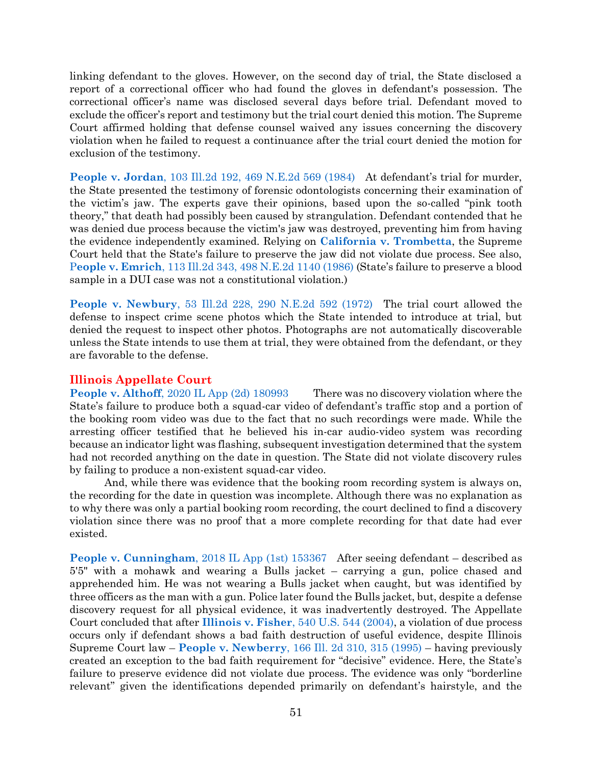linking defendant to the gloves. However, on the second day of trial, the State disclosed a report of a correctional officer who had found the gloves in defendant's possession. The correctional officer's name was disclosed several days before trial. Defendant moved to exclude the officer's report and testimony but the trial court denied this motion. The Supreme Court affirmed holding that defense counsel waived any issues concerning the discovery violation when he failed to request a continuance after the trial court denied the motion for exclusion of the testimony.

**People v. Jordan**, 103 Ill.2d 192, 469 N.E.2d 569 (1984) At defendant's trial for murder, the State presented the testimony of forensic odontologists concerning their examination of the victim's jaw. The experts gave their opinions, based upon the so-called "pink tooth theory," that death had possibly been caused by strangulation. Defendant contended that he was denied due process because the victim's jaw was destroyed, preventing him from having the evidence independently examined. Relying on **California v. Trombetta**, the Supreme Court held that the State's failure to preserve the jaw did not violate due process. See also, **People v. Emrich**, 113 Ill.2d 343, 498 N.E.2d 1140 (1986) (State's failure to preserve a blood sample in a DUI case was not a constitutional violation.)

**People v. Newbury**, 53 Ill.2d 228, 290 N.E.2d 592 (1972) The trial court allowed the defense to inspect crime scene photos which the State intended to introduce at trial, but denied the request to inspect other photos. Photographs are not automatically discoverable unless the State intends to use them at trial, they were obtained from the defendant, or they are favorable to the defense.

## Illinois Appellate Court

**People v. Althoff**, 2020 IL App (2d) 180993 There was no discovery violation where the State's failure to produce both a squad-car video of defendant's traffic stop and a portion of the booking room video was due to the fact that no such recordings were made. While the arresting officer testified that he believed his in-car audio-video system was recording because an indicator light was flashing, subsequent investigation determined that the system had not recorded anything on the date in question. The State did not violate discovery rules by failing to produce a non-existent squad-car video.

And, while there was evidence that the booking room recording system is always on, the recording for the date in question was incomplete. Although there was no explanation as to why there was only a partial booking room recording, the court declined to find a discovery violation since there was no proof that a more complete recording for that date had ever existed.

**People v. Cunningham**, 2018 IL App (1st) 153367 After seeing defendant – described as 5'5" with a mohawk and wearing a Bulls jacket – carrying a gun, police chased and apprehended him. He was not wearing a Bulls jacket when caught, but was identified by three officers as the man with a gun. Police later found the Bulls jacket, but, despite a defense discovery request for all physical evidence, it was inadvertently destroyed. The Appellate Court concluded that after **Illinois v. Fisher**, 540 U.S. 544 (2004), a violation of due process occurs only if defendant shows a bad faith destruction of useful evidence, despite Illinois Supreme Court law – **People v. Newberry**, 166 Ill. 2d 310, 315 (1995) – having previously created an exception to the bad faith requirement for "decisive" evidence. Here, the State's failure to preserve evidence did not violate due process. The evidence was only "borderline relevant" given the identifications depended primarily on defendant's hairstyle, and the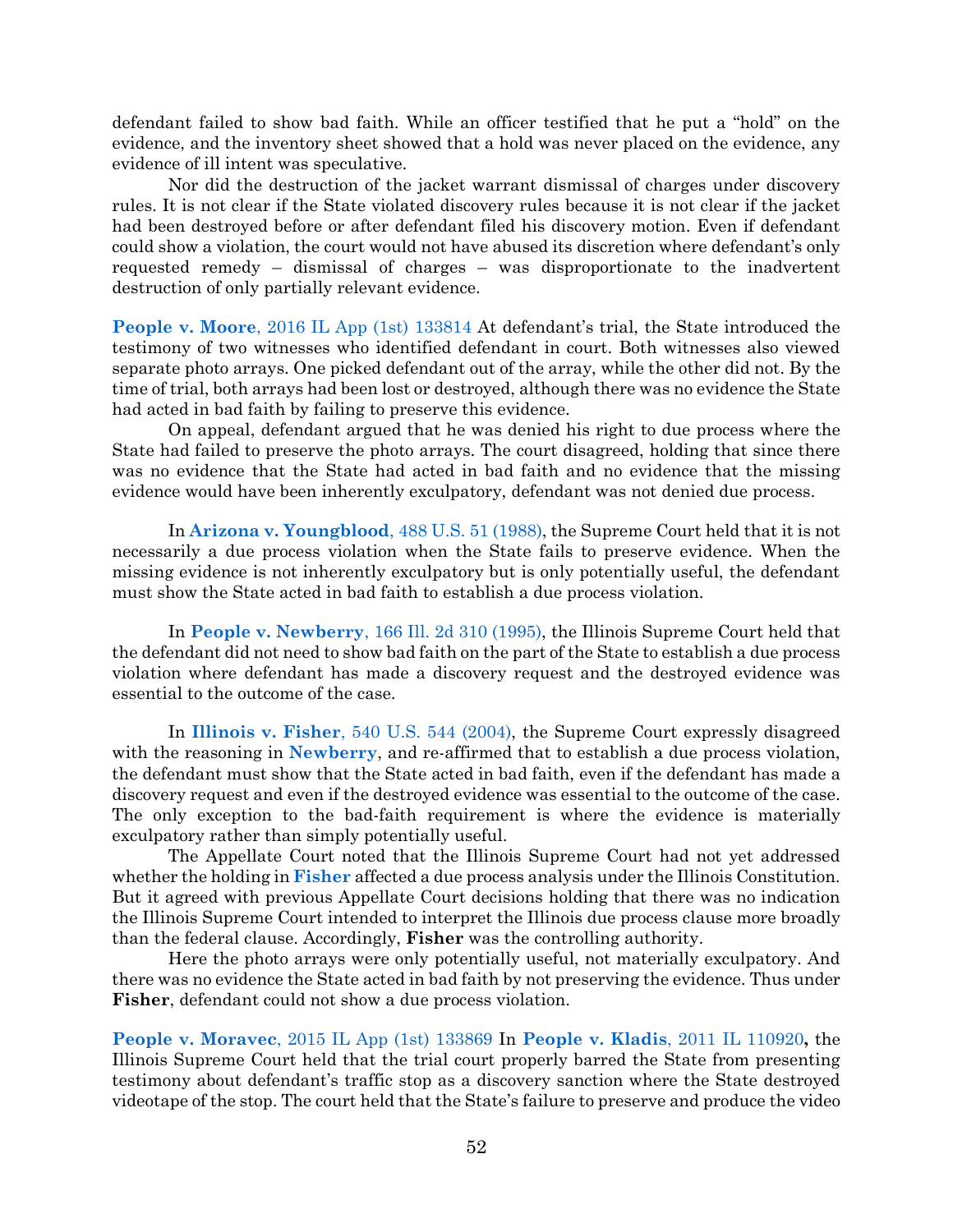defendant failed to show bad faith. While an officer testified that he put a "hold" on the evidence, and the inventory sheet showed that a hold was never placed on the evidence, any evidence of ill intent was speculative.

Nor did the destruction of the jacket warrant dismissal of charges under discovery rules. It is not clear if the State violated discovery rules because it is not clear if the jacket had been destroyed before or after defendant filed his discovery motion. Even if defendant could show a violation, the court would not have abused its discretion where defendant's only requested remedy – dismissal of charges – was disproportionate to the inadvertent destruction of only partially relevant evidence.

**People v. Moore**, 2016 IL App (1st) 133814 At defendant's trial, the State introduced the testimony of two witnesses who identified defendant in court. Both witnesses also viewed separate photo arrays. One picked defendant out of the array, while the other did not. By the time of trial, both arrays had been lost or destroyed, although there was no evidence the State had acted in bad faith by failing to preserve this evidence.

On appeal, defendant argued that he was denied his right to due process where the State had failed to preserve the photo arrays. The court disagreed, holding that since there was no evidence that the State had acted in bad faith and no evidence that the missing evidence would have been inherently exculpatory, defendant was not denied due process.

In **Arizona v. Youngblood**, 488 U.S. 51 (1988), the Supreme Court held that it is not necessarily a due process violation when the State fails to preserve evidence. When the missing evidence is not inherently exculpatory but is only potentially useful, the defendant must show the State acted in bad faith to establish a due process violation.

In **People v. Newberry**, 166 Ill. 2d 310 (1995), the Illinois Supreme Court held that the defendant did not need to show bad faith on the part of the State to establish a due process violation where defendant has made a discovery request and the destroyed evidence was essential to the outcome of the case.

In **Illinois v. Fisher**, 540 U.S. 544 (2004), the Supreme Court expressly disagreed with the reasoning in **Newberry**, and re-affirmed that to establish a due process violation, the defendant must show that the State acted in bad faith, even if the defendant has made a discovery request and even if the destroyed evidence was essential to the outcome of the case. The only exception to the bad-faith requirement is where the evidence is materially exculpatory rather than simply potentially useful.

The Appellate Court noted that the Illinois Supreme Court had not yet addressed whether the holding in **Fisher** affected a due process analysis under the Illinois Constitution. But it agreed with previous Appellate Court decisions holding that there was no indication the Illinois Supreme Court intended to interpret the Illinois due process clause more broadly than the federal clause. Accordingly, **Fisher** was the controlling authority.

Here the photo arrays were only potentially useful, not materially exculpatory. And there was no evidence the State acted in bad faith by not preserving the evidence. Thus under **Fisher**, defendant could not show a due process violation.

**People v. Moravec**, 2015 IL App (1st) 133869 In **People v. Kladis**, 2011 IL 110920**,** the Illinois Supreme Court held that the trial court properly barred the State from presenting testimony about defendant's traffic stop as a discovery sanction where the State destroyed videotape of the stop. The court held that the State's failure to preserve and produce the video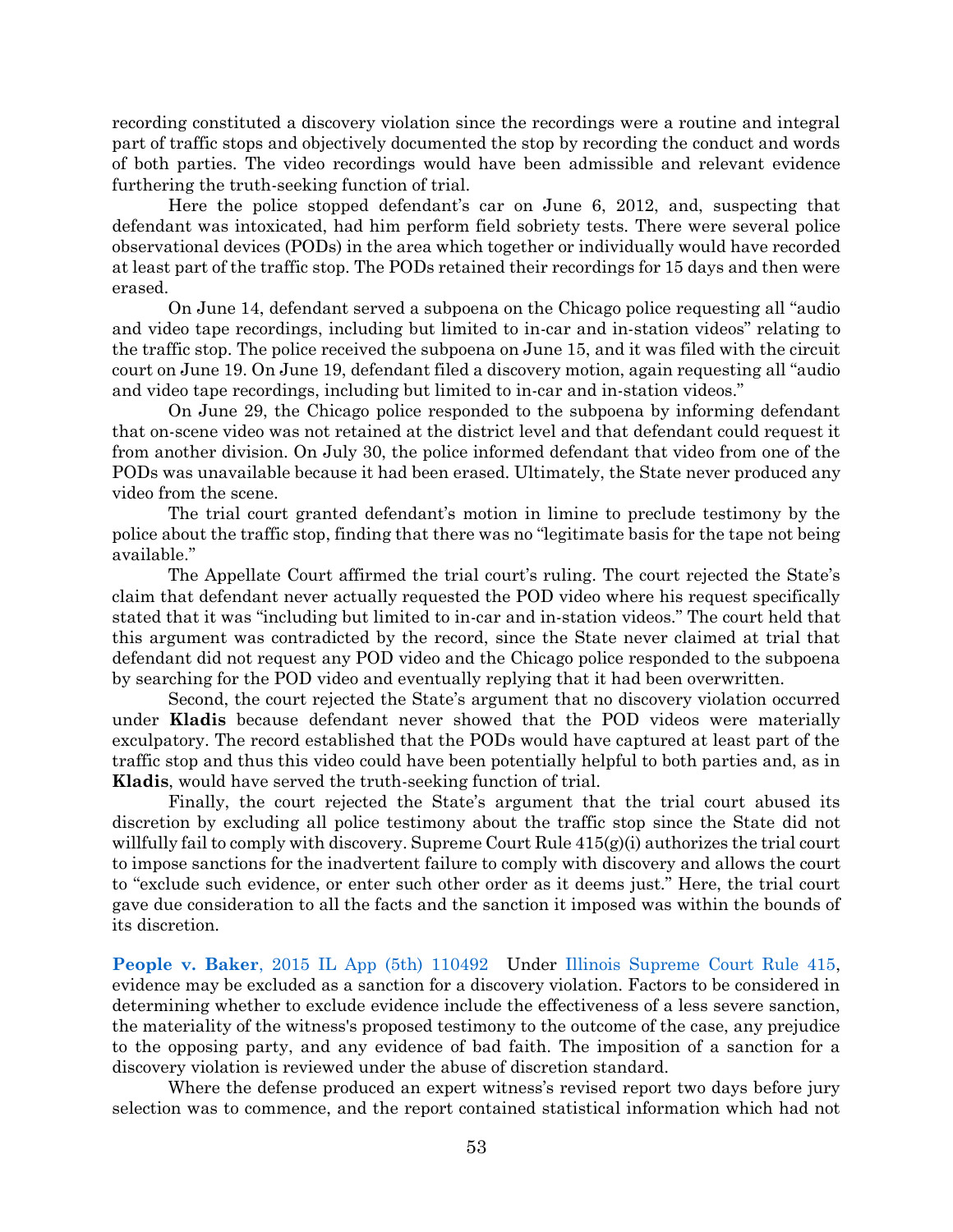recording constituted a discovery violation since the recordings were a routine and integral part of traffic stops and objectively documented the stop by recording the conduct and words of both parties. The video recordings would have been admissible and relevant evidence furthering the truth-seeking function of trial.

Here the police stopped defendant's car on June 6, 2012, and, suspecting that defendant was intoxicated, had him perform field sobriety tests. There were several police observational devices (PODs) in the area which together or individually would have recorded at least part of the traffic stop. The PODs retained their recordings for 15 days and then were erased.

On June 14, defendant served a subpoena on the Chicago police requesting all "audio and video tape recordings, including but limited to in-car and in-station videos" relating to the traffic stop. The police received the subpoena on June 15, and it was filed with the circuit court on June 19. On June 19, defendant filed a discovery motion, again requesting all "audio and video tape recordings, including but limited to in-car and in-station videos."

On June 29, the Chicago police responded to the subpoena by informing defendant that on-scene video was not retained at the district level and that defendant could request it from another division. On July 30, the police informed defendant that video from one of the PODs was unavailable because it had been erased. Ultimately, the State never produced any video from the scene.

The trial court granted defendant's motion in limine to preclude testimony by the police about the traffic stop, finding that there was no "legitimate basis for the tape not being available."

The Appellate Court affirmed the trial court's ruling. The court rejected the State's claim that defendant never actually requested the POD video where his request specifically stated that it was "including but limited to in-car and in-station videos." The court held that this argument was contradicted by the record, since the State never claimed at trial that defendant did not request any POD video and the Chicago police responded to the subpoena by searching for the POD video and eventually replying that it had been overwritten.

Second, the court rejected the State's argument that no discovery violation occurred under **Kladis** because defendant never showed that the POD videos were materially exculpatory. The record established that the PODs would have captured at least part of the traffic stop and thus this video could have been potentially helpful to both parties and, as in **Kladis**, would have served the truth-seeking function of trial.

Finally, the court rejected the State's argument that the trial court abused its discretion by excluding all police testimony about the traffic stop since the State did not willfully fail to comply with discovery. Supreme Court Rule 415(g)(i) authorizes the trial court to impose sanctions for the inadvertent failure to comply with discovery and allows the court to "exclude such evidence, or enter such other order as it deems just." Here, the trial court gave due consideration to all the facts and the sanction it imposed was within the bounds of its discretion.

**People v. Baker**, 2015 IL App (5th) 110492 Under Illinois Supreme Court Rule 415, evidence may be excluded as a sanction for a discovery violation. Factors to be considered in determining whether to exclude evidence include the effectiveness of a less severe sanction, the materiality of the witness's proposed testimony to the outcome of the case, any prejudice to the opposing party, and any evidence of bad faith. The imposition of a sanction for a discovery violation is reviewed under the abuse of discretion standard.

Where the defense produced an expert witness's revised report two days before jury selection was to commence, and the report contained statistical information which had not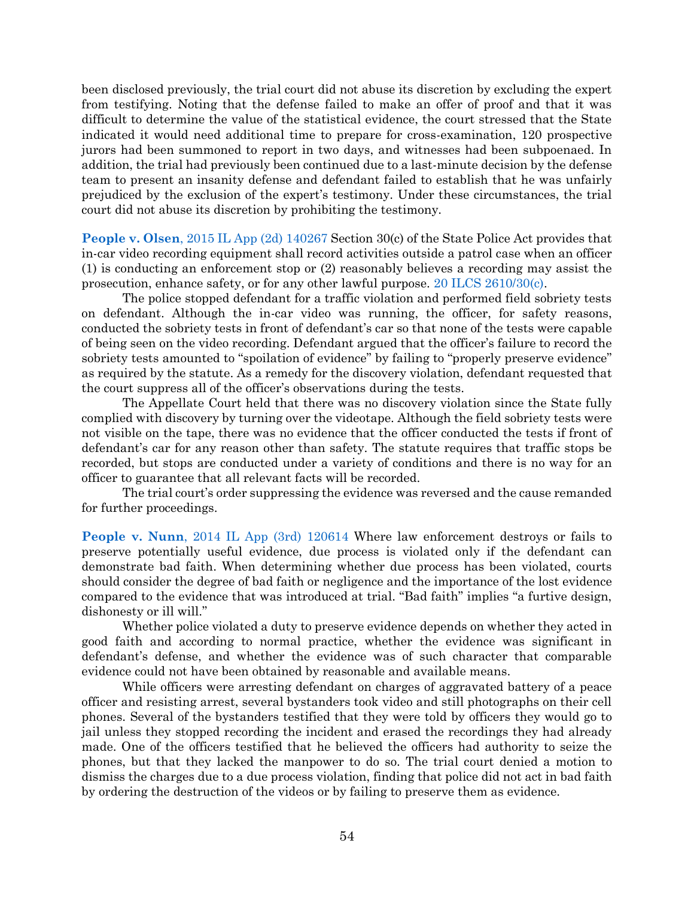been disclosed previously, the trial court did not abuse its discretion by excluding the expert from testifying. Noting that the defense failed to make an offer of proof and that it was difficult to determine the value of the statistical evidence, the court stressed that the State indicated it would need additional time to prepare for cross-examination, 120 prospective jurors had been summoned to report in two days, and witnesses had been subpoenaed. In addition, the trial had previously been continued due to a last-minute decision by the defense team to present an insanity defense and defendant failed to establish that he was unfairly prejudiced by the exclusion of the expert's testimony. Under these circumstances, the trial court did not abuse its discretion by prohibiting the testimony.

**People v. Olsen**, 2015 IL App (2d) 140267 Section 30(c) of the State Police Act provides that in-car video recording equipment shall record activities outside a patrol case when an officer (1) is conducting an enforcement stop or (2) reasonably believes a recording may assist the prosecution, enhance safety, or for any other lawful purpose. 20 ILCS 2610/30(c).

The police stopped defendant for a traffic violation and performed field sobriety tests on defendant. Although the in-car video was running, the officer, for safety reasons, conducted the sobriety tests in front of defendant's car so that none of the tests were capable of being seen on the video recording. Defendant argued that the officer's failure to record the sobriety tests amounted to "spoilation of evidence" by failing to "properly preserve evidence" as required by the statute. As a remedy for the discovery violation, defendant requested that the court suppress all of the officer's observations during the tests.

The Appellate Court held that there was no discovery violation since the State fully complied with discovery by turning over the videotape. Although the field sobriety tests were not visible on the tape, there was no evidence that the officer conducted the tests if front of defendant's car for any reason other than safety. The statute requires that traffic stops be recorded, but stops are conducted under a variety of conditions and there is no way for an officer to guarantee that all relevant facts will be recorded.

The trial court's order suppressing the evidence was reversed and the cause remanded for further proceedings.

**People v. Nunn**, 2014 IL App (3rd) 120614 Where law enforcement destroys or fails to preserve potentially useful evidence, due process is violated only if the defendant can demonstrate bad faith. When determining whether due process has been violated, courts should consider the degree of bad faith or negligence and the importance of the lost evidence compared to the evidence that was introduced at trial. "Bad faith" implies "a furtive design, dishonesty or ill will."

Whether police violated a duty to preserve evidence depends on whether they acted in good faith and according to normal practice, whether the evidence was significant in defendant's defense, and whether the evidence was of such character that comparable evidence could not have been obtained by reasonable and available means.

While officers were arresting defendant on charges of aggravated battery of a peace officer and resisting arrest, several bystanders took video and still photographs on their cell phones. Several of the bystanders testified that they were told by officers they would go to jail unless they stopped recording the incident and erased the recordings they had already made. One of the officers testified that he believed the officers had authority to seize the phones, but that they lacked the manpower to do so. The trial court denied a motion to dismiss the charges due to a due process violation, finding that police did not act in bad faith by ordering the destruction of the videos or by failing to preserve them as evidence.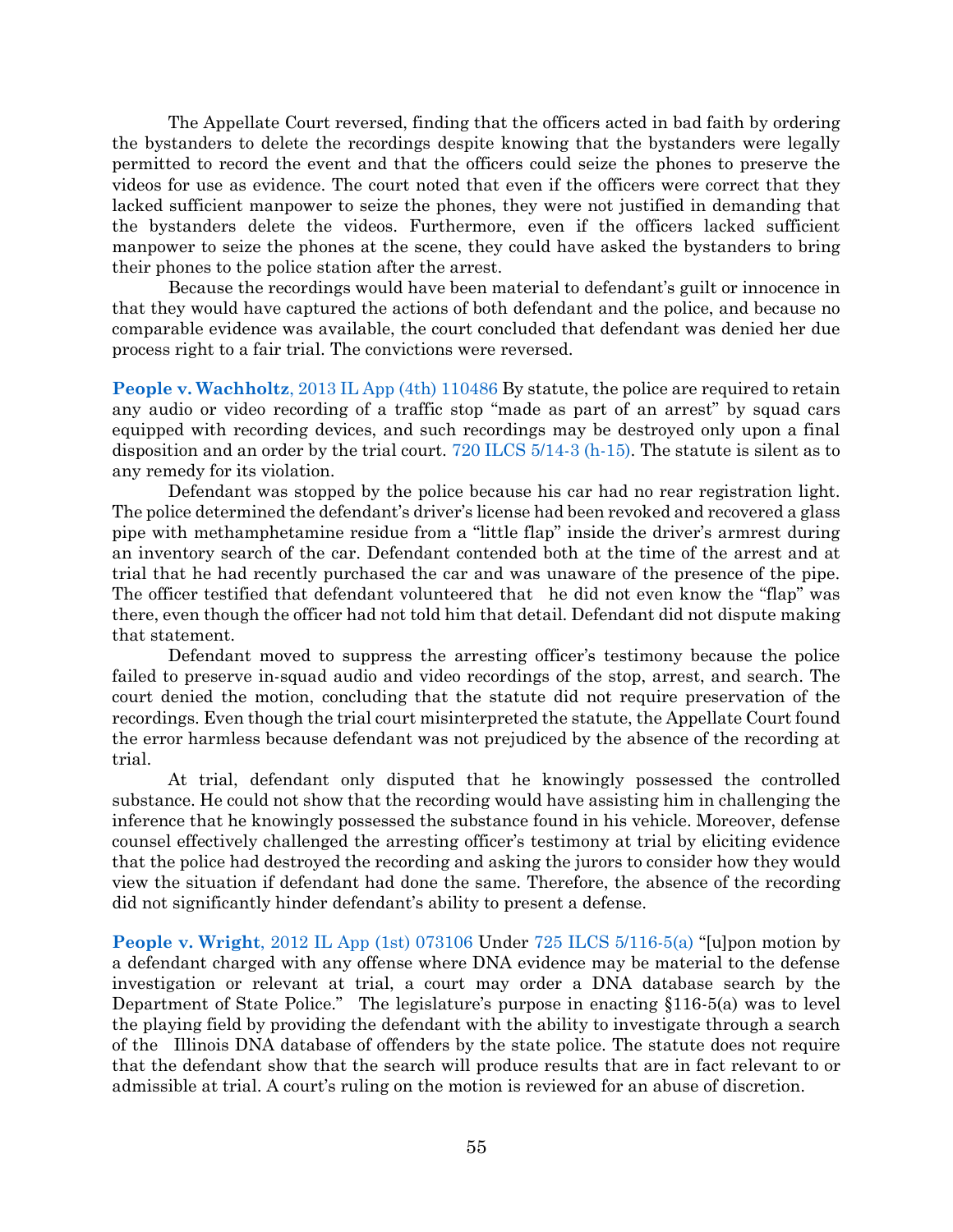The Appellate Court reversed, finding that the officers acted in bad faith by ordering the bystanders to delete the recordings despite knowing that the bystanders were legally permitted to record the event and that the officers could seize the phones to preserve the videos for use as evidence. The court noted that even if the officers were correct that they lacked sufficient manpower to seize the phones, they were not justified in demanding that the bystanders delete the videos. Furthermore, even if the officers lacked sufficient manpower to seize the phones at the scene, they could have asked the bystanders to bring their phones to the police station after the arrest.

Because the recordings would have been material to defendant's guilt or innocence in that they would have captured the actions of both defendant and the police, and because no comparable evidence was available, the court concluded that defendant was denied her due process right to a fair trial. The convictions were reversed.

**People v. Wachholtz**, 2013 IL App (4th) 110486 By statute, the police are required to retain any audio or video recording of a traffic stop "made as part of an arrest" by squad cars equipped with recording devices, and such recordings may be destroyed only upon a final disposition and an order by the trial court. 720 ILCS 5/14-3 (h-15). The statute is silent as to any remedy for its violation.

Defendant was stopped by the police because his car had no rear registration light. The police determined the defendant's driver's license had been revoked and recovered a glass pipe with methamphetamine residue from a "little flap" inside the driver's armrest during an inventory search of the car. Defendant contended both at the time of the arrest and at trial that he had recently purchased the car and was unaware of the presence of the pipe. The officer testified that defendant volunteered that he did not even know the "flap" was there, even though the officer had not told him that detail. Defendant did not dispute making that statement.

Defendant moved to suppress the arresting officer's testimony because the police failed to preserve in-squad audio and video recordings of the stop, arrest, and search. The court denied the motion, concluding that the statute did not require preservation of the recordings. Even though the trial court misinterpreted the statute, the Appellate Court found the error harmless because defendant was not prejudiced by the absence of the recording at trial.

At trial, defendant only disputed that he knowingly possessed the controlled substance. He could not show that the recording would have assisting him in challenging the inference that he knowingly possessed the substance found in his vehicle. Moreover, defense counsel effectively challenged the arresting officer's testimony at trial by eliciting evidence that the police had destroyed the recording and asking the jurors to consider how they would view the situation if defendant had done the same. Therefore, the absence of the recording did not significantly hinder defendant's ability to present a defense.

**People v. Wright**, 2012 IL App (1st) 073106 Under 725 ILCS 5/116-5(a) "[u]pon motion by a defendant charged with any offense where DNA evidence may be material to the defense investigation or relevant at trial, a court may order a DNA database search by the Department of State Police." The legislature's purpose in enacting §116-5(a) was to level the playing field by providing the defendant with the ability to investigate through a search of the Illinois DNA database of offenders by the state police. The statute does not require that the defendant show that the search will produce results that are in fact relevant to or admissible at trial. A court's ruling on the motion is reviewed for an abuse of discretion.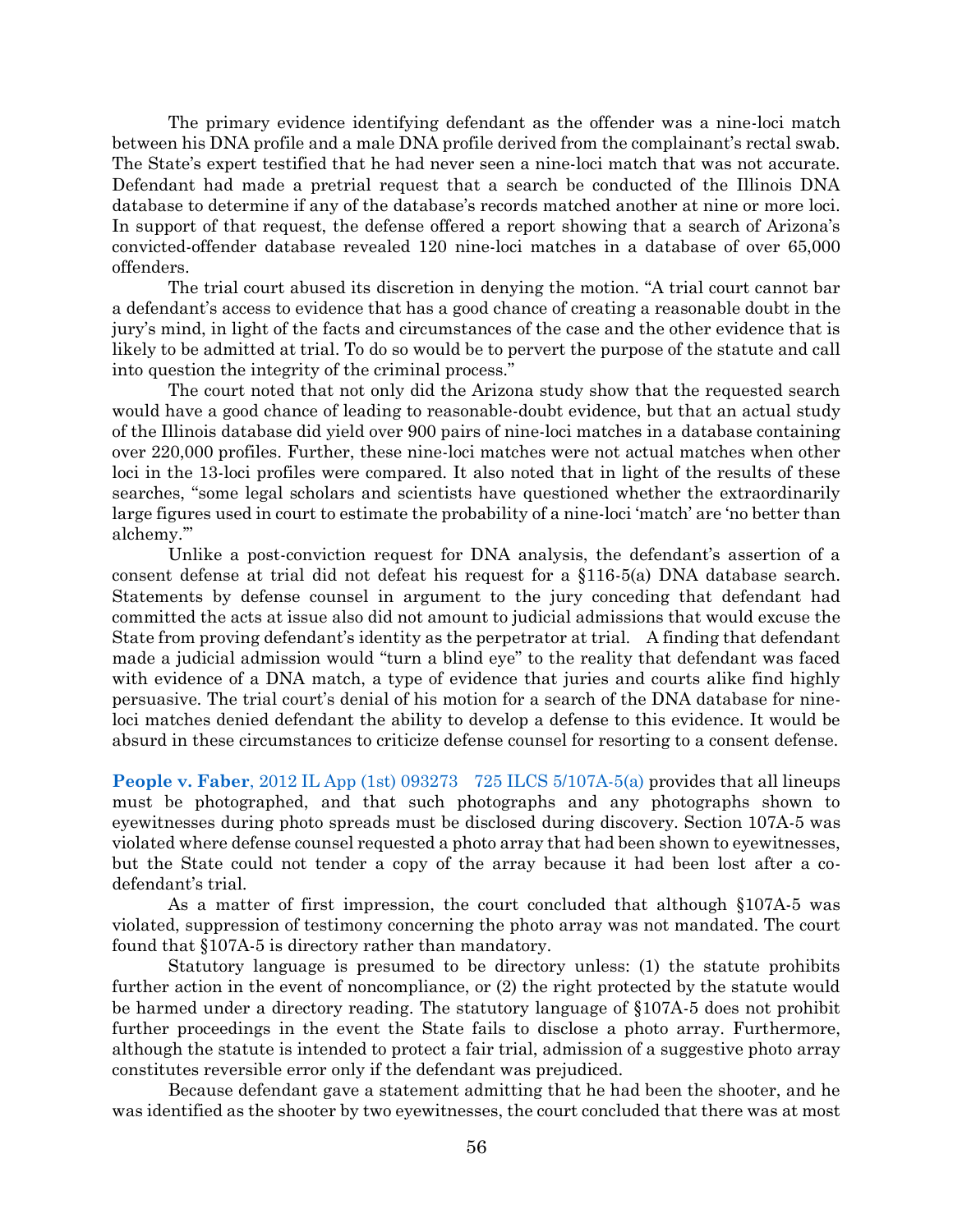The primary evidence identifying defendant as the offender was a nine-loci match between his DNA profile and a male DNA profile derived from the complainant's rectal swab. The State's expert testified that he had never seen a nine-loci match that was not accurate. Defendant had made a pretrial request that a search be conducted of the Illinois DNA database to determine if any of the database's records matched another at nine or more loci. In support of that request, the defense offered a report showing that a search of Arizona's convicted-offender database revealed 120 nine-loci matches in a database of over 65,000 offenders.

The trial court abused its discretion in denying the motion. "A trial court cannot bar a defendant's access to evidence that has a good chance of creating a reasonable doubt in the jury's mind, in light of the facts and circumstances of the case and the other evidence that is likely to be admitted at trial. To do so would be to pervert the purpose of the statute and call into question the integrity of the criminal process."

The court noted that not only did the Arizona study show that the requested search would have a good chance of leading to reasonable-doubt evidence, but that an actual study of the Illinois database did yield over 900 pairs of nine-loci matches in a database containing over 220,000 profiles. Further, these nine-loci matches were not actual matches when other loci in the 13-loci profiles were compared. It also noted that in light of the results of these searches, "some legal scholars and scientists have questioned whether the extraordinarily large figures used in court to estimate the probability of a nine-loci 'match' are 'no better than alchemy.'"

Unlike a post-conviction request for DNA analysis, the defendant's assertion of a consent defense at trial did not defeat his request for a §116-5(a) DNA database search. Statements by defense counsel in argument to the jury conceding that defendant had committed the acts at issue also did not amount to judicial admissions that would excuse the State from proving defendant's identity as the perpetrator at trial. A finding that defendant made a judicial admission would "turn a blind eye" to the reality that defendant was faced with evidence of a DNA match, a type of evidence that juries and courts alike find highly persuasive. The trial court's denial of his motion for a search of the DNA database for nine-loci matches denied defendant the ability to develop a defense to this evidence. It would be absurd in these circumstances to criticize defense counsel for resorting to a consent defense.

**People v. Faber**, 2012 IL App (1st) 093273 725 ILCS 5/107A-5(a) provides that all lineups must be photographed, and that such photographs and any photographs shown to eyewitnesses during photo spreads must be disclosed during discovery. Section 107A-5 was violated where defense counsel requested a photo array that had been shown to eyewitnesses, but the State could not tender a copy of the array because it had been lost after a co-defendant's trial.

As a matter of first impression, the court concluded that although §107A-5 was violated, suppression of testimony concerning the photo array was not mandated. The court found that §107A-5 is directory rather than mandatory.

Statutory language is presumed to be directory unless: (1) the statute prohibits further action in the event of noncompliance, or (2) the right protected by the statute would be harmed under a directory reading. The statutory language of §107A-5 does not prohibit further proceedings in the event the State fails to disclose a photo array. Furthermore, although the statute is intended to protect a fair trial, admission of a suggestive photo array constitutes reversible error only if the defendant was prejudiced.

Because defendant gave a statement admitting that he had been the shooter, and he was identified as the shooter by two eyewitnesses, the court concluded that there was at most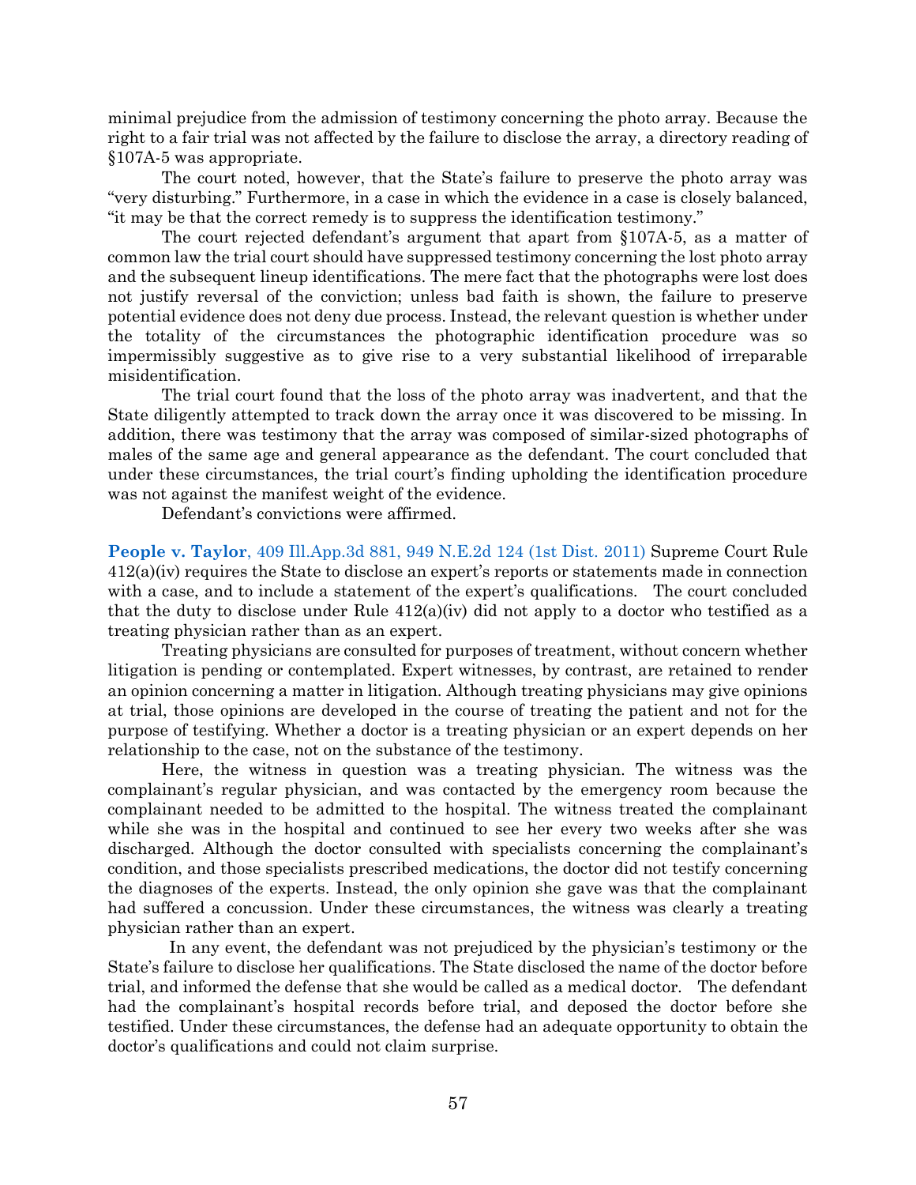minimal prejudice from the admission of testimony concerning the photo array. Because the right to a fair trial was not affected by the failure to disclose the array, a directory reading of §107A-5 was appropriate.

The court noted, however, that the State's failure to preserve the photo array was "very disturbing." Furthermore, in a case in which the evidence in a case is closely balanced, "it may be that the correct remedy is to suppress the identification testimony."

The court rejected defendant's argument that apart from §107A-5, as a matter of common law the trial court should have suppressed testimony concerning the lost photo array and the subsequent lineup identifications. The mere fact that the photographs were lost does not justify reversal of the conviction; unless bad faith is shown, the failure to preserve potential evidence does not deny due process. Instead, the relevant question is whether under the totality of the circumstances the photographic identification procedure was so impermissibly suggestive as to give rise to a very substantial likelihood of irreparable misidentification.

The trial court found that the loss of the photo array was inadvertent, and that the State diligently attempted to track down the array once it was discovered to be missing. In addition, there was testimony that the array was composed of similar-sized photographs of males of the same age and general appearance as the defendant. The court concluded that under these circumstances, the trial court's finding upholding the identification procedure was not against the manifest weight of the evidence.

Defendant's convictions were affirmed.

**People v. Taylor**, 409 Ill.App.3d 881, 949 N.E.2d 124 (1st Dist. 2011) Supreme Court Rule 412(a)(iv) requires the State to disclose an expert's reports or statements made in connection with a case, and to include a statement of the expert's qualifications. The court concluded that the duty to disclose under Rule 412(a)(iv) did not apply to a doctor who testified as a treating physician rather than as an expert.

Treating physicians are consulted for purposes of treatment, without concern whether litigation is pending or contemplated. Expert witnesses, by contrast, are retained to render an opinion concerning a matter in litigation. Although treating physicians may give opinions at trial, those opinions are developed in the course of treating the patient and not for the purpose of testifying. Whether a doctor is a treating physician or an expert depends on her relationship to the case, not on the substance of the testimony.

Here, the witness in question was a treating physician. The witness was the complainant's regular physician, and was contacted by the emergency room because the complainant needed to be admitted to the hospital. The witness treated the complainant while she was in the hospital and continued to see her every two weeks after she was discharged. Although the doctor consulted with specialists concerning the complainant's condition, and those specialists prescribed medications, the doctor did not testify concerning the diagnoses of the experts. Instead, the only opinion she gave was that the complainant had suffered a concussion. Under these circumstances, the witness was clearly a treating physician rather than an expert.

In any event, the defendant was not prejudiced by the physician's testimony or the State's failure to disclose her qualifications. The State disclosed the name of the doctor before trial, and informed the defense that she would be called as a medical doctor. The defendant had the complainant's hospital records before trial, and deposed the doctor before she testified. Under these circumstances, the defense had an adequate opportunity to obtain the doctor's qualifications and could not claim surprise.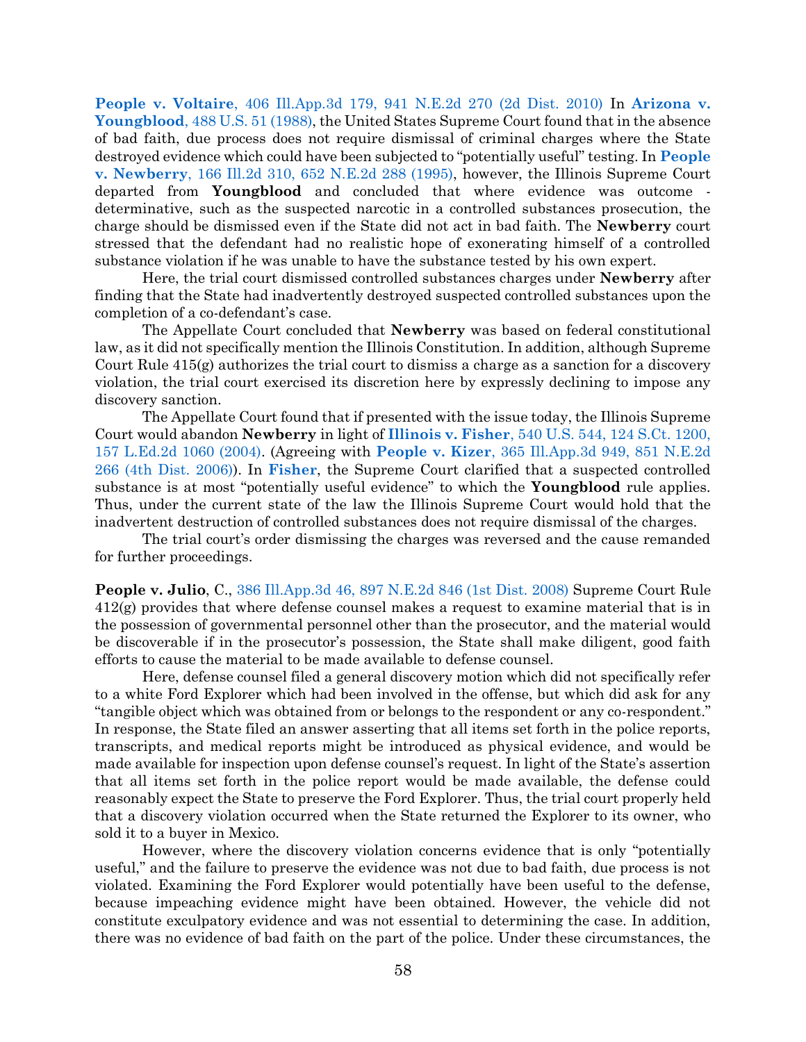**People v. Voltaire**, 406 Ill.App.3d 179, 941 N.E.2d 270 (2d Dist. 2010) In **Arizona v. Youngblood**, 488 U.S. 51 (1988), the United States Supreme Court found that in the absence of bad faith, due process does not require dismissal of criminal charges where the State destroyed evidence which could have been subjected to "potentially useful" testing. In **People v. Newberry**, 166 Ill.2d 310, 652 N.E.2d 288 (1995), however, the Illinois Supreme Court departed from **Youngblood** and concluded that where evidence was outcome - determinative, such as the suspected narcotic in a controlled substances prosecution, the charge should be dismissed even if the State did not act in bad faith. The **Newberry** court stressed that the defendant had no realistic hope of exonerating himself of a controlled substance violation if he was unable to have the substance tested by his own expert.

Here, the trial court dismissed controlled substances charges under **Newberry** after finding that the State had inadvertently destroyed suspected controlled substances upon the completion of a co-defendant's case.

The Appellate Court concluded that **Newberry** was based on federal constitutional law, as it did not specifically mention the Illinois Constitution. In addition, although Supreme Court Rule 415(g) authorizes the trial court to dismiss a charge as a sanction for a discovery violation, the trial court exercised its discretion here by expressly declining to impose any discovery sanction.

The Appellate Court found that if presented with the issue today, the Illinois Supreme Court would abandon **Newberry** in light of **Illinois v. Fisher**, 540 U.S. 544, 124 S.Ct. 1200, 157 L.Ed.2d 1060 (2004). (Agreeing with **People v. Kizer**, 365 Ill.App.3d 949, 851 N.E.2d 266 (4th Dist. 2006)). In **Fisher**, the Supreme Court clarified that a suspected controlled substance is at most "potentially useful evidence" to which the **Youngblood** rule applies. Thus, under the current state of the law the Illinois Supreme Court would hold that the inadvertent destruction of controlled substances does not require dismissal of the charges.

The trial court's order dismissing the charges was reversed and the cause remanded for further proceedings.

**People v. Julio**, C., 386 Ill.App.3d 46, 897 N.E.2d 846 (1st Dist. 2008) Supreme Court Rule 412(g) provides that where defense counsel makes a request to examine material that is in the possession of governmental personnel other than the prosecutor, and the material would be discoverable if in the prosecutor's possession, the State shall make diligent, good faith efforts to cause the material to be made available to defense counsel.

Here, defense counsel filed a general discovery motion which did not specifically refer to a white Ford Explorer which had been involved in the offense, but which did ask for any "tangible object which was obtained from or belongs to the respondent or any co-respondent." In response, the State filed an answer asserting that all items set forth in the police reports, transcripts, and medical reports might be introduced as physical evidence, and would be made available for inspection upon defense counsel's request. In light of the State's assertion that all items set forth in the police report would be made available, the defense could reasonably expect the State to preserve the Ford Explorer. Thus, the trial court properly held that a discovery violation occurred when the State returned the Explorer to its owner, who sold it to a buyer in Mexico.

However, where the discovery violation concerns evidence that is only "potentially useful," and the failure to preserve the evidence was not due to bad faith, due process is not violated. Examining the Ford Explorer would potentially have been useful to the defense, because impeaching evidence might have been obtained. However, the vehicle did not constitute exculpatory evidence and was not essential to determining the case. In addition, there was no evidence of bad faith on the part of the police. Under these circumstances, the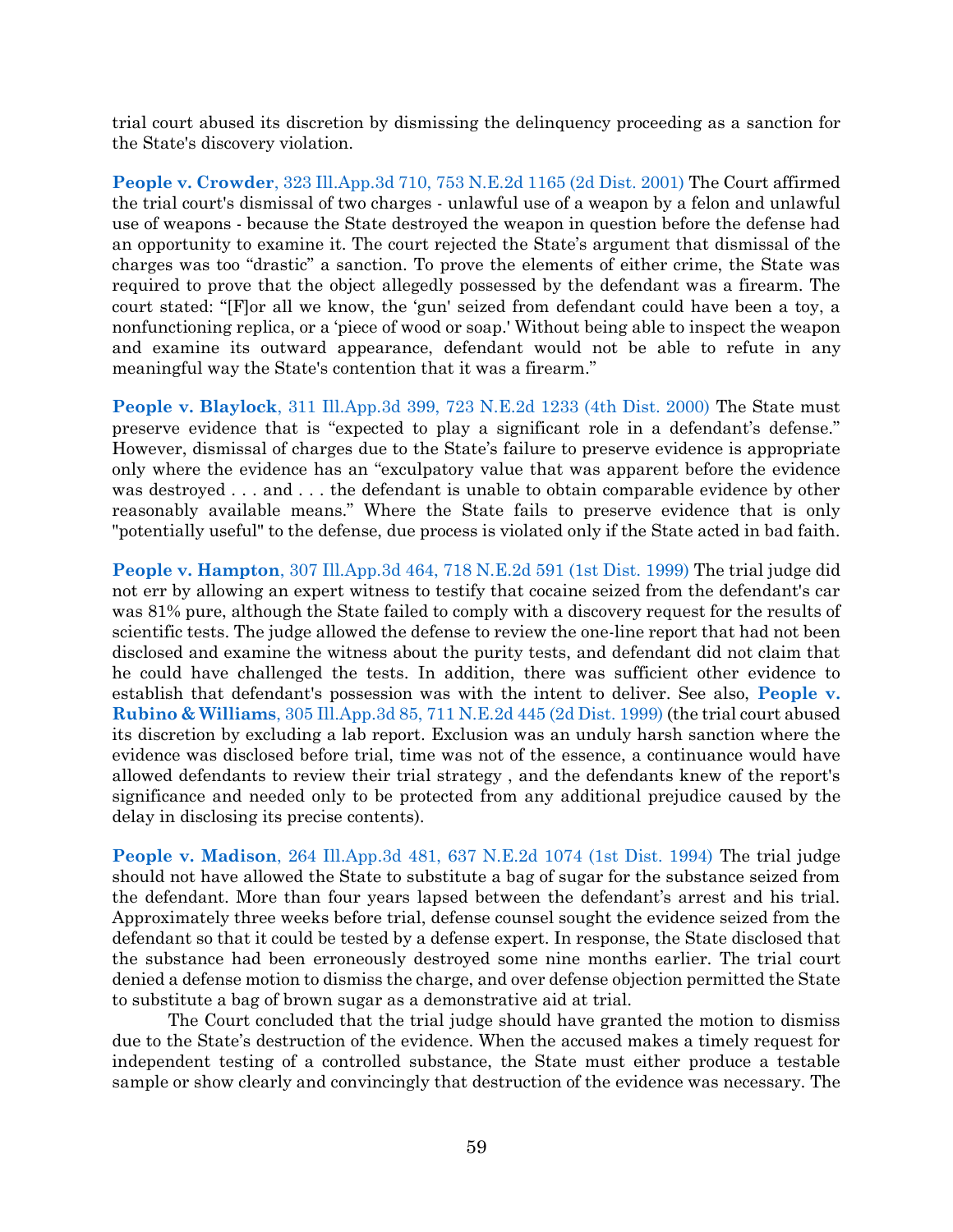trial court abused its discretion by dismissing the delinquency proceeding as a sanction for the State's discovery violation.

**People v. Crowder**, 323 Ill.App.3d 710, 753 N.E.2d 1165 (2d Dist. 2001) The Court affirmed the trial court's dismissal of two charges - unlawful use of a weapon by a felon and unlawful use of weapons - because the State destroyed the weapon in question before the defense had an opportunity to examine it. The court rejected the State's argument that dismissal of the charges was too "drastic" a sanction. To prove the elements of either crime, the State was required to prove that the object allegedly possessed by the defendant was a firearm. The court stated: "[F]or all we know, the 'gun' seized from defendant could have been a toy, a nonfunctioning replica, or a 'piece of wood or soap.' Without being able to inspect the weapon and examine its outward appearance, defendant would not be able to refute in any meaningful way the State's contention that it was a firearm."

**People v. Blaylock**, 311 Ill.App.3d 399, 723 N.E.2d 1233 (4th Dist. 2000) The State must preserve evidence that is "expected to play a significant role in a defendant's defense." However, dismissal of charges due to the State's failure to preserve evidence is appropriate only where the evidence has an "exculpatory value that was apparent before the evidence was destroyed . . . and . . . the defendant is unable to obtain comparable evidence by other reasonably available means." Where the State fails to preserve evidence that is only "potentially useful" to the defense, due process is violated only if the State acted in bad faith.

**People v. Hampton**, 307 Ill.App.3d 464, 718 N.E.2d 591 (1st Dist. 1999) The trial judge did not err by allowing an expert witness to testify that cocaine seized from the defendant's car was 81% pure, although the State failed to comply with a discovery request for the results of scientific tests. The judge allowed the defense to review the one-line report that had not been disclosed and examine the witness about the purity tests, and defendant did not claim that he could have challenged the tests. In addition, there was sufficient other evidence to establish that defendant's possession was with the intent to deliver. See also, **People v. Rubino & Williams**, 305 Ill.App.3d 85, 711 N.E.2d 445 (2d Dist. 1999) (the trial court abused its discretion by excluding a lab report. Exclusion was an unduly harsh sanction where the evidence was disclosed before trial, time was not of the essence, a continuance would have allowed defendants to review their trial strategy , and the defendants knew of the report's significance and needed only to be protected from any additional prejudice caused by the delay in disclosing its precise contents).

**People v. Madison**, 264 Ill.App.3d 481, 637 N.E.2d 1074 (1st Dist. 1994) The trial judge should not have allowed the State to substitute a bag of sugar for the substance seized from the defendant. More than four years lapsed between the defendant's arrest and his trial. Approximately three weeks before trial, defense counsel sought the evidence seized from the defendant so that it could be tested by a defense expert. In response, the State disclosed that the substance had been erroneously destroyed some nine months earlier. The trial court denied a defense motion to dismiss the charge, and over defense objection permitted the State to substitute a bag of brown sugar as a demonstrative aid at trial.

The Court concluded that the trial judge should have granted the motion to dismiss due to the State's destruction of the evidence. When the accused makes a timely request for independent testing of a controlled substance, the State must either produce a testable sample or show clearly and convincingly that destruction of the evidence was necessary. The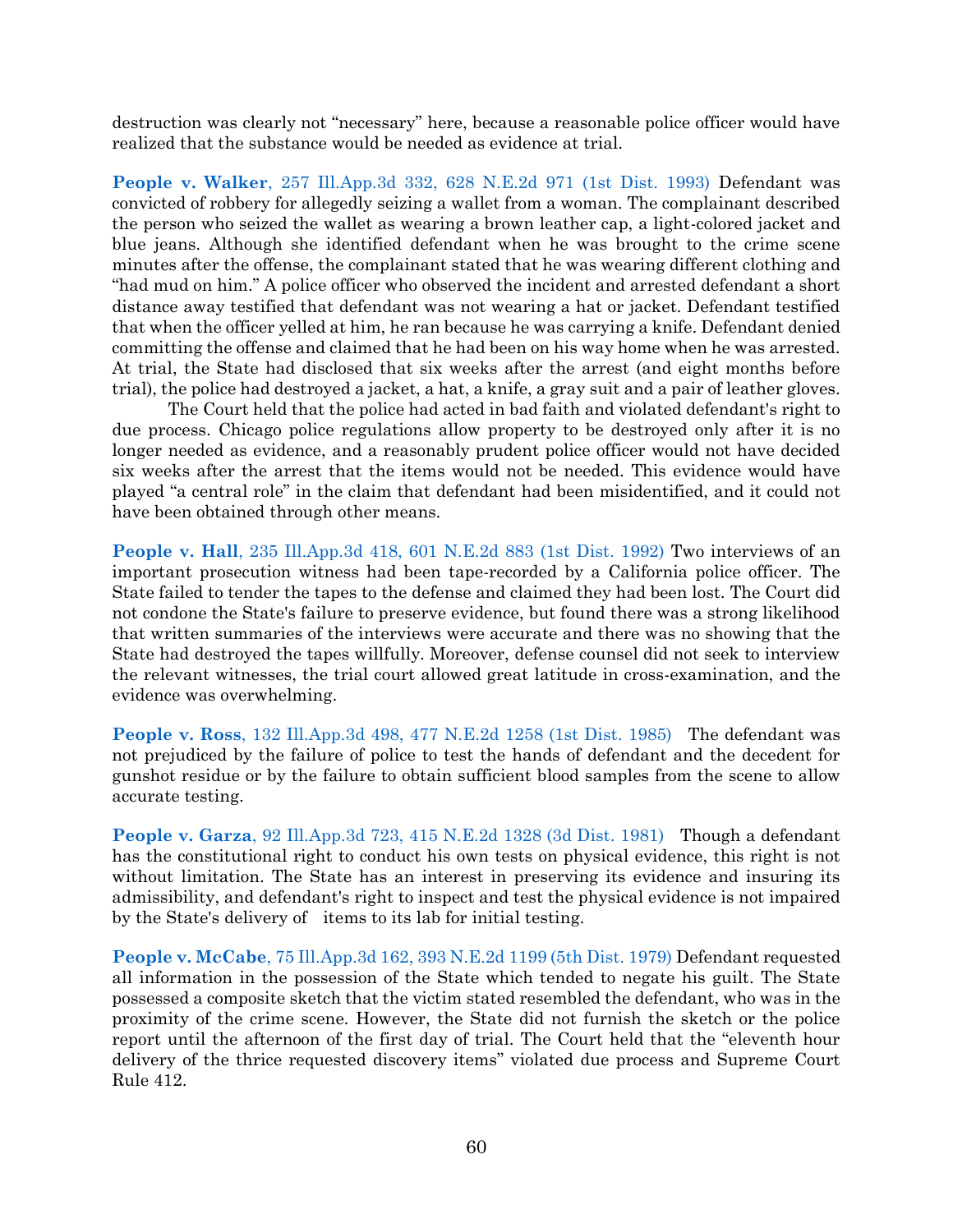destruction was clearly not "necessary" here, because a reasonable police officer would have realized that the substance would be needed as evidence at trial.

**People v. Walker**, 257 Ill.App.3d 332, 628 N.E.2d 971 (1st Dist. 1993) Defendant was convicted of robbery for allegedly seizing a wallet from a woman. The complainant described the person who seized the wallet as wearing a brown leather cap, a light-colored jacket and blue jeans. Although she identified defendant when he was brought to the crime scene minutes after the offense, the complainant stated that he was wearing different clothing and "had mud on him." A police officer who observed the incident and arrested defendant a short distance away testified that defendant was not wearing a hat or jacket. Defendant testified that when the officer yelled at him, he ran because he was carrying a knife. Defendant denied committing the offense and claimed that he had been on his way home when he was arrested. At trial, the State had disclosed that six weeks after the arrest (and eight months before trial), the police had destroyed a jacket, a hat, a knife, a gray suit and a pair of leather gloves.

The Court held that the police had acted in bad faith and violated defendant's right to due process. Chicago police regulations allow property to be destroyed only after it is no longer needed as evidence, and a reasonably prudent police officer would not have decided six weeks after the arrest that the items would not be needed. This evidence would have played "a central role" in the claim that defendant had been misidentified, and it could not have been obtained through other means.

**People v. Hall**, 235 Ill.App.3d 418, 601 N.E.2d 883 (1st Dist. 1992) Two interviews of an important prosecution witness had been tape-recorded by a California police officer. The State failed to tender the tapes to the defense and claimed they had been lost. The Court did not condone the State's failure to preserve evidence, but found there was a strong likelihood that written summaries of the interviews were accurate and there was no showing that the State had destroyed the tapes willfully. Moreover, defense counsel did not seek to interview the relevant witnesses, the trial court allowed great latitude in cross-examination, and the evidence was overwhelming.

**People v. Ross**, 132 Ill.App.3d 498, 477 N.E.2d 1258 (1st Dist. 1985) The defendant was not prejudiced by the failure of police to test the hands of defendant and the decedent for gunshot residue or by the failure to obtain sufficient blood samples from the scene to allow accurate testing.

**People v. Garza**, 92 Ill.App.3d 723, 415 N.E.2d 1328 (3d Dist. 1981) Though a defendant has the constitutional right to conduct his own tests on physical evidence, this right is not without limitation. The State has an interest in preserving its evidence and insuring its admissibility, and defendant's right to inspect and test the physical evidence is not impaired by the State's delivery of items to its lab for initial testing.

**People v. McCabe**, 75 Ill.App.3d 162, 393 N.E.2d 1199 (5th Dist. 1979) Defendant requested all information in the possession of the State which tended to negate his guilt. The State possessed a composite sketch that the victim stated resembled the defendant, who was in the proximity of the crime scene. However, the State did not furnish the sketch or the police report until the afternoon of the first day of trial. The Court held that the "eleventh hour delivery of the thrice requested discovery items" violated due process and Supreme Court Rule 412.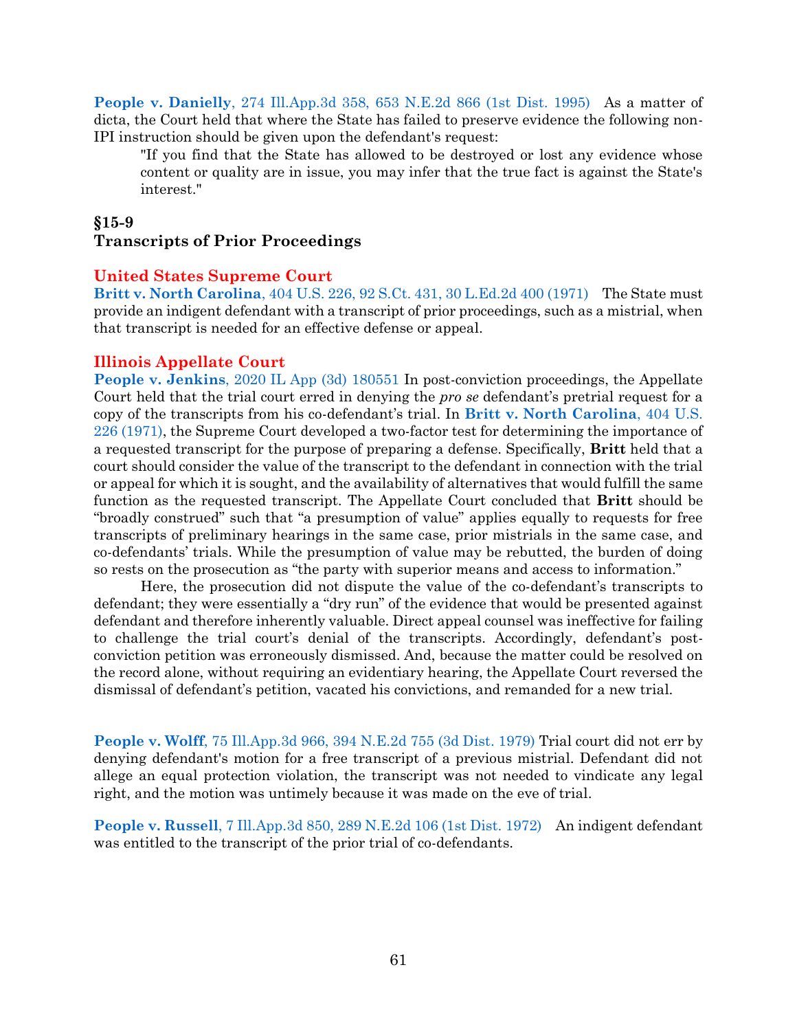**People v. Danielly**, 274 Ill.App.3d 358, 653 N.E.2d 866 (1st Dist. 1995) As a matter of dicta, the Court held that where the State has failed to preserve evidence the following non-IPI instruction should be given upon the defendant's request:

> "If you find that the State has allowed to be destroyed or lost any evidence whose content or quality are in issue, you may infer that the true fact is against the State's interest."

## §15-9
## Transcripts of Prior Proceedings

### United States Supreme Court

**Britt v. North Carolina**, 404 U.S. 226, 92 S.Ct. 431, 30 L.Ed.2d 400 (1971) The State must provide an indigent defendant with a transcript of prior proceedings, such as a mistrial, when that transcript is needed for an effective defense or appeal.

### Illinois Appellate Court

**People v. Jenkins**, 2020 IL App (3d) 180551 In post-conviction proceedings, the Appellate Court held that the trial court erred in denying the *pro se* defendant's pretrial request for a copy of the transcripts from his co-defendant's trial. In **Britt v. North Carolina**, 404 U.S. 226 (1971), the Supreme Court developed a two-factor test for determining the importance of a requested transcript for the purpose of preparing a defense. Specifically, **Britt** held that a court should consider the value of the transcript to the defendant in connection with the trial or appeal for which it is sought, and the availability of alternatives that would fulfill the same function as the requested transcript. The Appellate Court concluded that **Britt** should be "broadly construed" such that "a presumption of value" applies equally to requests for free transcripts of preliminary hearings in the same case, prior mistrials in the same case, and co-defendants' trials. While the presumption of value may be rebutted, the burden of doing so rests on the prosecution as "the party with superior means and access to information."

Here, the prosecution did not dispute the value of the co-defendant's transcripts to defendant; they were essentially a "dry run" of the evidence that would be presented against defendant and therefore inherently valuable. Direct appeal counsel was ineffective for failing to challenge the trial court's denial of the transcripts. Accordingly, defendant's post-conviction petition was erroneously dismissed. And, because the matter could be resolved on the record alone, without requiring an evidentiary hearing, the Appellate Court reversed the dismissal of defendant's petition, vacated his convictions, and remanded for a new trial.

**People v. Wolff**, 75 Ill.App.3d 966, 394 N.E.2d 755 (3d Dist. 1979) Trial court did not err by denying defendant's motion for a free transcript of a previous mistrial. Defendant did not allege an equal protection violation, the transcript was not needed to vindicate any legal right, and the motion was untimely because it was made on the eve of trial.

**People v. Russell**, 7 Ill.App.3d 850, 289 N.E.2d 106 (1st Dist. 1972) An indigent defendant was entitled to the transcript of the prior trial of co-defendants.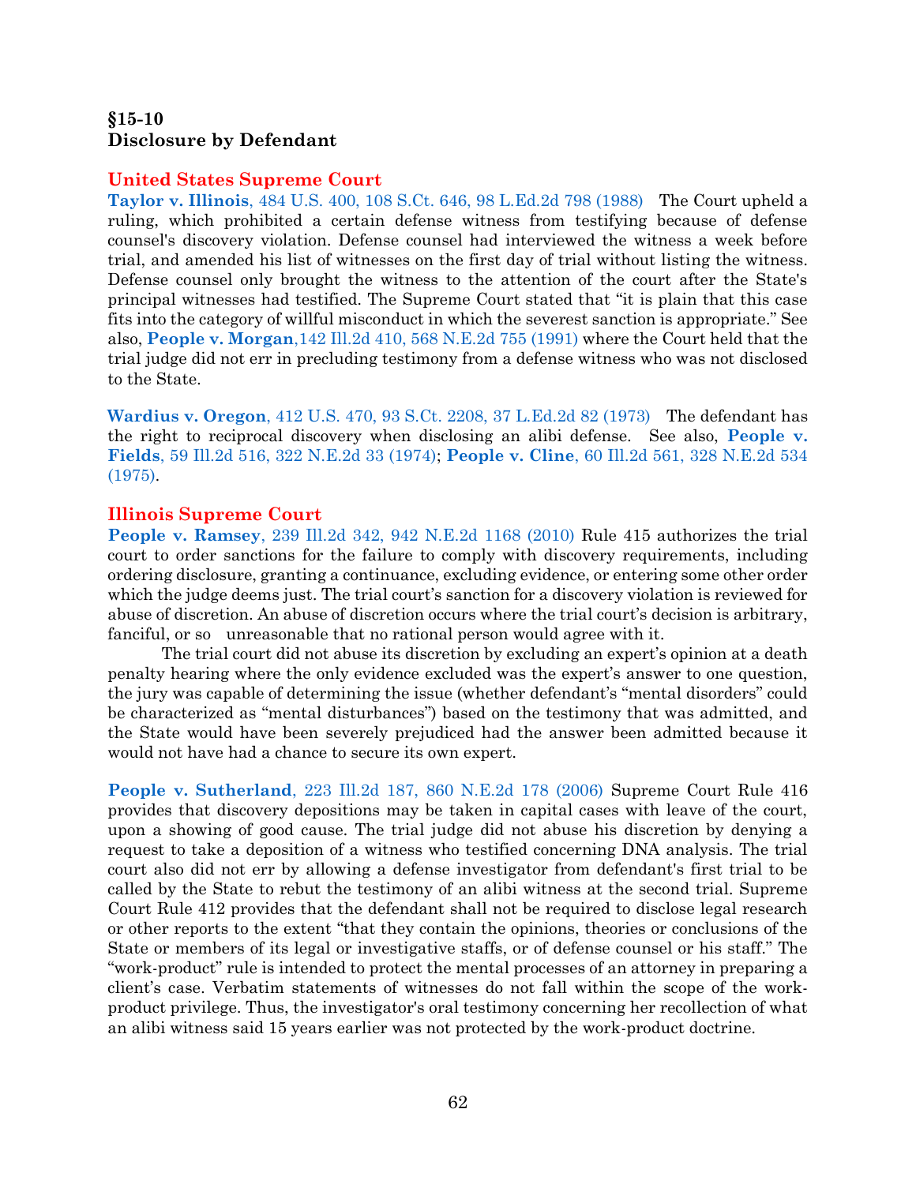## §15-10
## Disclosure by Defendant

### United States Supreme Court

**Taylor v. Illinois**, 484 U.S. 400, 108 S.Ct. 646, 98 L.Ed.2d 798 (1988) The Court upheld a ruling, which prohibited a certain defense witness from testifying because of defense counsel's discovery violation. Defense counsel had interviewed the witness a week before trial, and amended his list of witnesses on the first day of trial without listing the witness. Defense counsel only brought the witness to the attention of the court after the State's principal witnesses had testified. The Supreme Court stated that "it is plain that this case fits into the category of willful misconduct in which the severest sanction is appropriate." See also, **People v. Morgan**,142 Ill.2d 410, 568 N.E.2d 755 (1991) where the Court held that the trial judge did not err in precluding testimony from a defense witness who was not disclosed to the State.

**Wardius v. Oregon**, 412 U.S. 470, 93 S.Ct. 2208, 37 L.Ed.2d 82 (1973) The defendant has the right to reciprocal discovery when disclosing an alibi defense. See also, **People v. Fields**, 59 Ill.2d 516, 322 N.E.2d 33 (1974); **People v. Cline**, 60 Ill.2d 561, 328 N.E.2d 534 (1975).

### Illinois Supreme Court

**People v. Ramsey**, 239 Ill.2d 342, 942 N.E.2d 1168 (2010) Rule 415 authorizes the trial court to order sanctions for the failure to comply with discovery requirements, including ordering disclosure, granting a continuance, excluding evidence, or entering some other order which the judge deems just. The trial court's sanction for a discovery violation is reviewed for abuse of discretion. An abuse of discretion occurs where the trial court's decision is arbitrary, fanciful, or so unreasonable that no rational person would agree with it.

The trial court did not abuse its discretion by excluding an expert's opinion at a death penalty hearing where the only evidence excluded was the expert's answer to one question, the jury was capable of determining the issue (whether defendant's "mental disorders" could be characterized as "mental disturbances") based on the testimony that was admitted, and the State would have been severely prejudiced had the answer been admitted because it would not have had a chance to secure its own expert.

**People v. Sutherland**, 223 Ill.2d 187, 860 N.E.2d 178 (2006) Supreme Court Rule 416 provides that discovery depositions may be taken in capital cases with leave of the court, upon a showing of good cause. The trial judge did not abuse his discretion by denying a request to take a deposition of a witness who testified concerning DNA analysis. The trial court also did not err by allowing a defense investigator from defendant's first trial to be called by the State to rebut the testimony of an alibi witness at the second trial. Supreme Court Rule 412 provides that the defendant shall not be required to disclose legal research or other reports to the extent "that they contain the opinions, theories or conclusions of the State or members of its legal or investigative staffs, or of defense counsel or his staff." The "work-product" rule is intended to protect the mental processes of an attorney in preparing a client's case. Verbatim statements of witnesses do not fall within the scope of the work-product privilege. Thus, the investigator's oral testimony concerning her recollection of what an alibi witness said 15 years earlier was not protected by the work-product doctrine.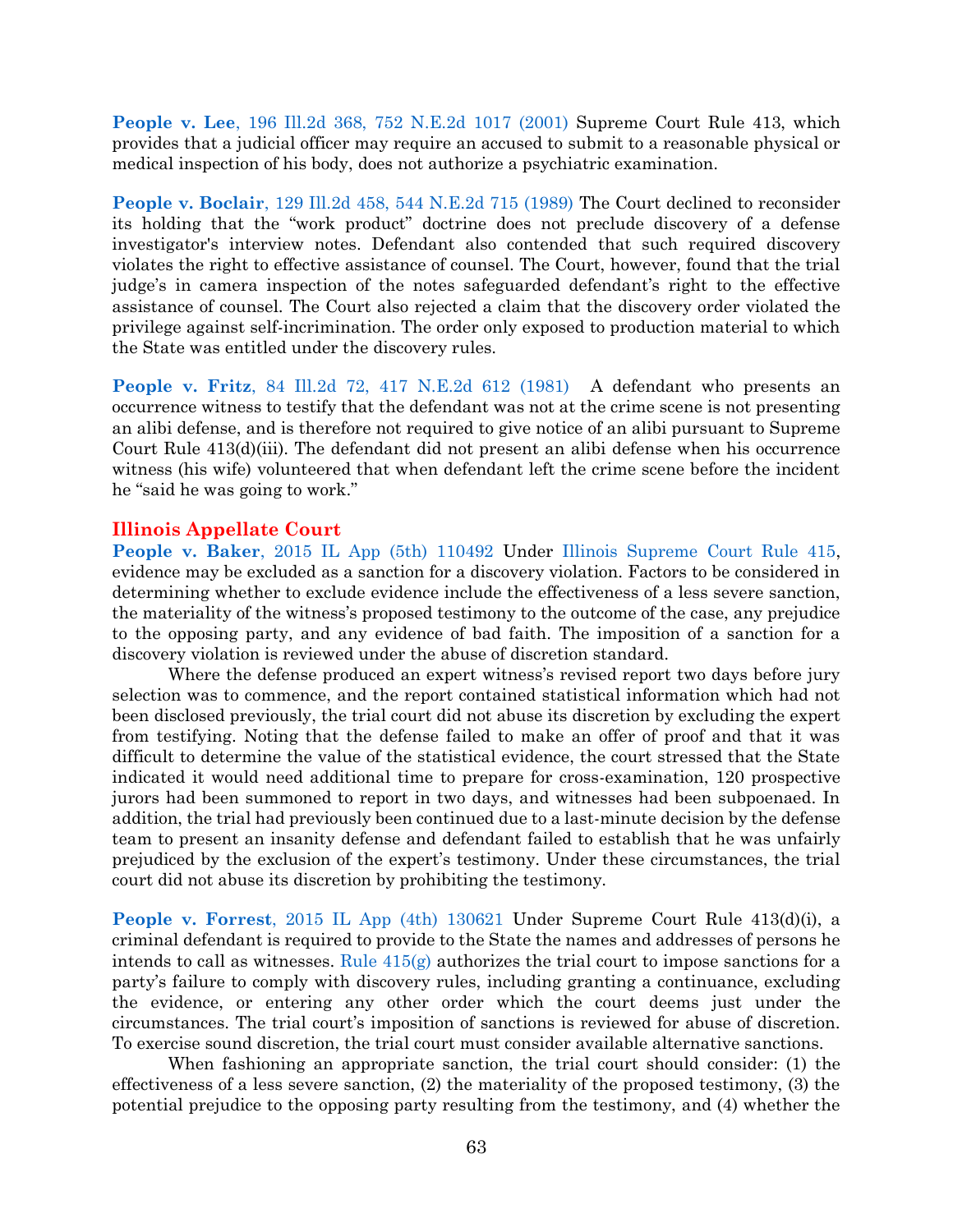**People v. Lee**, 196 Ill.2d 368, 752 N.E.2d 1017 (2001) Supreme Court Rule 413, which provides that a judicial officer may require an accused to submit to a reasonable physical or medical inspection of his body, does not authorize a psychiatric examination.

**People v. Boclair**, 129 Ill.2d 458, 544 N.E.2d 715 (1989) The Court declined to reconsider its holding that the "work product" doctrine does not preclude discovery of a defense investigator's interview notes. Defendant also contended that such required discovery violates the right to effective assistance of counsel. The Court, however, found that the trial judge's in camera inspection of the notes safeguarded defendant's right to the effective assistance of counsel. The Court also rejected a claim that the discovery order violated the privilege against self-incrimination. The order only exposed to production material to which the State was entitled under the discovery rules.

**People v. Fritz**, 84 Ill.2d 72, 417 N.E.2d 612 (1981) A defendant who presents an occurrence witness to testify that the defendant was not at the crime scene is not presenting an alibi defense, and is therefore not required to give notice of an alibi pursuant to Supreme Court Rule 413(d)(iii). The defendant did not present an alibi defense when his occurrence witness (his wife) volunteered that when defendant left the crime scene before the incident he "said he was going to work."

## Illinois Appellate Court

**People v. Baker**, 2015 IL App (5th) 110492 Under Illinois Supreme Court Rule 415, evidence may be excluded as a sanction for a discovery violation. Factors to be considered in determining whether to exclude evidence include the effectiveness of a less severe sanction, the materiality of the witness's proposed testimony to the outcome of the case, any prejudice to the opposing party, and any evidence of bad faith. The imposition of a sanction for a discovery violation is reviewed under the abuse of discretion standard.

Where the defense produced an expert witness's revised report two days before jury selection was to commence, and the report contained statistical information which had not been disclosed previously, the trial court did not abuse its discretion by excluding the expert from testifying. Noting that the defense failed to make an offer of proof and that it was difficult to determine the value of the statistical evidence, the court stressed that the State indicated it would need additional time to prepare for cross-examination, 120 prospective jurors had been summoned to report in two days, and witnesses had been subpoenaed. In addition, the trial had previously been continued due to a last-minute decision by the defense team to present an insanity defense and defendant failed to establish that he was unfairly prejudiced by the exclusion of the expert's testimony. Under these circumstances, the trial court did not abuse its discretion by prohibiting the testimony.

**People v. Forrest**, 2015 IL App (4th) 130621 Under Supreme Court Rule 413(d)(i), a criminal defendant is required to provide to the State the names and addresses of persons he intends to call as witnesses. Rule 415(g) authorizes the trial court to impose sanctions for a party's failure to comply with discovery rules, including granting a continuance, excluding the evidence, or entering any other order which the court deems just under the circumstances. The trial court's imposition of sanctions is reviewed for abuse of discretion. To exercise sound discretion, the trial court must consider available alternative sanctions.

When fashioning an appropriate sanction, the trial court should consider: (1) the effectiveness of a less severe sanction, (2) the materiality of the proposed testimony, (3) the potential prejudice to the opposing party resulting from the testimony, and (4) whether the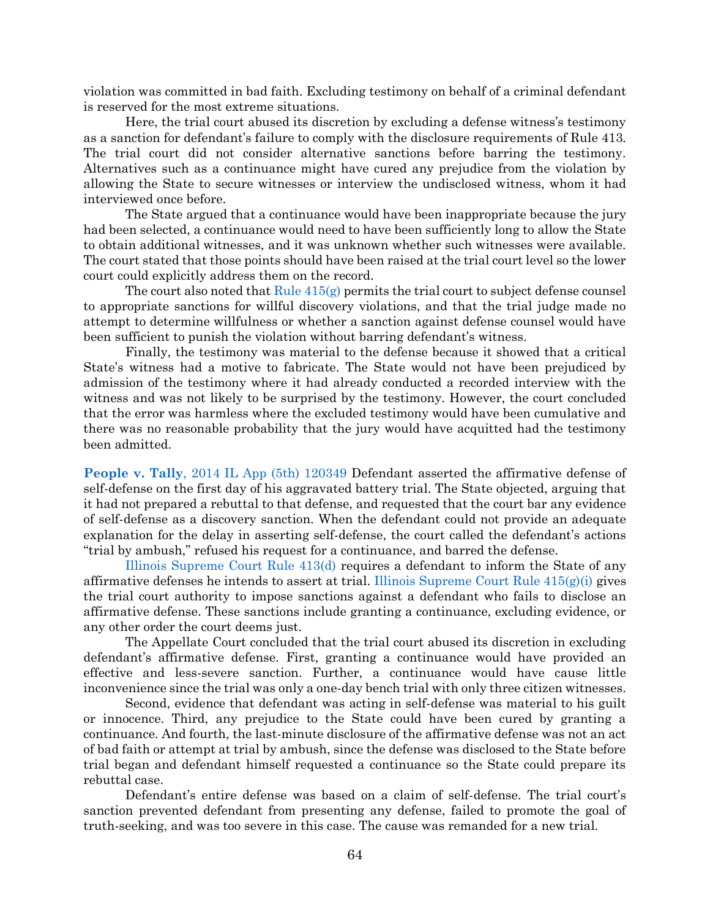violation was committed in bad faith. Excluding testimony on behalf of a criminal defendant is reserved for the most extreme situations.

Here, the trial court abused its discretion by excluding a defense witness's testimony as a sanction for defendant's failure to comply with the disclosure requirements of Rule 413. The trial court did not consider alternative sanctions before barring the testimony. Alternatives such as a continuance might have cured any prejudice from the violation by allowing the State to secure witnesses or interview the undisclosed witness, whom it had interviewed once before.

The State argued that a continuance would have been inappropriate because the jury had been selected, a continuance would need to have been sufficiently long to allow the State to obtain additional witnesses, and it was unknown whether such witnesses were available. The court stated that those points should have been raised at the trial court level so the lower court could explicitly address them on the record.

The court also noted that Rule 415(g) permits the trial court to subject defense counsel to appropriate sanctions for willful discovery violations, and that the trial judge made no attempt to determine willfulness or whether a sanction against defense counsel would have been sufficient to punish the violation without barring defendant's witness.

Finally, the testimony was material to the defense because it showed that a critical State's witness had a motive to fabricate. The State would not have been prejudiced by admission of the testimony where it had already conducted a recorded interview with the witness and was not likely to be surprised by the testimony. However, the court concluded that the error was harmless where the excluded testimony would have been cumulative and there was no reasonable probability that the jury would have acquitted had the testimony been admitted.

**People v. Tally**, 2014 IL App (5th) 120349 Defendant asserted the affirmative defense of self-defense on the first day of his aggravated battery trial. The State objected, arguing that it had not prepared a rebuttal to that defense, and requested that the court bar any evidence of self-defense as a discovery sanction. When the defendant could not provide an adequate explanation for the delay in asserting self-defense, the court called the defendant's actions "trial by ambush," refused his request for a continuance, and barred the defense.

Illinois Supreme Court Rule 413(d) requires a defendant to inform the State of any affirmative defenses he intends to assert at trial. Illinois Supreme Court Rule 415(g)(i) gives the trial court authority to impose sanctions against a defendant who fails to disclose an affirmative defense. These sanctions include granting a continuance, excluding evidence, or any other order the court deems just.

The Appellate Court concluded that the trial court abused its discretion in excluding defendant's affirmative defense. First, granting a continuance would have provided an effective and less-severe sanction. Further, a continuance would have cause little inconvenience since the trial was only a one-day bench trial with only three citizen witnesses.

Second, evidence that defendant was acting in self-defense was material to his guilt or innocence. Third, any prejudice to the State could have been cured by granting a continuance. And fourth, the last-minute disclosure of the affirmative defense was not an act of bad faith or attempt at trial by ambush, since the defense was disclosed to the State before trial began and defendant himself requested a continuance so the State could prepare its rebuttal case.

Defendant's entire defense was based on a claim of self-defense. The trial court's sanction prevented defendant from presenting any defense, failed to promote the goal of truth-seeking, and was too severe in this case. The cause was remanded for a new trial.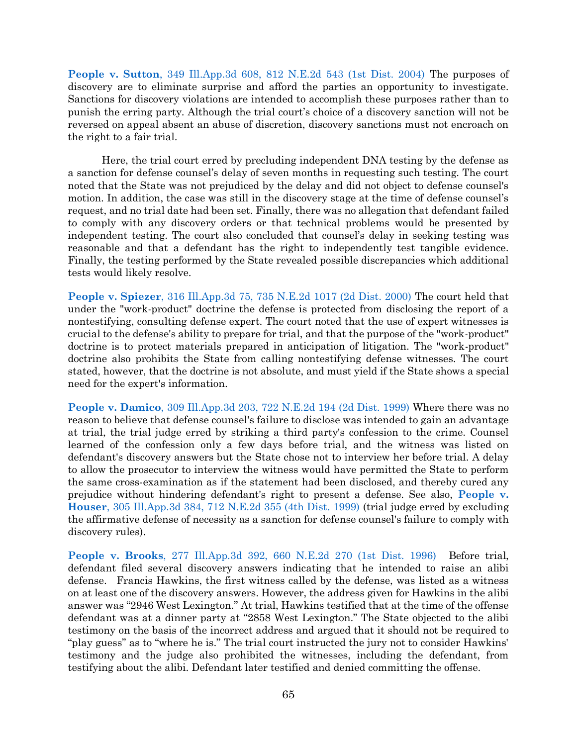**People v. Sutton**, 349 Ill.App.3d 608, 812 N.E.2d 543 (1st Dist. 2004) The purposes of discovery are to eliminate surprise and afford the parties an opportunity to investigate. Sanctions for discovery violations are intended to accomplish these purposes rather than to punish the erring party. Although the trial court's choice of a discovery sanction will not be reversed on appeal absent an abuse of discretion, discovery sanctions must not encroach on the right to a fair trial.

Here, the trial court erred by precluding independent DNA testing by the defense as a sanction for defense counsel's delay of seven months in requesting such testing. The court noted that the State was not prejudiced by the delay and did not object to defense counsel's motion. In addition, the case was still in the discovery stage at the time of defense counsel's request, and no trial date had been set. Finally, there was no allegation that defendant failed to comply with any discovery orders or that technical problems would be presented by independent testing. The court also concluded that counsel's delay in seeking testing was reasonable and that a defendant has the right to independently test tangible evidence. Finally, the testing performed by the State revealed possible discrepancies which additional tests would likely resolve.

**People v. Spiezer**, 316 Ill.App.3d 75, 735 N.E.2d 1017 (2d Dist. 2000) The court held that under the "work-product" doctrine the defense is protected from disclosing the report of a nontestifying, consulting defense expert. The court noted that the use of expert witnesses is crucial to the defense's ability to prepare for trial, and that the purpose of the "work-product" doctrine is to protect materials prepared in anticipation of litigation. The "work-product" doctrine also prohibits the State from calling nontestifying defense witnesses. The court stated, however, that the doctrine is not absolute, and must yield if the State shows a special need for the expert's information.

**People v. Damico**, 309 Ill.App.3d 203, 722 N.E.2d 194 (2d Dist. 1999) Where there was no reason to believe that defense counsel's failure to disclose was intended to gain an advantage at trial, the trial judge erred by striking a third party's confession to the crime. Counsel learned of the confession only a few days before trial, and the witness was listed on defendant's discovery answers but the State chose not to interview her before trial. A delay to allow the prosecutor to interview the witness would have permitted the State to perform the same cross-examination as if the statement had been disclosed, and thereby cured any prejudice without hindering defendant's right to present a defense. See also, **People v. Houser**, 305 Ill.App.3d 384, 712 N.E.2d 355 (4th Dist. 1999) (trial judge erred by excluding the affirmative defense of necessity as a sanction for defense counsel's failure to comply with discovery rules).

**People v. Brooks**, 277 Ill.App.3d 392, 660 N.E.2d 270 (1st Dist. 1996) Before trial, defendant filed several discovery answers indicating that he intended to raise an alibi defense. Francis Hawkins, the first witness called by the defense, was listed as a witness on at least one of the discovery answers. However, the address given for Hawkins in the alibi answer was "2946 West Lexington." At trial, Hawkins testified that at the time of the offense defendant was at a dinner party at "2858 West Lexington." The State objected to the alibi testimony on the basis of the incorrect address and argued that it should not be required to "play guess" as to "where he is." The trial court instructed the jury not to consider Hawkins' testimony and the judge also prohibited the witnesses, including the defendant, from testifying about the alibi. Defendant later testified and denied committing the offense.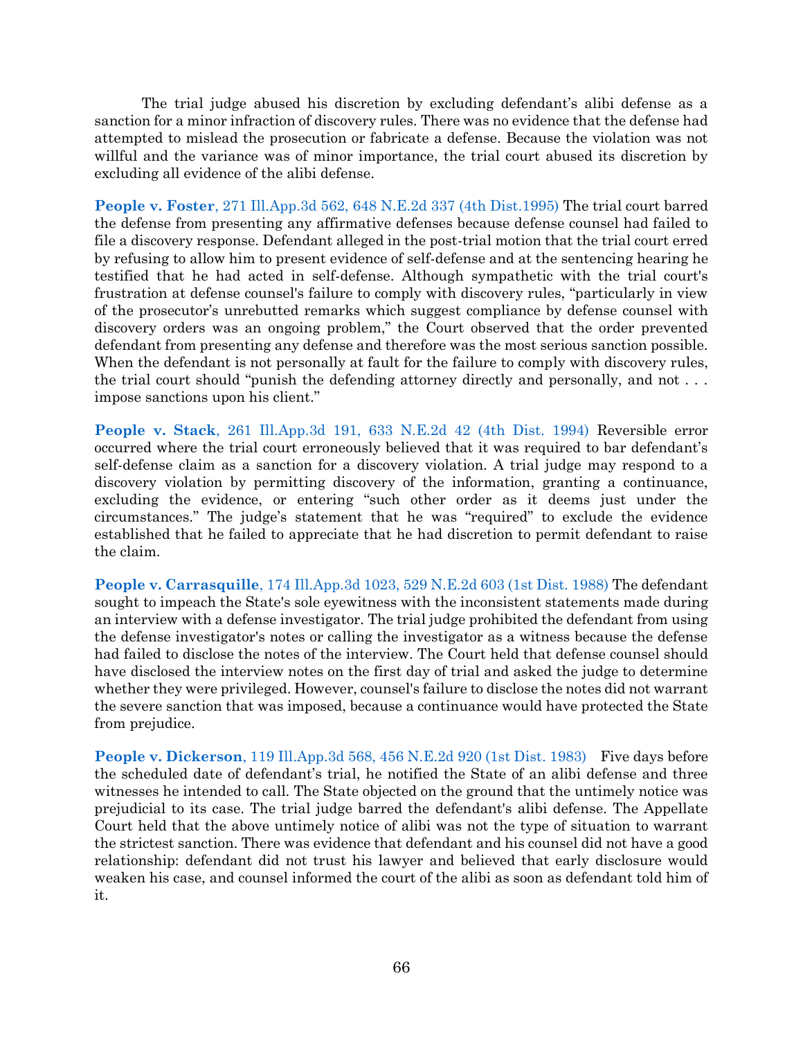The trial judge abused his discretion by excluding defendant's alibi defense as a sanction for a minor infraction of discovery rules. There was no evidence that the defense had attempted to mislead the prosecution or fabricate a defense. Because the violation was not willful and the variance was of minor importance, the trial court abused its discretion by excluding all evidence of the alibi defense.

**People v. Foster**, 271 Ill.App.3d 562, 648 N.E.2d 337 (4th Dist.1995) The trial court barred the defense from presenting any affirmative defenses because defense counsel had failed to file a discovery response. Defendant alleged in the post-trial motion that the trial court erred by refusing to allow him to present evidence of self-defense and at the sentencing hearing he testified that he had acted in self-defense. Although sympathetic with the trial court's frustration at defense counsel's failure to comply with discovery rules, "particularly in view of the prosecutor's unrebutted remarks which suggest compliance by defense counsel with discovery orders was an ongoing problem," the Court observed that the order prevented defendant from presenting any defense and therefore was the most serious sanction possible. When the defendant is not personally at fault for the failure to comply with discovery rules, the trial court should "punish the defending attorney directly and personally, and not . . . impose sanctions upon his client."

**People v. Stack**, 261 Ill.App.3d 191, 633 N.E.2d 42 (4th Dist. 1994) Reversible error occurred where the trial court erroneously believed that it was required to bar defendant's self-defense claim as a sanction for a discovery violation. A trial judge may respond to a discovery violation by permitting discovery of the information, granting a continuance, excluding the evidence, or entering "such other order as it deems just under the circumstances." The judge's statement that he was "required" to exclude the evidence established that he failed to appreciate that he had discretion to permit defendant to raise the claim.

**People v. Carrasquille**, 174 Ill.App.3d 1023, 529 N.E.2d 603 (1st Dist. 1988) The defendant sought to impeach the State's sole eyewitness with the inconsistent statements made during an interview with a defense investigator. The trial judge prohibited the defendant from using the defense investigator's notes or calling the investigator as a witness because the defense had failed to disclose the notes of the interview. The Court held that defense counsel should have disclosed the interview notes on the first day of trial and asked the judge to determine whether they were privileged. However, counsel's failure to disclose the notes did not warrant the severe sanction that was imposed, because a continuance would have protected the State from prejudice.

**People v. Dickerson**, 119 Ill.App.3d 568, 456 N.E.2d 920 (1st Dist. 1983) Five days before the scheduled date of defendant's trial, he notified the State of an alibi defense and three witnesses he intended to call. The State objected on the ground that the untimely notice was prejudicial to its case. The trial judge barred the defendant's alibi defense. The Appellate Court held that the above untimely notice of alibi was not the type of situation to warrant the strictest sanction. There was evidence that defendant and his counsel did not have a good relationship: defendant did not trust his lawyer and believed that early disclosure would weaken his case, and counsel informed the court of the alibi as soon as defendant told him of it.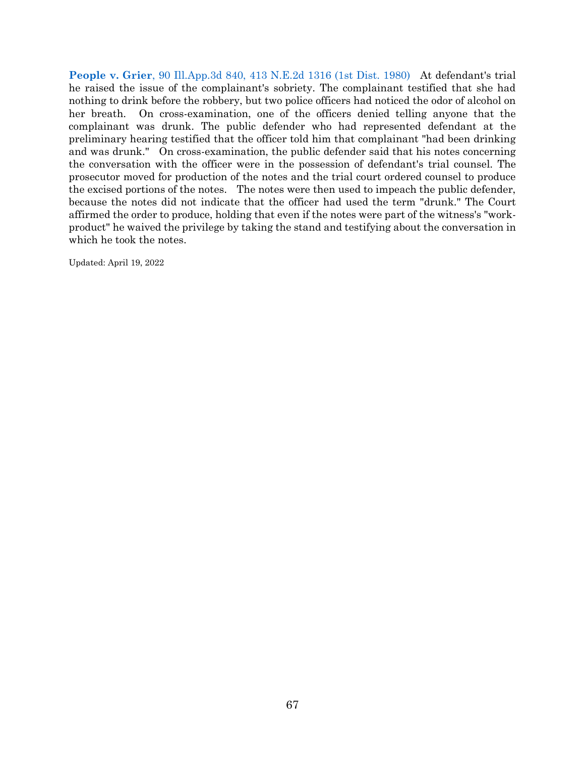**People v. Grier**, 90 Ill.App.3d 840, 413 N.E.2d 1316 (1st Dist. 1980) At defendant's trial he raised the issue of the complainant's sobriety. The complainant testified that she had nothing to drink before the robbery, but two police officers had noticed the odor of alcohol on her breath. On cross-examination, one of the officers denied telling anyone that the complainant was drunk. The public defender who had represented defendant at the preliminary hearing testified that the officer told him that complainant "had been drinking and was drunk." On cross-examination, the public defender said that his notes concerning the conversation with the officer were in the possession of defendant's trial counsel. The prosecutor moved for production of the notes and the trial court ordered counsel to produce the excised portions of the notes. The notes were then used to impeach the public defender, because the notes did not indicate that the officer had used the term "drunk." The Court affirmed the order to produce, holding that even if the notes were part of the witness's "work-product" he waived the privilege by taking the stand and testifying about the conversation in which he took the notes.

Updated: April 19, 2022